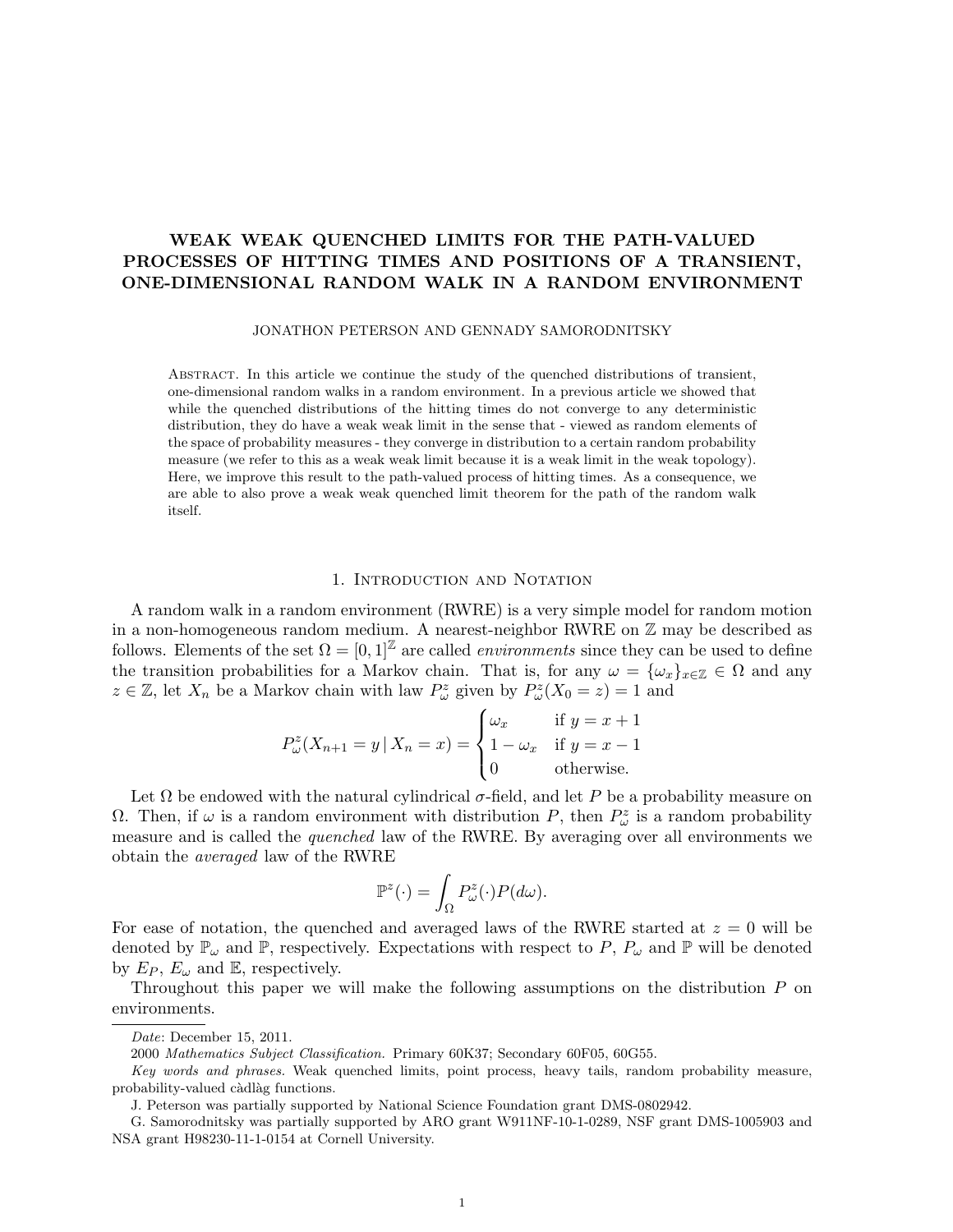# WEAK WEAK QUENCHED LIMITS FOR THE PATH-VALUED PROCESSES OF HITTING TIMES AND POSITIONS OF A TRANSIENT, ONE-DIMENSIONAL RANDOM WALK IN A RANDOM ENVIRONMENT

JONATHON PETERSON AND GENNADY SAMORODNITSKY

Abstract. In this article we continue the study of the quenched distributions of transient, one-dimensional random walks in a random environment. In a previous article we showed that while the quenched distributions of the hitting times do not converge to any deterministic distribution, they do have a weak weak limit in the sense that - viewed as random elements of the space of probability measures - they converge in distribution to a certain random probability measure (we refer to this as a weak weak limit because it is a weak limit in the weak topology). Here, we improve this result to the path-valued process of hitting times. As a consequence, we are able to also prove a weak weak quenched limit theorem for the path of the random walk itself.

## 1. Introduction and Notation

A random walk in a random environment (RWRE) is a very simple model for random motion in a non-homogeneous random medium. A nearest-neighbor RWRE on $\mathbb{Z}$ may be described as follows. Elements of the set $\Omega = [0,1]^{\mathbb{Z}}$ are called *environments* since they can be used to define the transition probabilities for a Markov chain. That is, for any $\omega = \{\omega_x\}_{x\in\mathbb{Z}} \in \Omega$ and any $z \in \mathbb{Z}$, let $X_n$ be a Markov chain with law $P_\omega^z$ given by $P_\omega^z(X_0 = z) = 1$ and

$$
P_\omega^z(X_{n+1} = y \,|\, X_n = x) = \begin{cases} \omega_x & \text{if } y = x+1 \\ 1-\omega_x & \text{if } y = x-1 \\ 0 & \text{otherwise.} \end{cases}
$$

Let $\Omega$ be endowed with the natural cylindrical $\sigma$-field, and let $P$ be a probability measure on $\Omega$. Then, if $\omega$ is a random environment with distribution $P$, then $P_\omega^z$ is a random probability measure and is called the *quenched* law of the RWRE. By averaging over all environments we obtain the *averaged* law of the RWRE

$$
\mathbb{P}^z(\cdot) = \int_\Omega P_\omega^z(\cdot) P(d\omega).
$$

For ease of notation, the quenched and averaged laws of the RWRE started at $z = 0$ will be denoted by $\mathbb{P}_\omega$ and $\mathbb{P}$, respectively. Expectations with respect to $P$, $P_\omega$ and $\mathbb{P}$ will be denoted by $E_P$, $E_\omega$ and $\mathbb{E}$, respectively.

Throughout this paper we will make the following assumptions on the distribution $P$ on environments.

---

*Date*: December 15, 2011.

2000 *Mathematics Subject Classification.* Primary 60K37; Secondary 60F05, 60G55.

*Key words and phrases.* Weak quenched limits, point process, heavy tails, random probability measure, probability-valued càdlàg functions.

J. Peterson was partially supported by National Science Foundation grant DMS-0802942.

G. Samorodnitsky was partially supported by ARO grant W911NF-10-1-0289, NSF grant DMS-1005903 and NSA grant H98230-11-1-0154 at Cornell University.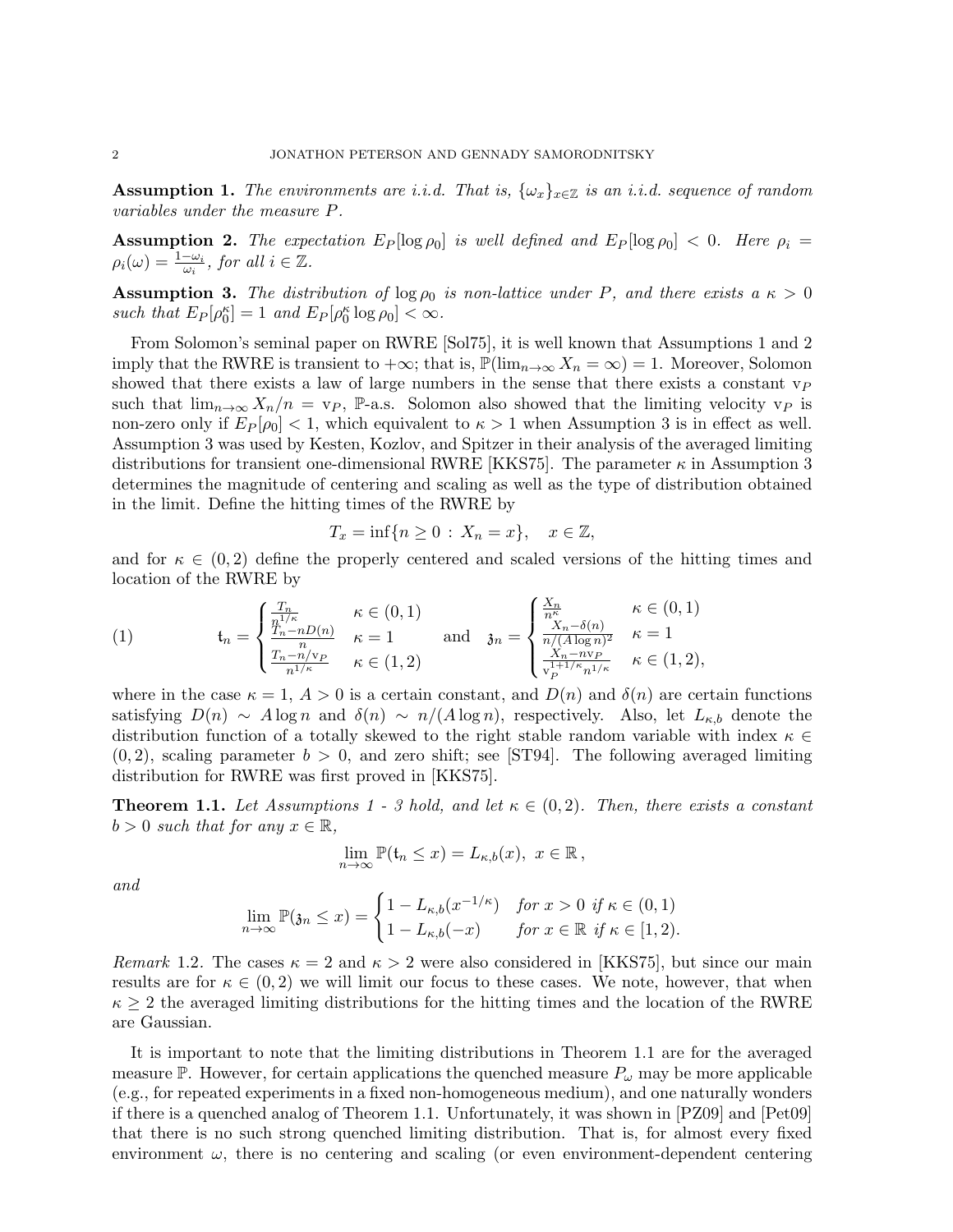**Assumption 1.** *The environments are i.i.d. That is, $\{\omega_x\}_{x\in\mathbb{Z}}$ is an i.i.d. sequence of random variables under the measure $P$.*

**Assumption 2.** *The expectation $E_P[\log \rho_0]$ is well defined and $E_P[\log \rho_0] < 0$. Here $\rho_i = \rho_i(\omega) = \frac{1-\omega_i}{\omega_i}$, for all $i \in \mathbb{Z}$.*

**Assumption 3.** *The distribution of $\log \rho_0$ is non-lattice under $P$, and there exists a $\kappa > 0$ such that $E_P[\rho_0^\kappa] = 1$ and $E_P[\rho_0^\kappa \log \rho_0] < \infty$.*

From Solomon's seminal paper on RWRE [Sol75], it is well known that Assumptions 1 and 2 imply that the RWRE is transient to $+\infty$; that is, $\mathbb{P}(\lim_{n\to\infty} X_n = \infty) = 1$. Moreover, Solomon showed that there exists a law of large numbers in the sense that there exists a constant $\mathrm{v}_P$ such that $\lim_{n\to\infty} X_n/n = \mathrm{v}_P$, $\mathbb{P}$-a.s. Solomon also showed that the limiting velocity $\mathrm{v}_P$ is non-zero only if $E_P[\rho_0] < 1$, which equivalent to $\kappa > 1$ when Assumption 3 is in effect as well. Assumption 3 was used by Kesten, Kozlov, and Spitzer in their analysis of the averaged limiting distributions for transient one-dimensional RWRE [KKS75]. The parameter $\kappa$ in Assumption 3 determines the magnitude of centering and scaling as well as the type of distribution obtained in the limit. Define the hitting times of the RWRE by

$$T_x = \inf\{n \geq 0 \,:\, X_n = x\}, \quad x \in \mathbb{Z},$$

and for $\kappa \in (0,2)$ define the properly centered and scaled versions of the hitting times and location of the RWRE by

$$\mathfrak{t}_n = \begin{cases} \frac{T_n}{n^{1/\kappa}} & \kappa \in (0,1) \\ \frac{T_n - nD(n)}{n} & \kappa = 1 \\ \frac{T_n - n/\mathrm{v}_P}{n^{1/\kappa}} & \kappa \in (1,2) \end{cases} \quad \text{and} \quad \mathfrak{z}_n = \begin{cases} \frac{X_n}{n^\kappa} & \kappa \in (0,1) \\ \frac{X_n - \delta(n)}{n/(A\log n)^2} & \kappa = 1 \\ \frac{X_n - n\mathrm{v}_P}{\mathrm{v}_P^{1+1/\kappa} n^{1/\kappa}} & \kappa \in (1,2), \end{cases} \tag{1}$$

where in the case $\kappa = 1$, $A > 0$ is a certain constant, and $D(n)$ and $\delta(n)$ are certain functions satisfying $D(n) \sim A\log n$ and $\delta(n) \sim n/(A\log n)$, respectively. Also, let $L_{\kappa,b}$ denote the distribution function of a totally skewed to the right stable random variable with index $\kappa \in (0,2)$, scaling parameter $b > 0$, and zero shift; see [ST94]. The following averaged limiting distribution for RWRE was first proved in [KKS75].

**Theorem 1.1.** *Let Assumptions 1 - 3 hold, and let $\kappa \in (0,2)$. Then, there exists a constant $b > 0$ such that for any $x \in \mathbb{R}$,*

$$\lim_{n\to\infty} \mathbb{P}(\mathfrak{t}_n \leq x) = L_{\kappa,b}(x), \; x \in \mathbb{R}\,,$$

*and*

$$\lim_{n\to\infty} \mathbb{P}(\mathfrak{z}_n \leq x) = \begin{cases} 1 - L_{\kappa,b}(x^{-1/\kappa}) & \text{for } x > 0 \text{ if } \kappa \in (0,1) \\ 1 - L_{\kappa,b}(-x) & \text{for } x \in \mathbb{R} \text{ if } \kappa \in [1,2). \end{cases}$$

*Remark* 1.2. The cases $\kappa = 2$ and $\kappa > 2$ were also considered in [KKS75], but since our main results are for $\kappa \in (0,2)$ we will limit our focus to these cases. We note, however, that when $\kappa \geq 2$ the averaged limiting distributions for the hitting times and the location of the RWRE are Gaussian.

It is important to note that the limiting distributions in Theorem 1.1 are for the averaged measure $\mathbb{P}$. However, for certain applications the quenched measure $P_\omega$ may be more applicable (e.g., for repeated experiments in a fixed non-homogeneous medium), and one naturally wonders if there is a quenched analog of Theorem 1.1. Unfortunately, it was shown in [PZ09] and [Pet09] that there is no such strong quenched limiting distribution. That is, for almost every fixed environment $\omega$, there is no centering and scaling (or even environment-dependent centering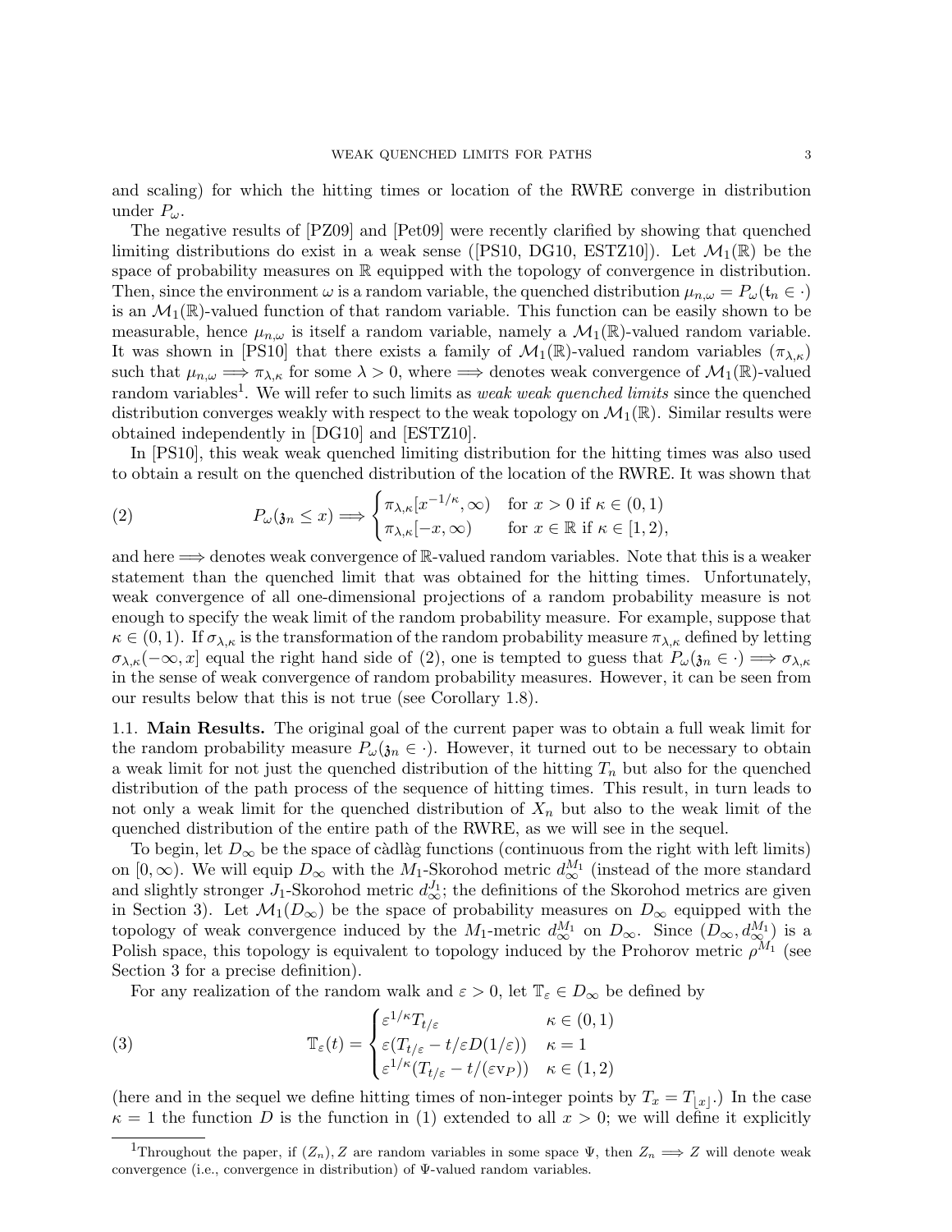and scaling) for which the hitting times or location of the RWRE converge in distribution under $P_\omega$.

The negative results of [PZ09] and [Pet09] were recently clarified by showing that quenched limiting distributions do exist in a weak sense ([PS10, DG10, ESTZ10]). Let $\mathcal{M}_1(\mathbb{R})$ be the space of probability measures on $\mathbb{R}$ equipped with the topology of convergence in distribution. Then, since the environment $\omega$ is a random variable, the quenched distribution $\mu_{n,\omega} = P_\omega(\mathfrak{t}_n \in \cdot)$ is an $\mathcal{M}_1(\mathbb{R})$-valued function of that random variable. This function can be easily shown to be measurable, hence $\mu_{n,\omega}$ is itself a random variable, namely a $\mathcal{M}_1(\mathbb{R})$-valued random variable. It was shown in [PS10] that there exists a family of $\mathcal{M}_1(\mathbb{R})$-valued random variables $(\pi_{\lambda,\kappa})$ such that $\mu_{n,\omega} \Longrightarrow \pi_{\lambda,\kappa}$ for some $\lambda > 0$, where $\Longrightarrow$ denotes weak convergence of $\mathcal{M}_1(\mathbb{R})$-valued random variables[1]. We will refer to such limits as *weak weak quenched limits* since the quenched distribution converges weakly with respect to the weak topology on $\mathcal{M}_1(\mathbb{R})$. Similar results were obtained independently in [DG10] and [ESTZ10].

In [PS10], this weak weak quenched limiting distribution for the hitting times was also used to obtain a result on the quenched distribution of the location of the RWRE. It was shown that

$$
P_\omega(\mathfrak{z}_n \leq x) \Longrightarrow \begin{cases} \pi_{\lambda,\kappa}[x^{-1/\kappa}, \infty) & \text{for } x > 0 \text{ if } \kappa \in (0,1) \\ \pi_{\lambda,\kappa}[-x, \infty) & \text{for } x \in \mathbb{R} \text{ if } \kappa \in [1,2), \end{cases} \tag{2}
$$

and here $\Longrightarrow$ denotes weak convergence of $\mathbb{R}$-valued random variables. Note that this is a weaker statement than the quenched limit that was obtained for the hitting times. Unfortunately, weak convergence of all one-dimensional projections of a random probability measure is not enough to specify the weak limit of the random probability measure. For example, suppose that $\kappa \in (0,1)$. If $\sigma_{\lambda,\kappa}$ is the transformation of the random probability measure $\pi_{\lambda,\kappa}$ defined by letting $\sigma_{\lambda,\kappa}(-\infty, x]$ equal the right hand side of (2), one is tempted to guess that $P_\omega(\mathfrak{z}_n \in \cdot) \Longrightarrow \sigma_{\lambda,\kappa}$ in the sense of weak convergence of random probability measures. However, it can be seen from our results below that this is not true (see Corollary 1.8).

## 1.1. Main Results.

The original goal of the current paper was to obtain a full weak limit for the random probability measure $P_\omega(\mathfrak{z}_n \in \cdot)$. However, it turned out to be necessary to obtain a weak limit for not just the quenched distribution of the hitting $T_n$ but also for the quenched distribution of the path process of the sequence of hitting times. This result, in turn leads to not only a weak limit for the quenched distribution of $X_n$ but also to the weak limit of the quenched distribution of the entire path of the RWRE, as we will see in the sequel.

To begin, let $D_\infty$ be the space of càdlàg functions (continuous from the right with left limits) on $[0,\infty)$. We will equip $D_\infty$ with the $M_1$-Skorohod metric $d_\infty^{M_1}$ (instead of the more standard and slightly stronger $J_1$-Skorohod metric $d_\infty^{J_1}$; the definitions of the Skorohod metrics are given in Section 3). Let $\mathcal{M}_1(D_\infty)$ be the space of probability measures on $D_\infty$ equipped with the topology of weak convergence induced by the $M_1$-metric $d_\infty^{M_1}$ on $D_\infty$. Since $(D_\infty, d_\infty^{M_1})$ is a Polish space, this topology is equivalent to topology induced by the Prohorov metric $\rho^{M_1}$ (see Section 3 for a precise definition).

For any realization of the random walk and $\varepsilon > 0$, let $\mathbb{T}_\varepsilon \in D_\infty$ be defined by

$$
\mathbb{T}_\varepsilon(t) = \begin{cases} \varepsilon^{1/\kappa} T_{t/\varepsilon} & \kappa \in (0,1) \\ \varepsilon(T_{t/\varepsilon} - t/\varepsilon D(1/\varepsilon)) & \kappa = 1 \\ \varepsilon^{1/\kappa}(T_{t/\varepsilon} - t/(\varepsilon \mathrm{v}_P)) & \kappa \in (1,2) \end{cases} \tag{3}
$$

(here and in the sequel we define hitting times of non-integer points by $T_x = T_{\lfloor x \rfloor}$.) In the case $\kappa = 1$ the function $D$ is the function in (1) extended to all $x > 0$; we will define it explicitly

[1] Throughout the paper, if $(Z_n), Z$ are random variables in some space $\Psi$, then $Z_n \Longrightarrow Z$ will denote weak convergence (i.e., convergence in distribution) of $\Psi$-valued random variables.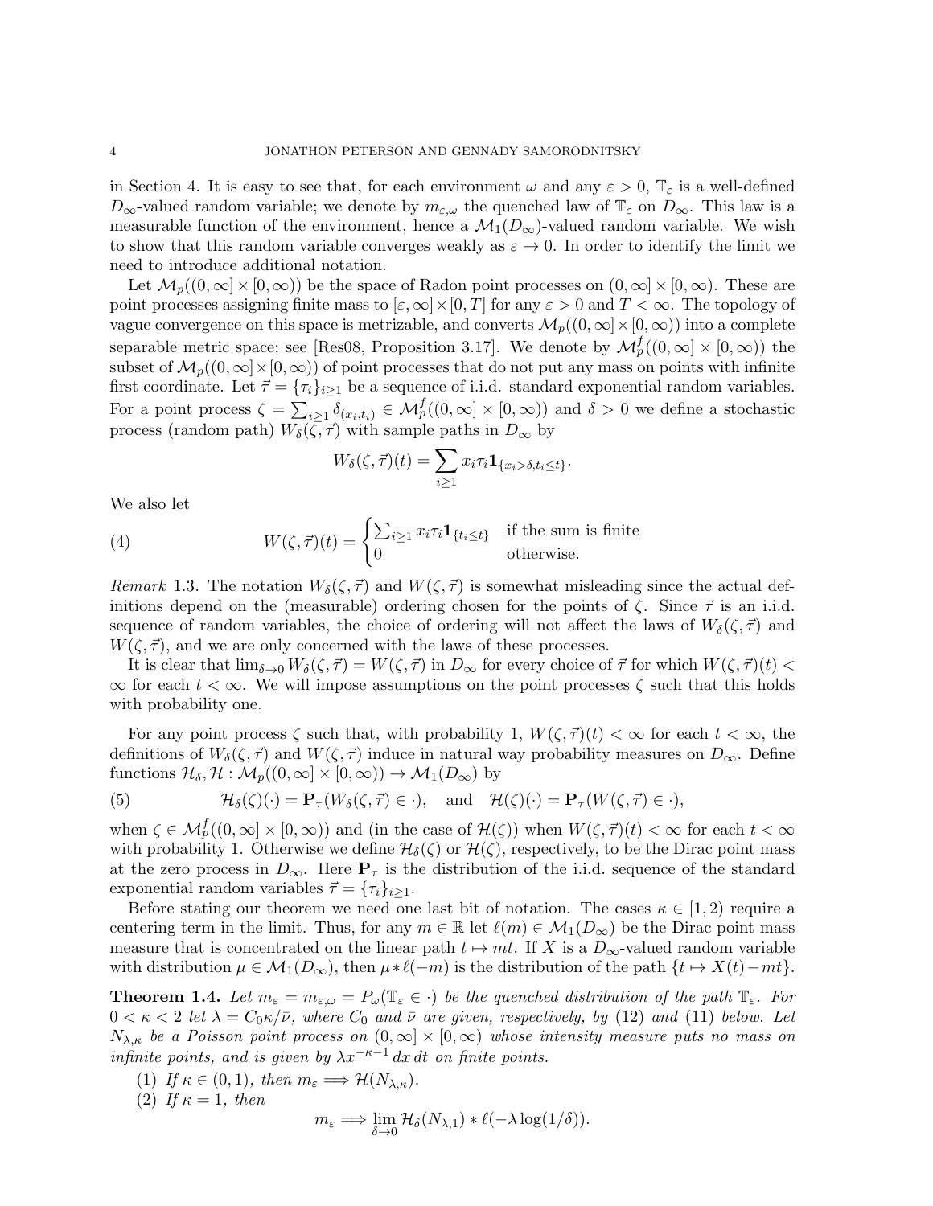in Section 4. It is easy to see that, for each environment $\omega$ and any $\varepsilon > 0$, $\mathbb{T}_\varepsilon$ is a well-defined $D_\infty$-valued random variable; we denote by $m_{\varepsilon,\omega}$ the quenched law of $\mathbb{T}_\varepsilon$ on $D_\infty$. This law is a measurable function of the environment, hence a $\mathcal{M}_1(D_\infty)$-valued random variable. We wish to show that this random variable converges weakly as $\varepsilon \to 0$. In order to identify the limit we need to introduce additional notation.

Let $\mathcal{M}_p((0,\infty]\times[0,\infty))$ be the space of Radon point processes on $(0,\infty]\times[0,\infty)$. These are point processes assigning finite mass to $[\varepsilon,\infty]\times[0,T]$ for any $\varepsilon>0$ and $T<\infty$. The topology of vague convergence on this space is metrizable, and converts $\mathcal{M}_p((0,\infty]\times[0,\infty))$ into a complete separable metric space; see [Res08, Proposition 3.17]. We denote by $\mathcal{M}_p^f((0,\infty]\times[0,\infty))$ the subset of $\mathcal{M}_p((0,\infty]\times[0,\infty))$ of point processes that do not put any mass on points with infinite first coordinate. Let $\vec{\tau} = \{\tau_i\}_{i\geq 1}$ be a sequence of i.i.d. standard exponential random variables. For a point process $\zeta = \sum_{i\geq 1}\delta_{(x_i,t_i)} \in \mathcal{M}_p^f((0,\infty]\times[0,\infty))$ and $\delta>0$ we define a stochastic process (random path) $W_\delta(\zeta,\vec{\tau})$ with sample paths in $D_\infty$ by

$$W_\delta(\zeta,\vec{\tau})(t) = \sum_{i\geq 1} x_i\tau_i \mathbf{1}_{\{x_i>\delta, t_i\leq t\}}.$$

We also let

$$W(\zeta,\vec{\tau})(t) = \begin{cases} \sum_{i\geq 1} x_i\tau_i\mathbf{1}_{\{t_i\leq t\}} & \text{if the sum is finite} \\ 0 & \text{otherwise.} \end{cases} \tag{4}$$

*Remark* 1.3. The notation $W_\delta(\zeta,\vec{\tau})$ and $W(\zeta,\vec{\tau})$ is somewhat misleading since the actual definitions depend on the (measurable) ordering chosen for the points of $\zeta$. Since $\vec{\tau}$ is an i.i.d. sequence of random variables, the choice of ordering will not affect the laws of $W_\delta(\zeta,\vec{\tau})$ and $W(\zeta,\vec{\tau})$, and we are only concerned with the laws of these processes.

It is clear that $\lim_{\delta\to 0} W_\delta(\zeta,\vec{\tau}) = W(\zeta,\vec{\tau})$ in $D_\infty$ for every choice of $\vec{\tau}$ for which $W(\zeta,\vec{\tau})(t) < \infty$ for each $t<\infty$. We will impose assumptions on the point processes $\zeta$ such that this holds with probability one.

For any point process $\zeta$ such that, with probability 1, $W(\zeta,\vec{\tau})(t)<\infty$ for each $t<\infty$, the definitions of $W_\delta(\zeta,\vec{\tau})$ and $W(\zeta,\vec{\tau})$ induce in natural way probability measures on $D_\infty$. Define functions $\mathcal{H}_\delta, \mathcal{H} : \mathcal{M}_p((0,\infty]\times[0,\infty)) \to \mathcal{M}_1(D_\infty)$ by

$$\mathcal{H}_\delta(\zeta)(\cdot) = \mathbf{P}_\tau(W_\delta(\zeta,\vec{\tau})\in\cdot), \quad \text{and} \quad \mathcal{H}(\zeta)(\cdot) = \mathbf{P}_\tau(W(\zeta,\vec{\tau})\in\cdot), \tag{5}$$

when $\zeta\in\mathcal{M}_p^f((0,\infty]\times[0,\infty))$ and (in the case of $\mathcal{H}(\zeta)$) when $W(\zeta,\vec{\tau})(t)<\infty$ for each $t<\infty$ with probability 1. Otherwise we define $\mathcal{H}_\delta(\zeta)$ or $\mathcal{H}(\zeta)$, respectively, to be the Dirac point mass at the zero process in $D_\infty$. Here $\mathbf{P}_\tau$ is the distribution of the i.i.d. sequence of the standard exponential random variables $\vec{\tau} = \{\tau_i\}_{i\geq 1}$.

Before stating our theorem we need one last bit of notation. The cases $\kappa\in[1,2)$ require a centering term in the limit. Thus, for any $m\in\mathbb{R}$ let $\ell(m)\in\mathcal{M}_1(D_\infty)$ be the Dirac point mass measure that is concentrated on the linear path $t\mapsto mt$. If $X$ is a $D_\infty$-valued random variable with distribution $\mu\in\mathcal{M}_1(D_\infty)$, then $\mu * \ell(-m)$ is the distribution of the path $\{t\mapsto X(t)-mt\}$.

**Theorem 1.4.** *Let $m_\varepsilon = m_{\varepsilon,\omega} = P_\omega(\mathbb{T}_\varepsilon\in\cdot)$ be the quenched distribution of the path $\mathbb{T}_\varepsilon$. For $0<\kappa<2$ let $\lambda = C_0\kappa/\bar{\nu}$, where $C_0$ and $\bar{\nu}$ are given, respectively, by (12) and (11) below. Let $N_{\lambda,\kappa}$ be a Poisson point process on $(0,\infty]\times[0,\infty)$ whose intensity measure puts no mass on infinite points, and is given by $\lambda x^{-\kappa-1}\,dx\,dt$ on finite points.*

1. *If $\kappa\in(0,1)$, then $m_\varepsilon \Longrightarrow \mathcal{H}(N_{\lambda,\kappa})$.*
2. *If $\kappa=1$, then*

$$m_\varepsilon \Longrightarrow \lim_{\delta\to 0}\mathcal{H}_\delta(N_{\lambda,1}) * \ell(-\lambda\log(1/\delta)).$$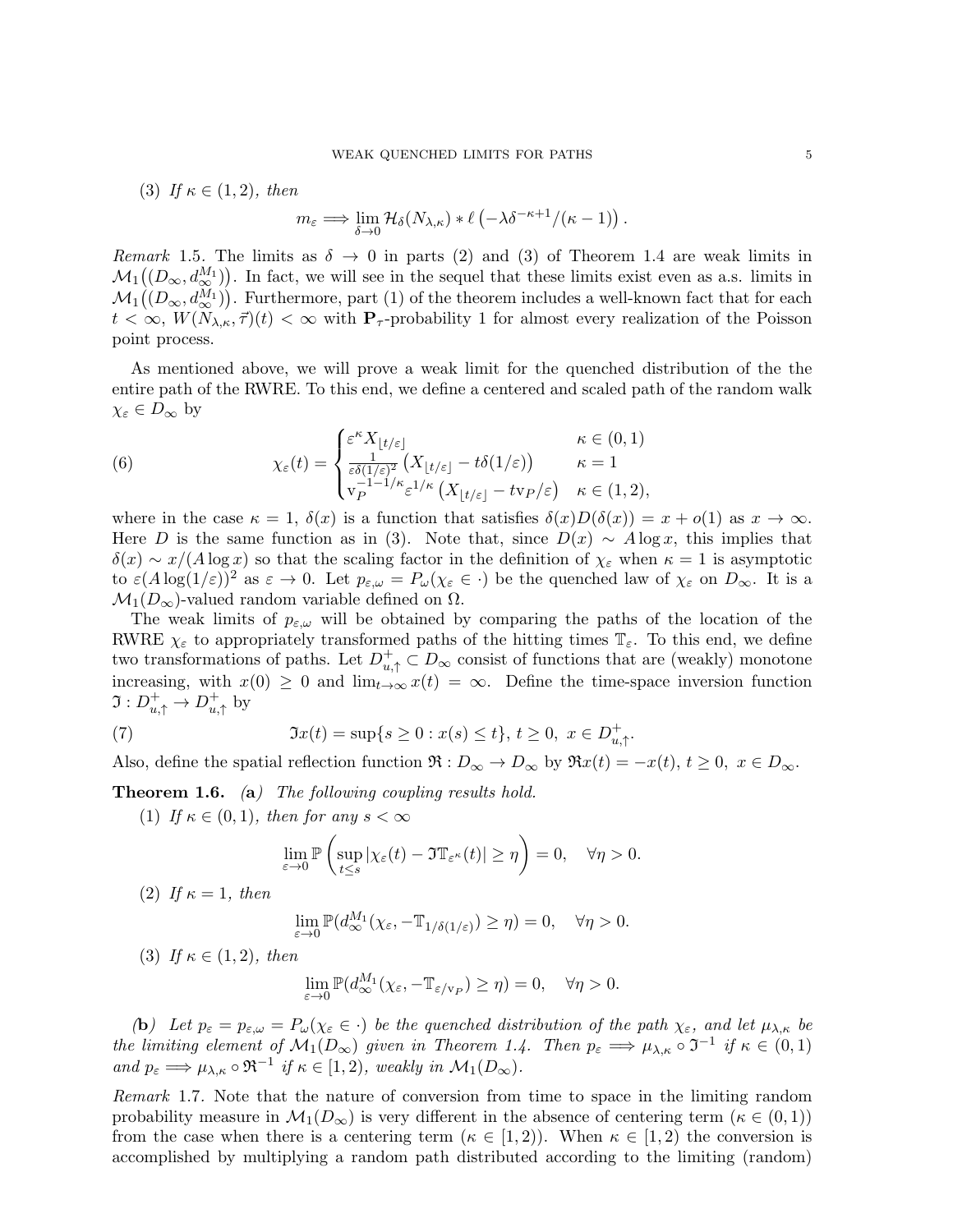(3) *If* $\kappa \in (1,2)$*, then*

$$m_\varepsilon \Longrightarrow \lim_{\delta \to 0} \mathcal{H}_\delta(N_{\lambda,\kappa}) * \ell\left(-\lambda \delta^{-\kappa+1}/(\kappa-1)\right).$$

*Remark* 1.5. The limits as $\delta \to 0$ in parts (2) and (3) of Theorem 1.4 are weak limits in $\mathcal{M}_1\big((D_\infty, d_\infty^{M_1})\big)$. In fact, we will see in the sequel that these limits exist even as a.s. limits in $\mathcal{M}_1\big((D_\infty, d_\infty^{M_1})\big)$. Furthermore, part (1) of the theorem includes a well-known fact that for each $t < \infty$, $W(N_{\lambda,\kappa}, \vec{\tau})(t) < \infty$ with $\mathbf{P}_\tau$-probability 1 for almost every realization of the Poisson point process.

As mentioned above, we will prove a weak limit for the quenched distribution of the the entire path of the RWRE. To this end, we define a centered and scaled path of the random walk $\chi_\varepsilon \in D_\infty$ by

$$\chi_\varepsilon(t) = \begin{cases} \varepsilon^\kappa X_{\lfloor t/\varepsilon \rfloor} & \kappa \in (0,1) \\ \frac{1}{\varepsilon \delta(1/\varepsilon)^2}\left(X_{\lfloor t/\varepsilon \rfloor} - t\delta(1/\varepsilon)\right) & \kappa = 1 \\ \mathrm{v}_P^{-1-1/\kappa} \varepsilon^{1/\kappa}\left(X_{\lfloor t/\varepsilon \rfloor} - t\mathrm{v}_P/\varepsilon\right) & \kappa \in (1,2), \end{cases} \tag{6}$$

where in the case $\kappa = 1$, $\delta(x)$ is a function that satisfies $\delta(x) D(\delta(x)) = x + o(1)$ as $x \to \infty$. Here $D$ is the same function as in (3). Note that, since $D(x) \sim A \log x$, this implies that $\delta(x) \sim x/(A \log x)$ so that the scaling factor in the definition of $\chi_\varepsilon$ when $\kappa = 1$ is asymptotic to $\varepsilon (A \log(1/\varepsilon))^2$ as $\varepsilon \to 0$. Let $p_{\varepsilon,\omega} = P_\omega(\chi_\varepsilon \in \cdot)$ be the quenched law of $\chi_\varepsilon$ on $D_\infty$. It is a $\mathcal{M}_1(D_\infty)$-valued random variable defined on $\Omega$.

The weak limits of $p_{\varepsilon,\omega}$ will be obtained by comparing the paths of the location of the RWRE $\chi_\varepsilon$ to appropriately transformed paths of the hitting times $\mathbb{T}_\varepsilon$. To this end, we define two transformations of paths. Let $D_{u,\uparrow}^+ \subset D_\infty$ consist of functions that are (weakly) monotone increasing, with $x(0) \geq 0$ and $\lim_{t\to\infty} x(t) = \infty$. Define the time-space inversion function $\mathfrak{I} : D_{u,\uparrow}^+ \to D_{u,\uparrow}^+$ by

$$\mathfrak{I}x(t) = \sup\{s \geq 0 : x(s) \leq t\},\ t \geq 0,\ x \in D_{u,\uparrow}^+. \tag{7}$$

Also, define the spatial reflection function $\mathfrak{R} : D_\infty \to D_\infty$ by $\mathfrak{R}x(t) = -x(t),\ t \geq 0,\ x \in D_\infty$.

**Theorem 1.6.** *(***a***) The following coupling results hold.*

(1) *If* $\kappa \in (0,1)$*, then for any* $s < \infty$

$$\lim_{\varepsilon \to 0} \mathbb{P}\left(\sup_{t \leq s} |\chi_\varepsilon(t) - \mathfrak{I}\mathbb{T}_{\varepsilon^\kappa}(t)| \geq \eta\right) = 0, \quad \forall \eta > 0.$$

(2) *If* $\kappa = 1$*, then*

$$\lim_{\varepsilon \to 0} \mathbb{P}(d_\infty^{M_1}(\chi_\varepsilon, -\mathbb{T}_{1/\delta(1/\varepsilon)}) \geq \eta) = 0, \quad \forall \eta > 0.$$

(3) *If* $\kappa \in (1,2)$*, then*

$$\lim_{\varepsilon \to 0} \mathbb{P}(d_\infty^{M_1}(\chi_\varepsilon, -\mathbb{T}_{\varepsilon/\mathrm{v}_P}) \geq \eta) = 0, \quad \forall \eta > 0.$$

*(***b***) Let* $p_\varepsilon = p_{\varepsilon,\omega} = P_\omega(\chi_\varepsilon \in \cdot)$ *be the quenched distribution of the path* $\chi_\varepsilon$*, and let* $\mu_{\lambda,\kappa}$ *be the limiting element of* $\mathcal{M}_1(D_\infty)$ *given in Theorem 1.4. Then* $p_\varepsilon \Longrightarrow \mu_{\lambda,\kappa} \circ \mathfrak{I}^{-1}$ *if* $\kappa \in (0,1)$ *and* $p_\varepsilon \Longrightarrow \mu_{\lambda,\kappa} \circ \mathfrak{R}^{-1}$ *if* $\kappa \in [1,2)$*, weakly in* $\mathcal{M}_1(D_\infty)$*.*

*Remark* 1.7. Note that the nature of conversion from time to space in the limiting random probability measure in $\mathcal{M}_1(D_\infty)$ is very different in the absence of centering term ($\kappa \in (0,1)$) from the case when there is a centering term ($\kappa \in [1,2)$). When $\kappa \in [1,2)$ the conversion is accomplished by multiplying a random path distributed according to the limiting (random)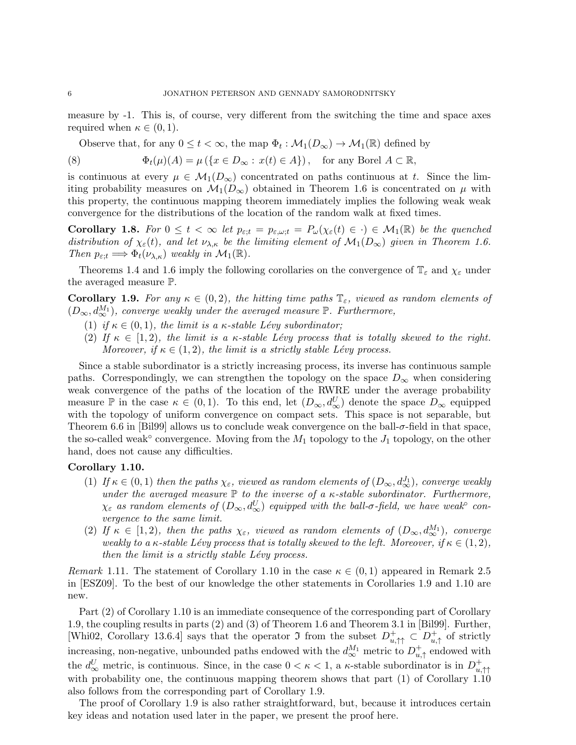measure by -1. This is, of course, very different from the switching the time and space axes required when $\kappa \in (0,1)$.

Observe that, for any $0 \le t < \infty$, the map $\Phi_t : \mathcal{M}_1(D_\infty) \to \mathcal{M}_1(\mathbb{R})$ defined by

$$\Phi_t(\mu)(A) = \mu\left(\{x \in D_\infty : x(t) \in A\}\right), \quad \text{for any Borel } A \subset \mathbb{R}, \tag{8}$$

is continuous at every $\mu \in \mathcal{M}_1(D_\infty)$ concentrated on paths continuous at $t$. Since the limiting probability measures on $\mathcal{M}_1(D_\infty)$ obtained in Theorem 1.6 is concentrated on $\mu$ with this property, the continuous mapping theorem immediately implies the following weak weak convergence for the distributions of the location of the random walk at fixed times.

**Corollary 1.8.** *For $0 \le t < \infty$ let $p_{\varepsilon;t} = p_{\varepsilon,\omega;t} = P_\omega(\chi_\varepsilon(t) \in \cdot) \in \mathcal{M}_1(\mathbb{R})$ be the quenched distribution of $\chi_\varepsilon(t)$, and let $\nu_{\lambda,\kappa}$ be the limiting element of $\mathcal{M}_1(D_\infty)$ given in Theorem 1.6. Then $p_{\varepsilon;t} \Longrightarrow \Phi_t(\nu_{\lambda,\kappa})$ weakly in $\mathcal{M}_1(\mathbb{R})$.*

Theorems 1.4 and 1.6 imply the following corollaries on the convergence of $\mathbb{T}_\varepsilon$ and $\chi_\varepsilon$ under the averaged measure $\mathbb{P}$.

**Corollary 1.9.** *For any $\kappa \in (0,2)$, the hitting time paths $\mathbb{T}_\varepsilon$, viewed as random elements of $(D_\infty, d_\infty^{M_1})$, converge weakly under the averaged measure $\mathbb{P}$. Furthermore,*

1. *if $\kappa \in (0,1)$, the limit is a $\kappa$-stable Lévy subordinator;*
2. *If $\kappa \in [1,2)$, the limit is a $\kappa$-stable Lévy process that is totally skewed to the right. Moreover, if $\kappa \in (1,2)$, the limit is a strictly stable Lévy process.*

Since a stable subordinator is a strictly increasing process, its inverse has continuous sample paths. Correspondingly, we can strengthen the topology on the space $D_\infty$ when considering weak convergence of the paths of the location of the RWRE under the average probability measure $\mathbb{P}$ in the case $\kappa \in (0,1)$. To this end, let $(D_\infty, d_\infty^U)$ denote the space $D_\infty$ equipped with the topology of uniform convergence on compact sets. This space is not separable, but Theorem 6.6 in [Bil99] allows us to conclude weak convergence on the ball-$\sigma$-field in that space, the so-called weak$^\circ$ convergence. Moving from the $M_1$ topology to the $J_1$ topology, on the other hand, does not cause any difficulties.

**Corollary 1.10.**

1. *If $\kappa \in (0,1)$ then the paths $\chi_\varepsilon$, viewed as random elements of $(D_\infty, d_\infty^{J_1})$, converge weakly under the averaged measure $\mathbb{P}$ to the inverse of a $\kappa$-stable subordinator. Furthermore, $\chi_\varepsilon$ as random elements of $(D_\infty, d_\infty^U)$ equipped with the ball-$\sigma$-field, we have weak$^\circ$ convergence to the same limit.*
2. *If $\kappa \in [1,2)$, then the paths $\chi_\varepsilon$, viewed as random elements of $(D_\infty, d_\infty^{M_1})$, converge weakly to a $\kappa$-stable Lévy process that is totally skewed to the left. Moreover, if $\kappa \in (1,2)$, then the limit is a strictly stable Lévy process.*

*Remark* 1.11. The statement of Corollary 1.10 in the case $\kappa \in (0,1)$ appeared in Remark 2.5 in [ESZ09]. To the best of our knowledge the other statements in Corollaries 1.9 and 1.10 are new.

Part (2) of Corollary 1.10 is an immediate consequence of the corresponding part of Corollary 1.9, the coupling results in parts (2) and (3) of Theorem 1.6 and Theorem 3.1 in [Bil99]. Further, [Whi02, Corollary 13.6.4] says that the operator $\mathfrak{I}$ from the subset $D_{u,\uparrow\uparrow}^+ \subset D_{u,\uparrow}^+$ of strictly increasing, non-negative, unbounded paths endowed with the $d_\infty^{M_1}$ metric to $D_{u,\uparrow}^+$ endowed with the $d_\infty^U$ metric, is continuous. Since, in the case $0 < \kappa < 1$, a $\kappa$-stable subordinator is in $D_{u,\uparrow\uparrow}^+$ with probability one, the continuous mapping theorem shows that part (1) of Corollary 1.10 also follows from the corresponding part of Corollary 1.9.

The proof of Corollary 1.9 is also rather straightforward, but, because it introduces certain key ideas and notation used later in the paper, we present the proof here.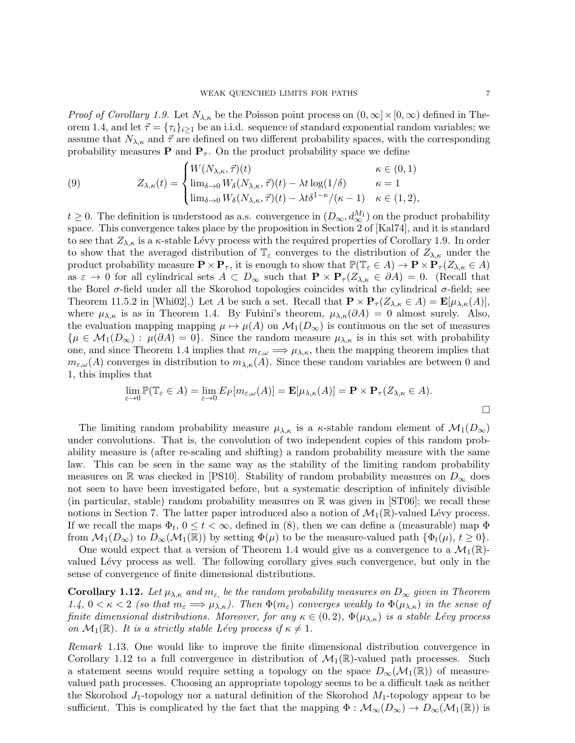*Proof of Corollary 1.9.* Let $N_{\lambda,\kappa}$ be the Poisson point process on $(0,\infty]\times[0,\infty)$ defined in Theorem 1.4, and let $\vec{\tau} = \{\tau_i\}_{i\geq 1}$ be an i.i.d. sequence of standard exponential random variables; we assume that $N_{\lambda,\kappa}$ and $\vec{\tau}$ are defined on two different probability spaces, with the corresponding probability measures $\mathbf{P}$ and $\mathbf{P}_\tau$. On the product probability space we define

$$
Z_{\lambda,\kappa}(t) = \begin{cases} W(N_{\lambda,\kappa},\vec{\tau})(t) & \kappa \in (0,1) \\ \lim_{\delta\to 0} W_\delta(N_{\lambda,\kappa},\vec{\tau})(t) - \lambda t \log(1/\delta) & \kappa = 1 \\ \lim_{\delta\to 0} W_\delta(N_{\lambda,\kappa},\vec{\tau})(t) - \lambda t \delta^{1-\kappa}/(\kappa-1) & \kappa \in (1,2), \end{cases} \tag{9}
$$

$t \geq 0$. The definition is understood as a.s. convergence in $(D_\infty, d_\infty^{M_1})$ on the product probability space. This convergence takes place by the proposition in Section 2 of [Kal74], and it is standard to see that $Z_{\lambda,\kappa}$ is a $\kappa$-stable Lévy process with the required properties of Corollary 1.9. In order to show that the averaged distribution of $\mathbb{T}_\varepsilon$ converges to the distribution of $Z_{\lambda,\kappa}$ under the product probability measure $\mathbf{P}\times\mathbf{P}_\tau$, it is enough to show that $\mathbb{P}(\mathbb{T}_\varepsilon \in A) \to \mathbf{P}\times\mathbf{P}_\tau(Z_{\lambda,\kappa}\in A)$ as $\varepsilon \to 0$ for all cylindrical sets $A \subset D_\infty$ such that $\mathbf{P}\times\mathbf{P}_\tau(Z_{\lambda,\kappa}\in\partial A) = 0$. (Recall that the Borel $\sigma$-field under all the Skorohod topologies coincides with the cylindrical $\sigma$-field; see Theorem 11.5.2 in [Whi02].) Let $A$ be such a set. Recall that $\mathbf{P}\times\mathbf{P}_\tau(Z_{\lambda,\kappa}\in A) = \mathbf{E}[\mu_{\lambda,\kappa}(A)]$, where $\mu_{\lambda,\kappa}$ is as in Theorem 1.4. By Fubini's theorem, $\mu_{\lambda,\kappa}(\partial A) = 0$ almost surely. Also, the evaluation mapping mapping $\mu \mapsto \mu(A)$ on $\mathcal{M}_1(D_\infty)$ is continuous on the set of measures $\{\mu \in \mathcal{M}_1(D_\infty) : \mu(\partial A) = 0\}$. Since the random measure $\mu_{\lambda,\kappa}$ is in this set with probability one, and since Theorem 1.4 implies that $m_{\varepsilon,\omega} \Longrightarrow \mu_{\lambda,\kappa}$, then the mapping theorem implies that $m_{\varepsilon,\omega}(A)$ converges in distribution to $m_{\lambda,\kappa}(A)$. Since these random variables are between 0 and 1, this implies that

$$
\lim_{\varepsilon\to 0}\mathbb{P}(\mathbb{T}_\varepsilon\in A) = \lim_{\varepsilon\to 0} E_P[m_{\varepsilon,\omega}(A)] = \mathbf{E}[\mu_{\lambda,\kappa}(A)] = \mathbf{P}\times\mathbf{P}_\tau(Z_{\lambda,\kappa}\in A).
$$

□

The limiting random probability measure $\mu_{\lambda,\kappa}$ is a $\kappa$-stable random element of $\mathcal{M}_1(D_\infty)$ under convolutions. That is, the convolution of two independent copies of this random probability measure is (after re-scaling and shifting) a random probability measure with the same law. This can be seen in the same way as the stability of the limiting random probability measures on $\mathbb{R}$ was checked in [PS10]. Stability of random probability measures on $D_\infty$ does not seen to have been investigated before, but a systematic description of infinitely divisible (in particular, stable) random probability measures on $\mathbb{R}$ was given in [ST06]; we recall these notions in Section 7. The latter paper introduced also a notion of $\mathcal{M}_1(\mathbb{R})$-valued Lévy process. If we recall the maps $\Phi_t$, $0 \leq t < \infty$, defined in (8), then we can define a (measurable) map $\Phi$ from $\mathcal{M}_1(D_\infty)$ to $D_\infty(\mathcal{M}_1(\mathbb{R}))$ by setting $\Phi(\mu)$ to be the measure-valued path $\{\Phi_t(\mu),\, t\geq 0\}$.

One would expect that a version of Theorem 1.4 would give us a convergence to a $\mathcal{M}_1(\mathbb{R})$-valued Lévy process as well. The following corollary gives such convergence, but only in the sense of convergence of finite dimensional distributions.

**Corollary 1.12.** *Let $\mu_{\lambda,\kappa}$ and $m_\varepsilon$, be the random probability measures on $D_\infty$ given in Theorem 1.4, $0<\kappa<2$ (so that $m_\varepsilon \Longrightarrow \mu_{\lambda,\kappa}$). Then $\Phi(m_\varepsilon)$ converges weakly to $\Phi(\mu_{\lambda,\kappa})$ in the sense of finite dimensional distributions. Moreover, for any $\kappa\in(0,2)$, $\Phi(\mu_{\lambda,\kappa})$ is a stable Lévy process on $\mathcal{M}_1(\mathbb{R})$. It is a strictly stable Lévy process if $\kappa\neq 1$.*

*Remark* 1.13. One would like to improve the finite dimensional distribution convergence in Corollary 1.12 to a full convergence in distribution of $\mathcal{M}_1(\mathbb{R})$-valued path processes. Such a statement seems would require setting a topology on the space $D_\infty(\mathcal{M}_1(\mathbb{R}))$ of measure-valued path processes. Choosing an appropriate topology seems to be a difficult task as neither the Skorohod $J_1$-topology nor a natural definition of the Skorohod $M_1$-topology appear to be sufficient. This is complicated by the fact that the mapping $\Phi : \mathcal{M}_\infty(D_\infty) \to D_\infty(\mathcal{M}_1(\mathbb{R}))$ is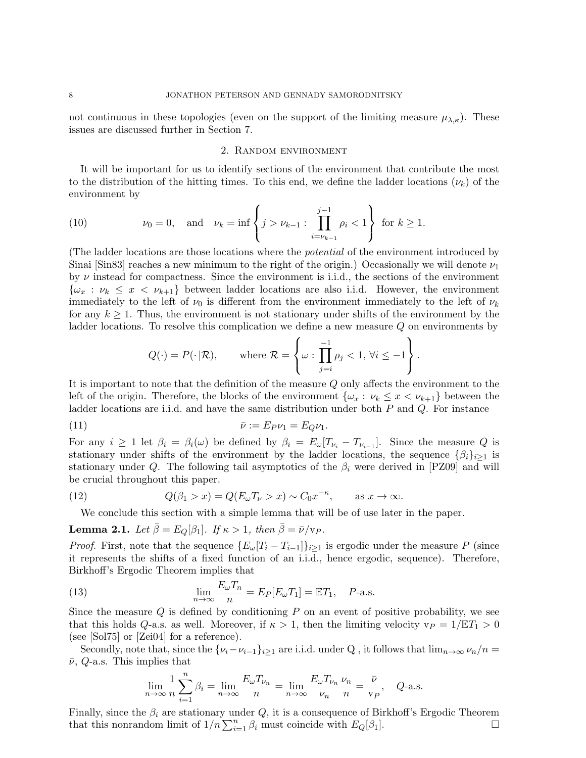not continuous in these topologies (even on the support of the limiting measure $\mu_{\lambda,\kappa}$). These issues are discussed further in Section 7.

## 2. Random environment

It will be important for us to identify sections of the environment that contribute the most to the distribution of the hitting times. To this end, we define the ladder locations $(\nu_k)$ of the environment by

$$\nu_0 = 0, \quad \text{and} \quad \nu_k = \inf\left\{ j > \nu_{k-1} : \prod_{i=\nu_{k-1}}^{j-1} \rho_i < 1 \right\} \text{ for } k \geq 1. \tag{10}$$

(The ladder locations are those locations where the *potential* of the environment introduced by Sinai [Sin83] reaches a new minimum to the right of the origin.) Occasionally we will denote $\nu_1$ by $\nu$ instead for compactness. Since the environment is i.i.d., the sections of the environment $\{\omega_x : \nu_k \leq x < \nu_{k+1}\}$ between ladder locations are also i.i.d. However, the environment immediately to the left of $\nu_0$ is different from the environment immediately to the left of $\nu_k$ for any $k \geq 1$. Thus, the environment is not stationary under shifts of the environment by the ladder locations. To resolve this complication we define a new measure $Q$ on environments by

$$Q(\cdot) = P(\cdot|\mathcal{R}), \qquad \text{where } \mathcal{R} = \left\{ \omega : \prod_{j=i}^{-1} \rho_j < 1, \, \forall i \leq -1 \right\}.$$

It is important to note that the definition of the measure $Q$ only affects the environment to the left of the origin. Therefore, the blocks of the environment $\{\omega_x : \nu_k \leq x < \nu_{k+1}\}$ between the ladder locations are i.i.d. and have the same distribution under both $P$ and $Q$. For instance

$$\bar{\nu} := E_P \nu_1 = E_Q \nu_1. \tag{11}$$

For any $i \geq 1$ let $\beta_i = \beta_i(\omega)$ be defined by $\beta_i = E_\omega[T_{\nu_i} - T_{\nu_{i-1}}]$. Since the measure $Q$ is stationary under shifts of the environment by the ladder locations, the sequence $\{\beta_i\}_{i\geq 1}$ is stationary under $Q$. The following tail asymptotics of the $\beta_i$ were derived in [PZ09] and will be crucial throughout this paper.

$$Q(\beta_1 > x) = Q(E_\omega T_\nu > x) \sim C_0 x^{-\kappa}, \qquad \text{as } x \to \infty. \tag{12}$$

We conclude this section with a simple lemma that will be of use later in the paper.

**Lemma 2.1.** *Let $\bar{\beta} = E_Q[\beta_1]$. If $\kappa > 1$, then $\bar{\beta} = \bar{\nu}/\mathrm{v}_P$.*

*Proof.* First, note that the sequence $\{E_\omega[T_i - T_{i-1}]\}_{i\geq 1}$ is ergodic under the measure $P$ (since it represents the shifts of a fixed function of an i.i.d., hence ergodic, sequence). Therefore, Birkhoff's Ergodic Theorem implies that

$$\lim_{n\to\infty} \frac{E_\omega T_n}{n} = E_P[E_\omega T_1] = \mathbb{E} T_1, \quad P\text{-a.s.} \tag{13}$$

Since the measure $Q$ is defined by conditioning $P$ on an event of positive probability, we see that this holds $Q$-a.s. as well. Moreover, if $\kappa > 1$, then the limiting velocity $\mathrm{v}_P = 1/\mathbb{E}T_1 > 0$ (see [Sol75] or [Zei04] for a reference).

Secondly, note that, since the $\{\nu_i - \nu_{i-1}\}_{i\geq 1}$ are i.i.d. under Q , it follows that $\lim_{n\to\infty} \nu_n/n = \bar{\nu}$, $Q$-a.s. This implies that

$$\lim_{n\to\infty} \frac{1}{n}\sum_{i=1}^n \beta_i = \lim_{n\to\infty} \frac{E_\omega T_{\nu_n}}{n} = \lim_{n\to\infty} \frac{E_\omega T_{\nu_n}}{\nu_n}\frac{\nu_n}{n} = \frac{\bar{\nu}}{\mathrm{v}_P}, \quad Q\text{-a.s.}$$

Finally, since the $\beta_i$ are stationary under $Q$, it is a consequence of Birkhoff's Ergodic Theorem that this nonrandom limit of $1/n\sum_{i=1}^n \beta_i$ must coincide with $E_Q[\beta_1]$. □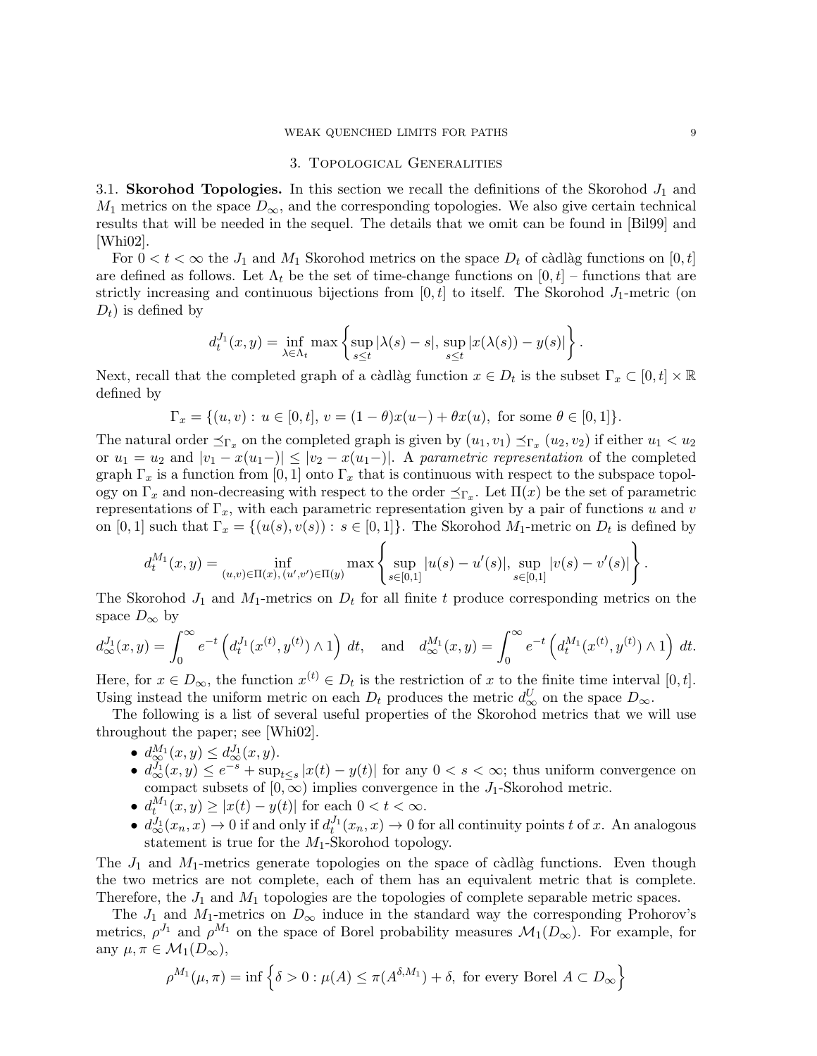## 3. Topological Generalities

3.1. **Skorohod Topologies.** In this section we recall the definitions of the Skorohod $J_1$ and $M_1$ metrics on the space $D_\infty$, and the corresponding topologies. We also give certain technical results that will be needed in the sequel. The details that we omit can be found in [Bil99] and [Whi02].

For $0 < t < \infty$ the $J_1$ and $M_1$ Skorohod metrics on the space $D_t$ of càdlàg functions on $[0,t]$ are defined as follows. Let $\Lambda_t$ be the set of time-change functions on $[0,t]$ – functions that are strictly increasing and continuous bijections from $[0,t]$ to itself. The Skorohod $J_1$-metric (on $D_t$) is defined by

$$d_t^{J_1}(x,y) = \inf_{\lambda\in\Lambda_t} \max\left\{ \sup_{s\le t} |\lambda(s) - s|, \sup_{s\le t} |x(\lambda(s)) - y(s)| \right\}.$$

Next, recall that the completed graph of a càdlàg function $x \in D_t$ is the subset $\Gamma_x \subset [0,t]\times\mathbb{R}$ defined by

$$\Gamma_x = \{(u,v) : u \in [0,t],\ v = (1-\theta)x(u-) + \theta x(u),\ \text{for some } \theta \in [0,1]\}.$$

The natural order $\preceq_{\Gamma_x}$ on the completed graph is given by $(u_1,v_1) \preceq_{\Gamma_x} (u_2,v_2)$ if either $u_1 < u_2$ or $u_1 = u_2$ and $|v_1 - x(u_1-)| \le |v_2 - x(u_1-)|$. A *parametric representation* of the completed graph $\Gamma_x$ is a function from $[0,1]$ onto $\Gamma_x$ that is continuous with respect to the subspace topology on $\Gamma_x$ and non-decreasing with respect to the order $\preceq_{\Gamma_x}$. Let $\Pi(x)$ be the set of parametric representations of $\Gamma_x$, with each parametric representation given by a pair of functions $u$ and $v$ on $[0,1]$ such that $\Gamma_x = \{(u(s),v(s)) : s \in [0,1]\}$. The Skorohod $M_1$-metric on $D_t$ is defined by

$$d_t^{M_1}(x,y) = \inf_{(u,v)\in\Pi(x),\,(u',v')\in\Pi(y)} \max\left\{ \sup_{s\in[0,1]} |u(s) - u'(s)|, \sup_{s\in[0,1]} |v(s) - v'(s)| \right\}.$$

The Skorohod $J_1$ and $M_1$-metrics on $D_t$ for all finite $t$ produce corresponding metrics on the space $D_\infty$ by

$$d_\infty^{J_1}(x,y) = \int_0^\infty e^{-t}\left( d_t^{J_1}(x^{(t)},y^{(t)}) \wedge 1\right) dt, \quad \text{and} \quad d_\infty^{M_1}(x,y) = \int_0^\infty e^{-t}\left( d_t^{M_1}(x^{(t)},y^{(t)}) \wedge 1\right) dt.$$

Here, for $x \in D_\infty$, the function $x^{(t)} \in D_t$ is the restriction of $x$ to the finite time interval $[0,t]$. Using instead the uniform metric on each $D_t$ produces the metric $d_\infty^U$ on the space $D_\infty$.

The following is a list of several useful properties of the Skorohod metrics that we will use throughout the paper; see [Whi02].

- $d_\infty^{M_1}(x,y) \le d_\infty^{J_1}(x,y)$.
- $d_\infty^{J_1}(x,y) \le e^{-s} + \sup_{t\le s} |x(t) - y(t)|$ for any $0 < s < \infty$; thus uniform convergence on compact subsets of $[0,\infty)$ implies convergence in the $J_1$-Skorohod metric.
- $d_t^{M_1}(x,y) \ge |x(t) - y(t)|$ for each $0 < t < \infty$.
- $d_\infty^{J_1}(x_n,x) \to 0$ if and only if $d_t^{J_1}(x_n,x) \to 0$ for all continuity points $t$ of $x$. An analogous statement is true for the $M_1$-Skorohod topology.

The $J_1$ and $M_1$-metrics generate topologies on the space of càdlàg functions. Even though the two metrics are not complete, each of them has an equivalent metric that is complete. Therefore, the $J_1$ and $M_1$ topologies are the topologies of complete separable metric spaces.

The $J_1$ and $M_1$-metrics on $D_\infty$ induce in the standard way the corresponding Prohorov's metrics, $\rho^{J_1}$ and $\rho^{M_1}$ on the space of Borel probability measures $\mathcal{M}_1(D_\infty)$. For example, for any $\mu, \pi \in \mathcal{M}_1(D_\infty)$,

$$\rho^{M_1}(\mu,\pi) = \inf\left\{ \delta > 0 : \mu(A) \le \pi(A^{\delta,M_1}) + \delta,\ \text{for every Borel } A \subset D_\infty \right\}$$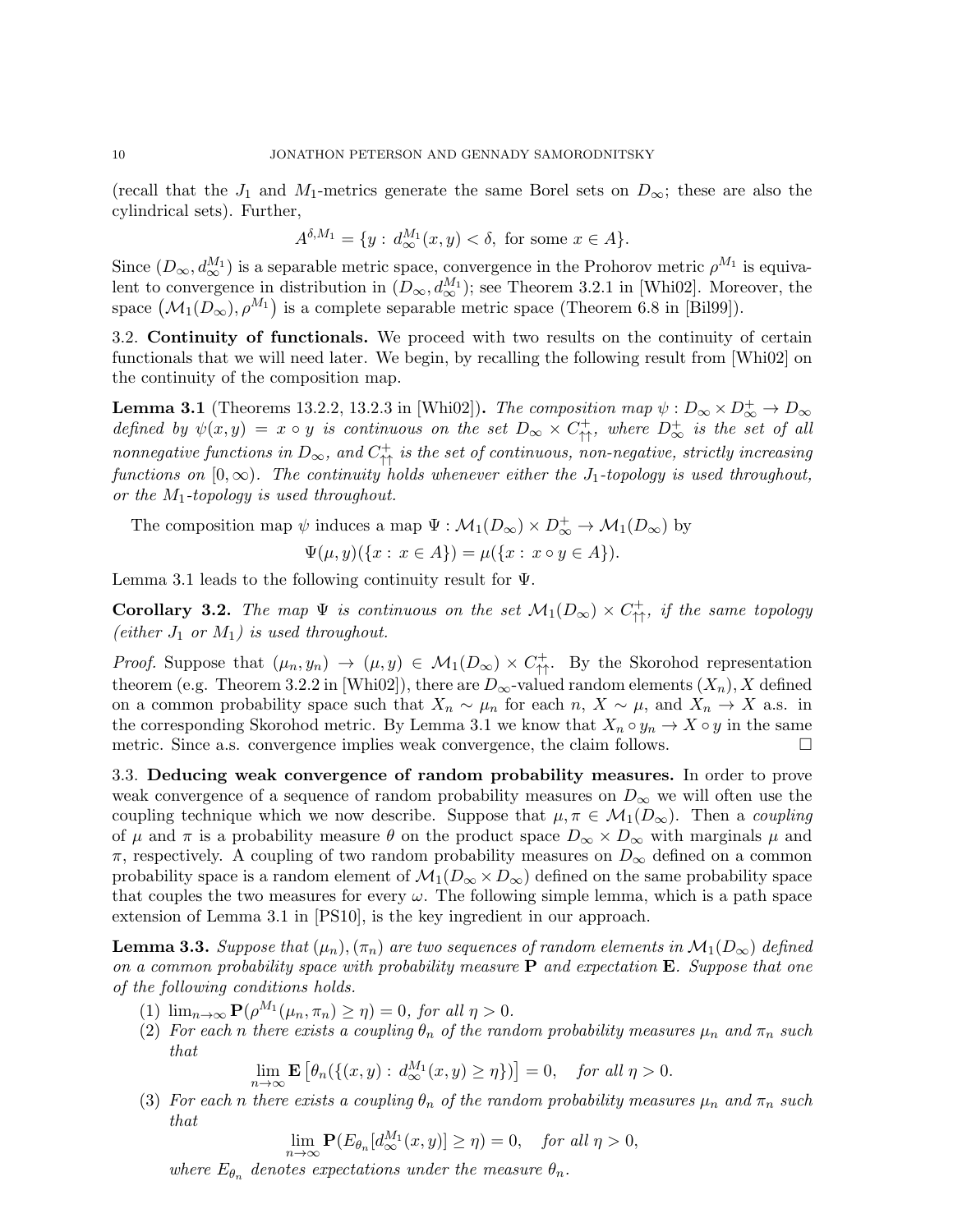(recall that the $J_1$ and $M_1$-metrics generate the same Borel sets on $D_\infty$; these are also the cylindrical sets). Further,

$$A^{\delta,M_1} = \{y : d_\infty^{M_1}(x,y) < \delta, \text{ for some } x \in A\}.$$

Since $(D_\infty, d_\infty^{M_1})$ is a separable metric space, convergence in the Prohorov metric $\rho^{M_1}$ is equivalent to convergence in distribution in $(D_\infty, d_\infty^{M_1})$; see Theorem 3.2.1 in [Whi02]. Moreover, the space $(\mathcal{M}_1(D_\infty), \rho^{M_1})$ is a complete separable metric space (Theorem 6.8 in [Bil99]).

### 3.2. Continuity of functionals.

We proceed with two results on the continuity of certain functionals that we will need later. We begin, by recalling the following result from [Whi02] on the continuity of the composition map.

**Lemma 3.1** (Theorems 13.2.2, 13.2.3 in [Whi02])**.** *The composition map $\psi : D_\infty \times D_\infty^+ \to D_\infty$ defined by $\psi(x,y) = x \circ y$ is continuous on the set $D_\infty \times C_{\uparrow\uparrow}^+$, where $D_\infty^+$ is the set of all nonnegative functions in $D_\infty$, and $C_{\uparrow\uparrow}^+$ is the set of continuous, non-negative, strictly increasing functions on $[0,\infty)$. The continuity holds whenever either the $J_1$-topology is used throughout, or the $M_1$-topology is used throughout.*

The composition map $\psi$ induces a map $\Psi : \mathcal{M}_1(D_\infty) \times D_\infty^+ \to \mathcal{M}_1(D_\infty)$ by

$$\Psi(\mu, y)(\{x : x \in A\}) = \mu(\{x : x \circ y \in A\}).$$

Lemma 3.1 leads to the following continuity result for $\Psi$.

**Corollary 3.2.** *The map $\Psi$ is continuous on the set $\mathcal{M}_1(D_\infty) \times C_{\uparrow\uparrow}^+$, if the same topology (either $J_1$ or $M_1$) is used throughout.*

*Proof.* Suppose that $(\mu_n, y_n) \to (\mu, y) \in \mathcal{M}_1(D_\infty) \times C_{\uparrow\uparrow}^+$. By the Skorohod representation theorem (e.g. Theorem 3.2.2 in [Whi02]), there are $D_\infty$-valued random elements $(X_n), X$ defined on a common probability space such that $X_n \sim \mu_n$ for each $n$, $X \sim \mu$, and $X_n \to X$ a.s. in the corresponding Skorohod metric. By Lemma 3.1 we know that $X_n \circ y_n \to X \circ y$ in the same metric. Since a.s. convergence implies weak convergence, the claim follows. □

### 3.3. Deducing weak convergence of random probability measures.

In order to prove weak convergence of a sequence of random probability measures on $D_\infty$ we will often use the coupling technique which we now describe. Suppose that $\mu, \pi \in \mathcal{M}_1(D_\infty)$. Then a *coupling* of $\mu$ and $\pi$ is a probability measure $\theta$ on the product space $D_\infty \times D_\infty$ with marginals $\mu$ and $\pi$, respectively. A coupling of two random probability measures on $D_\infty$ defined on a common probability space is a random element of $\mathcal{M}_1(D_\infty \times D_\infty)$ defined on the same probability space that couples the two measures for every $\omega$. The following simple lemma, which is a path space extension of Lemma 3.1 in [PS10], is the key ingredient in our approach.

**Lemma 3.3.** *Suppose that $(\mu_n), (\pi_n)$ are two sequences of random elements in $\mathcal{M}_1(D_\infty)$ defined on a common probability space with probability measure $\mathbf{P}$ and expectation $\mathbf{E}$. Suppose that one of the following conditions holds.*

1. *$\lim_{n\to\infty} \mathbf{P}(\rho^{M_1}(\mu_n, \pi_n) \geq \eta) = 0$, for all $\eta > 0$.*
2. *For each $n$ there exists a coupling $\theta_n$ of the random probability measures $\mu_n$ and $\pi_n$ such that*
$$\lim_{n\to\infty} \mathbf{E}\left[\theta_n(\{(x,y) : d_\infty^{M_1}(x,y) \geq \eta\})\right] = 0, \quad \text{for all } \eta > 0.$$
3. *For each $n$ there exists a coupling $\theta_n$ of the random probability measures $\mu_n$ and $\pi_n$ such that*
$$\lim_{n\to\infty} \mathbf{P}(E_{\theta_n}[d_\infty^{M_1}(x,y)] \geq \eta) = 0, \quad \text{for all } \eta > 0,$$
*where $E_{\theta_n}$ denotes expectations under the measure $\theta_n$.*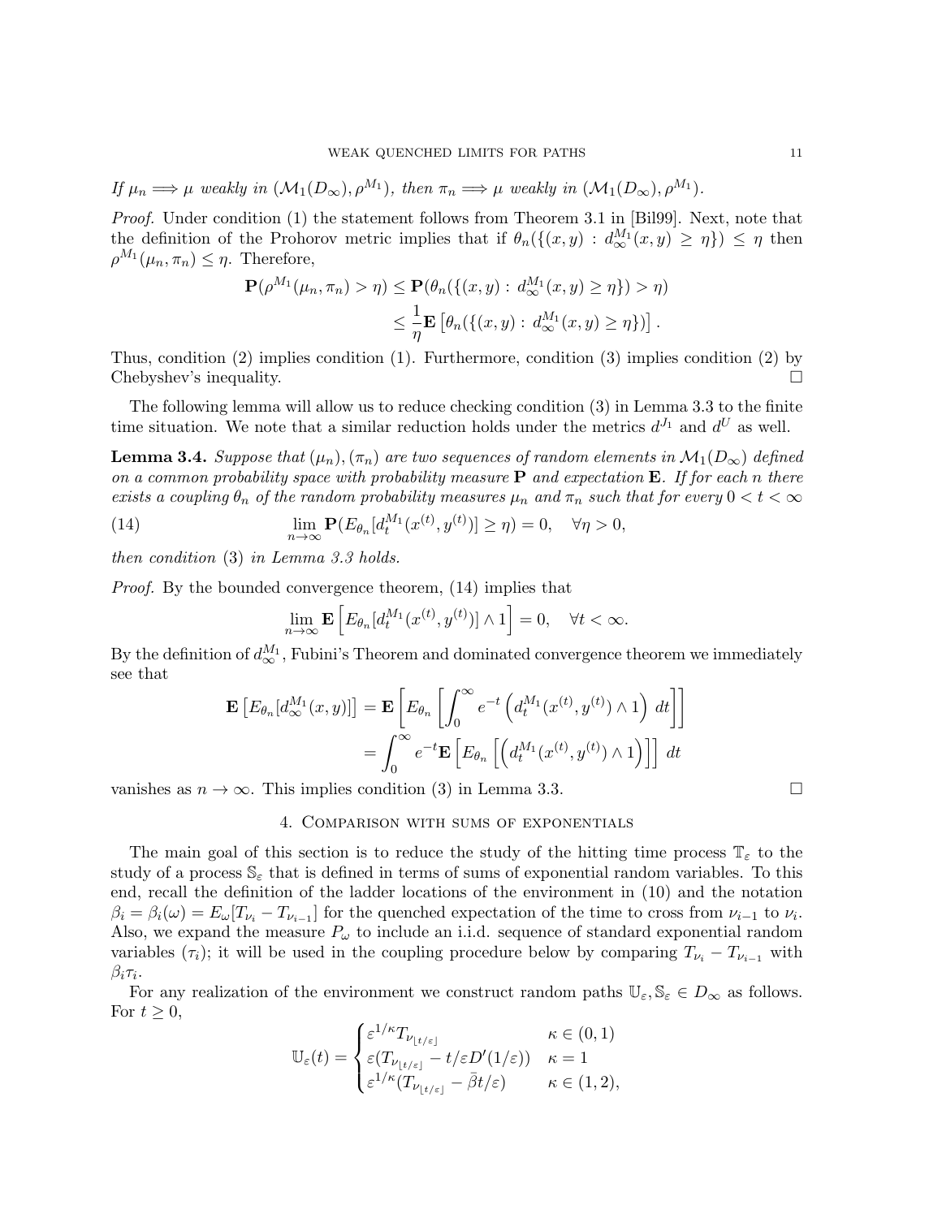*If $\mu_n \Longrightarrow \mu$ weakly in $(\mathcal{M}_1(D_\infty), \rho^{M_1})$, then $\pi_n \Longrightarrow \mu$ weakly in $(\mathcal{M}_1(D_\infty), \rho^{M_1})$.*

*Proof.* Under condition (1) the statement follows from Theorem 3.1 in [Bil99]. Next, note that the definition of the Prohorov metric implies that if $\theta_n(\{(x,y) : d_\infty^{M_1}(x,y) \geq \eta\}) \leq \eta$ then $\rho^{M_1}(\mu_n, \pi_n) \leq \eta$. Therefore,

$$\begin{aligned}
\mathbf{P}(\rho^{M_1}(\mu_n, \pi_n) > \eta) &\leq \mathbf{P}(\theta_n(\{(x,y) : d_\infty^{M_1}(x,y) \geq \eta\}) > \eta) \\
&\leq \frac{1}{\eta} \mathbf{E}\left[\theta_n(\{(x,y) : d_\infty^{M_1}(x,y) \geq \eta\})\right].
\end{aligned}$$

Thus, condition (2) implies condition (1). Furthermore, condition (3) implies condition (2) by Chebyshev's inequality. $\square$

The following lemma will allow us to reduce checking condition (3) in Lemma 3.3 to the finite time situation. We note that a similar reduction holds under the metrics $d^{J_1}$ and $d^U$ as well.

**Lemma 3.4.** *Suppose that $(\mu_n), (\pi_n)$ are two sequences of random elements in $\mathcal{M}_1(D_\infty)$ defined on a common probability space with probability measure $\mathbf{P}$ and expectation $\mathbf{E}$. If for each $n$ there exists a coupling $\theta_n$ of the random probability measures $\mu_n$ and $\pi_n$ such that for every $0 < t < \infty$*

$$\lim_{n\to\infty} \mathbf{P}(E_{\theta_n}[d_t^{M_1}(x^{(t)}, y^{(t)})] \geq \eta) = 0, \quad \forall \eta > 0, \tag{14}$$

*then condition (3) in Lemma 3.3 holds.*

*Proof.* By the bounded convergence theorem, (14) implies that

$$\lim_{n\to\infty} \mathbf{E}\left[E_{\theta_n}[d_t^{M_1}(x^{(t)}, y^{(t)})] \wedge 1\right] = 0, \quad \forall t < \infty.$$

By the definition of $d_\infty^{M_1}$, Fubini's Theorem and dominated convergence theorem we immediately see that

$$\begin{aligned}
\mathbf{E}\left[E_{\theta_n}[d_\infty^{M_1}(x,y)]\right] &= \mathbf{E}\left[E_{\theta_n}\left[\int_0^\infty e^{-t}\left(d_t^{M_1}(x^{(t)}, y^{(t)}) \wedge 1\right)\, dt\right]\right] \\
&= \int_0^\infty e^{-t}\mathbf{E}\left[E_{\theta_n}\left[\left(d_t^{M_1}(x^{(t)}, y^{(t)}) \wedge 1\right)\right]\right]\, dt
\end{aligned}$$

vanishes as $n \to \infty$. This implies condition (3) in Lemma 3.3. $\square$

## 4. Comparison with sums of exponentials

The main goal of this section is to reduce the study of the hitting time process $\mathbb{T}_\varepsilon$ to the study of a process $\mathbb{S}_\varepsilon$ that is defined in terms of sums of exponential random variables. To this end, recall the definition of the ladder locations of the environment in (10) and the notation $\beta_i = \beta_i(\omega) = E_\omega[T_{\nu_i} - T_{\nu_{i-1}}]$ for the quenched expectation of the time to cross from $\nu_{i-1}$ to $\nu_i$. Also, we expand the measure $P_\omega$ to include an i.i.d. sequence of standard exponential random variables $(\tau_i)$; it will be used in the coupling procedure below by comparing $T_{\nu_i} - T_{\nu_{i-1}}$ with $\beta_i \tau_i$.

For any realization of the environment we construct random paths $\mathbb{U}_\varepsilon, \mathbb{S}_\varepsilon \in D_\infty$ as follows. For $t \geq 0$,

$$\mathbb{U}_\varepsilon(t) = \begin{cases} \varepsilon^{1/\kappa} T_{\nu_{\lfloor t/\varepsilon \rfloor}} & \kappa \in (0,1) \\ \varepsilon(T_{\nu_{\lfloor t/\varepsilon \rfloor}} - t/\varepsilon D'(1/\varepsilon)) & \kappa = 1 \\ \varepsilon^{1/\kappa}(T_{\nu_{\lfloor t/\varepsilon \rfloor}} - \bar{\beta} t/\varepsilon) & \kappa \in (1,2), \end{cases}$$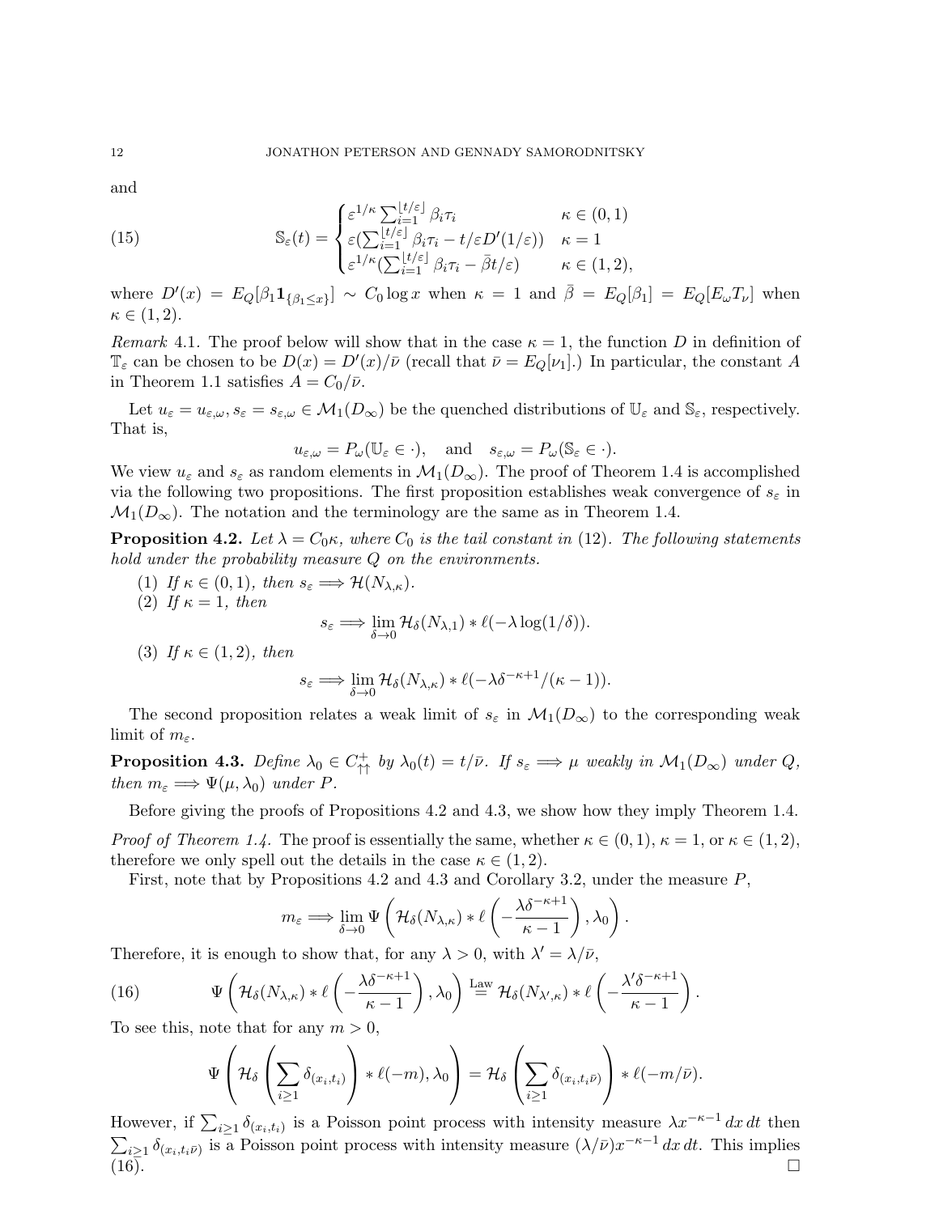and

$$
\mathbb{S}_\varepsilon(t) = \begin{cases} \varepsilon^{1/\kappa} \sum_{i=1}^{\lfloor t/\varepsilon \rfloor} \beta_i \tau_i & \kappa \in (0,1) \\ \varepsilon(\sum_{i=1}^{\lfloor t/\varepsilon \rfloor} \beta_i \tau_i - t/\varepsilon D'(1/\varepsilon)) & \kappa = 1 \\ \varepsilon^{1/\kappa}(\sum_{i=1}^{\lfloor t/\varepsilon \rfloor} \beta_i \tau_i - \bar{\beta} t/\varepsilon) & \kappa \in (1,2), \end{cases} \tag{15}
$$

where $D'(x) = E_Q[\beta_1 \mathbf{1}_{\{\beta_1 \le x\}}] \sim C_0 \log x$ when $\kappa = 1$ and $\bar{\beta} = E_Q[\beta_1] = E_Q[E_\omega T_\nu]$ when $\kappa \in (1,2)$.

*Remark* 4.1. The proof below will show that in the case $\kappa = 1$, the function $D$ in definition of $\mathbb{T}_\varepsilon$ can be chosen to be $D(x) = D'(x)/\bar{\nu}$ (recall that $\bar{\nu} = E_Q[\nu_1]$.) In particular, the constant $A$ in Theorem 1.1 satisfies $A = C_0/\bar{\nu}$.

Let $u_\varepsilon = u_{\varepsilon,\omega}, s_\varepsilon = s_{\varepsilon,\omega} \in \mathcal{M}_1(D_\infty)$ be the quenched distributions of $\mathbb{U}_\varepsilon$ and $\mathbb{S}_\varepsilon$, respectively. That is,

$$
u_{\varepsilon,\omega} = P_\omega(\mathbb{U}_\varepsilon \in \cdot), \quad \text{and} \quad s_{\varepsilon,\omega} = P_\omega(\mathbb{S}_\varepsilon \in \cdot).
$$

We view $u_\varepsilon$ and $s_\varepsilon$ as random elements in $\mathcal{M}_1(D_\infty)$. The proof of Theorem 1.4 is accomplished via the following two propositions. The first proposition establishes weak convergence of $s_\varepsilon$ in $\mathcal{M}_1(D_\infty)$. The notation and the terminology are the same as in Theorem 1.4.

**Proposition 4.2.** *Let $\lambda = C_0\kappa$, where $C_0$ is the tail constant in* (12)*. The following statements hold under the probability measure $Q$ on the environments.*

1. *If $\kappa \in (0,1)$, then $s_\varepsilon \Longrightarrow \mathcal{H}(N_{\lambda,\kappa})$.*
2. *If $\kappa = 1$, then*
$$
s_\varepsilon \Longrightarrow \lim_{\delta \to 0} \mathcal{H}_\delta(N_{\lambda,1}) * \ell(-\lambda \log(1/\delta)).
$$
3. *If $\kappa \in (1,2)$, then*
$$
s_\varepsilon \Longrightarrow \lim_{\delta \to 0} \mathcal{H}_\delta(N_{\lambda,\kappa}) * \ell(-\lambda \delta^{-\kappa+1}/(\kappa-1)).
$$

The second proposition relates a weak limit of $s_\varepsilon$ in $\mathcal{M}_1(D_\infty)$ to the corresponding weak limit of $m_\varepsilon$.

**Proposition 4.3.** *Define $\lambda_0 \in C^+_{\uparrow\uparrow}$ by $\lambda_0(t) = t/\bar{\nu}$. If $s_\varepsilon \Longrightarrow \mu$ weakly in $\mathcal{M}_1(D_\infty)$ under $Q$, then $m_\varepsilon \Longrightarrow \Psi(\mu, \lambda_0)$ under $P$.*

Before giving the proofs of Propositions 4.2 and 4.3, we show how they imply Theorem 1.4.

*Proof of Theorem 1.4.* The proof is essentially the same, whether $\kappa \in (0,1)$, $\kappa = 1$, or $\kappa \in (1,2)$, therefore we only spell out the details in the case $\kappa \in (1,2)$.

First, note that by Propositions 4.2 and 4.3 and Corollary 3.2, under the measure $P$,

$$
m_\varepsilon \Longrightarrow \lim_{\delta \to 0} \Psi\left( \mathcal{H}_\delta(N_{\lambda,\kappa}) * \ell\left( -\frac{\lambda \delta^{-\kappa+1}}{\kappa - 1} \right), \lambda_0 \right).
$$

Therefore, it is enough to show that, for any $\lambda > 0$, with $\lambda' = \lambda/\bar{\nu}$,

$$
\Psi\left( \mathcal{H}_\delta(N_{\lambda,\kappa}) * \ell\left( -\frac{\lambda \delta^{-\kappa+1}}{\kappa - 1} \right), \lambda_0 \right) \overset{\text{Law}}{=} \mathcal{H}_\delta(N_{\lambda',\kappa}) * \ell\left( -\frac{\lambda' \delta^{-\kappa+1}}{\kappa - 1} \right). \tag{16}
$$

To see this, note that for any $m > 0$,

$$
\Psi\left( \mathcal{H}_\delta\left( \sum_{i \ge 1} \delta_{(x_i,t_i)} \right) * \ell(-m), \lambda_0 \right) = \mathcal{H}_\delta\left( \sum_{i \ge 1} \delta_{(x_i, t_i \bar{\nu})} \right) * \ell(-m/\bar{\nu}).
$$

However, if $\sum_{i \ge 1} \delta_{(x_i,t_i)}$ is a Poisson point process with intensity measure $\lambda x^{-\kappa-1}\,dx\,dt$ then $\sum_{i \ge 1} \delta_{(x_i,t_i\bar{\nu})}$ is a Poisson point process with intensity measure $(\lambda/\bar{\nu}) x^{-\kappa-1}\,dx\,dt$. This implies (16). $\square$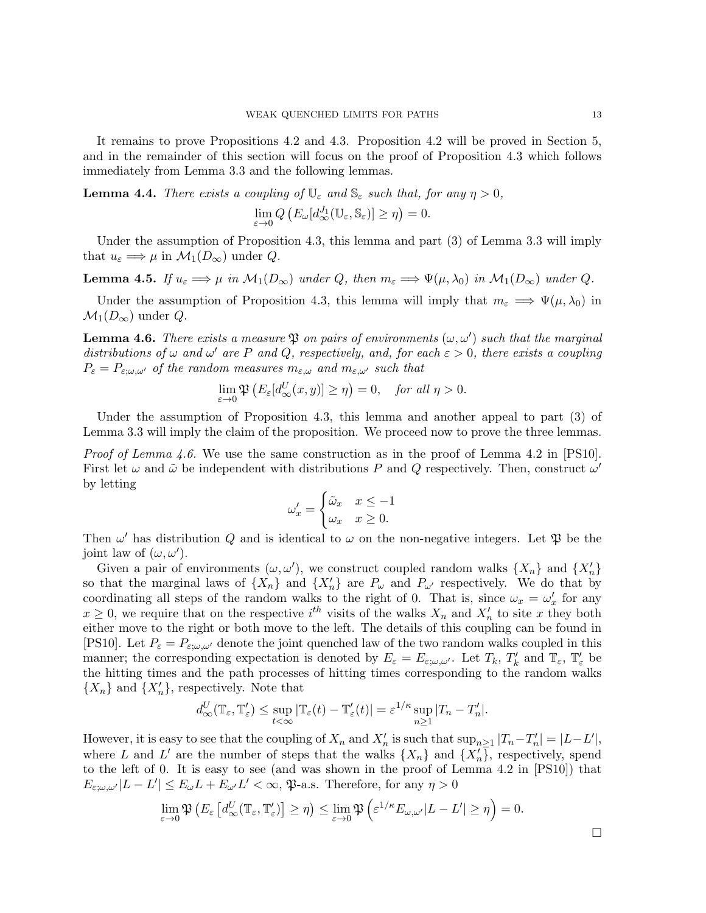It remains to prove Propositions 4.2 and 4.3. Proposition 4.2 will be proved in Section 5, and in the remainder of this section will focus on the proof of Proposition 4.3 which follows immediately from Lemma 3.3 and the following lemmas.

**Lemma 4.4.** *There exists a coupling of $\mathbb{U}_\varepsilon$ and $\mathbb{S}_\varepsilon$ such that, for any $\eta > 0$,*

$$\lim_{\varepsilon \to 0} Q\left( E_\omega[d_\infty^{J_1}(\mathbb{U}_\varepsilon, \mathbb{S}_\varepsilon)] \geq \eta \right) = 0.$$

Under the assumption of Proposition 4.3, this lemma and part (3) of Lemma 3.3 will imply that $u_\varepsilon \Longrightarrow \mu$ in $\mathcal{M}_1(D_\infty)$ under $Q$.

**Lemma 4.5.** *If $u_\varepsilon \Longrightarrow \mu$ in $\mathcal{M}_1(D_\infty)$ under $Q$, then $m_\varepsilon \Longrightarrow \Psi(\mu, \lambda_0)$ in $\mathcal{M}_1(D_\infty)$ under $Q$.*

Under the assumption of Proposition 4.3, this lemma will imply that $m_\varepsilon \Longrightarrow \Psi(\mu, \lambda_0)$ in $\mathcal{M}_1(D_\infty)$ under $Q$.

**Lemma 4.6.** *There exists a measure $\mathfrak{P}$ on pairs of environments $(\omega, \omega')$ such that the marginal distributions of $\omega$ and $\omega'$ are $P$ and $Q$, respectively, and, for each $\varepsilon > 0$, there exists a coupling $P_\varepsilon = P_{\varepsilon;\omega,\omega'}$ of the random measures $m_{\varepsilon,\omega}$ and $m_{\varepsilon,\omega'}$ such that*

$$\lim_{\varepsilon \to 0} \mathfrak{P}\left( E_\varepsilon[d_\infty^U(x, y)] \geq \eta \right) = 0, \quad \text{for all } \eta > 0.$$

Under the assumption of Proposition 4.3, this lemma and another appeal to part (3) of Lemma 3.3 will imply the claim of the proposition. We proceed now to prove the three lemmas.

*Proof of Lemma 4.6.* We use the same construction as in the proof of Lemma 4.2 in [PS10]. First let $\omega$ and $\tilde{\omega}$ be independent with distributions $P$ and $Q$ respectively. Then, construct $\omega'$ by letting

$$\omega'_x = \begin{cases} \tilde{\omega}_x & x \leq -1 \\ \omega_x & x \geq 0. \end{cases}$$

Then $\omega'$ has distribution $Q$ and is identical to $\omega$ on the non-negative integers. Let $\mathfrak{P}$ be the joint law of $(\omega, \omega')$.

Given a pair of environments $(\omega, \omega')$, we construct coupled random walks $\{X_n\}$ and $\{X'_n\}$ so that the marginal laws of $\{X_n\}$ and $\{X'_n\}$ are $P_\omega$ and $P_{\omega'}$ respectively. We do that by coordinating all steps of the random walks to the right of 0. That is, since $\omega_x = \omega'_x$ for any $x \geq 0$, we require that on the respective $i^{th}$ visits of the walks $X_n$ and $X'_n$ to site $x$ they both either move to the right or both move to the left. The details of this coupling can be found in [PS10]. Let $P_\varepsilon = P_{\varepsilon;\omega,\omega'}$ denote the joint quenched law of the two random walks coupled in this manner; the corresponding expectation is denoted by $E_\varepsilon = E_{\varepsilon;\omega,\omega'}$. Let $T_k$, $T'_k$ and $\mathbb{T}_\varepsilon$, $\mathbb{T}'_\varepsilon$ be the hitting times and the path processes of hitting times corresponding to the random walks $\{X_n\}$ and $\{X'_n\}$, respectively. Note that

$$d_\infty^U(\mathbb{T}_\varepsilon, \mathbb{T}'_\varepsilon) \leq \sup_{t < \infty} |\mathbb{T}_\varepsilon(t) - \mathbb{T}'_\varepsilon(t)| = \varepsilon^{1/\kappa} \sup_{n \geq 1} |T_n - T'_n|.$$

However, it is easy to see that the coupling of $X_n$ and $X'_n$ is such that $\sup_{n\geq 1} |T_n - T'_n| = |L - L'|$, where $L$ and $L'$ are the number of steps that the walks $\{X_n\}$ and $\{X'_n\}$, respectively, spend to the left of 0. It is easy to see (and was shown in the proof of Lemma 4.2 in [PS10]) that $E_{\varepsilon;\omega,\omega'}|L - L'| \leq E_\omega L + E_{\omega'} L' < \infty$, $\mathfrak{P}$-a.s. Therefore, for any $\eta > 0$

$$\lim_{\varepsilon \to 0} \mathfrak{P}\left( E_\varepsilon\left[ d_\infty^U(\mathbb{T}_\varepsilon, \mathbb{T}'_\varepsilon) \right] \geq \eta \right) \leq \lim_{\varepsilon \to 0} \mathfrak{P}\left( \varepsilon^{1/\kappa} E_{\omega,\omega'} |L - L'| \geq \eta \right) = 0.$$

$\square$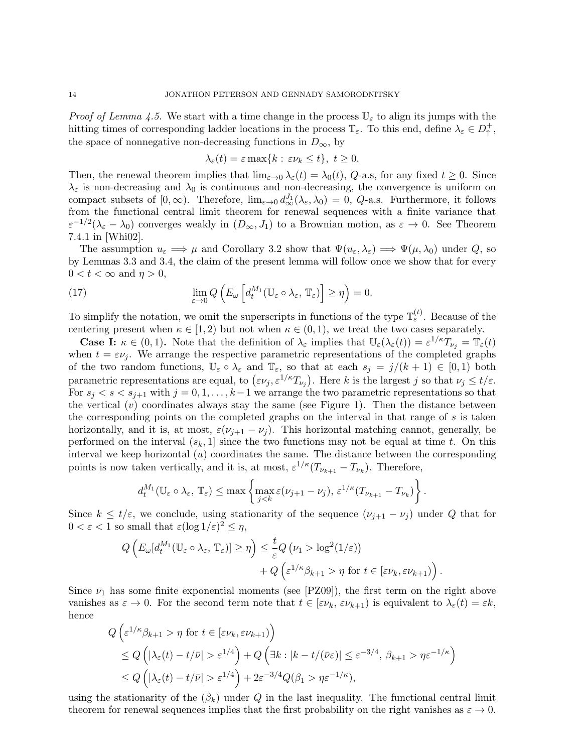*Proof of Lemma 4.5.* We start with a time change in the process $\mathbb{U}_\varepsilon$ to align its jumps with the hitting times of corresponding ladder locations in the process $\mathbb{T}_\varepsilon$. To this end, define $\lambda_\varepsilon \in D_\uparrow^+$, the space of nonnegative non-decreasing functions in $D_\infty$, by

$$\lambda_\varepsilon(t) = \varepsilon \max\{k : \varepsilon\nu_k \le t\}, \; t \ge 0.$$

Then, the renewal theorem implies that $\lim_{\varepsilon\to 0} \lambda_\varepsilon(t) = \lambda_0(t)$, $Q$-a.s, for any fixed $t \ge 0$. Since $\lambda_\varepsilon$ is non-decreasing and $\lambda_0$ is continuous and non-decreasing, the convergence is uniform on compact subsets of $[0,\infty)$. Therefore, $\lim_{\varepsilon\to 0} d_\infty^{J_1}(\lambda_\varepsilon, \lambda_0) = 0$, $Q$-a.s. Furthermore, it follows from the functional central limit theorem for renewal sequences with a finite variance that $\varepsilon^{-1/2}(\lambda_\varepsilon - \lambda_0)$ converges weakly in $(D_\infty, J_1)$ to a Brownian motion, as $\varepsilon \to 0$. See Theorem 7.4.1 in [Whi02].

The assumption $u_\varepsilon \Longrightarrow \mu$ and Corollary 3.2 show that $\Psi(u_\varepsilon, \lambda_\varepsilon) \Longrightarrow \Psi(\mu, \lambda_0)$ under $Q$, so by Lemmas 3.3 and 3.4, the claim of the present lemma will follow once we show that for every $0 < t < \infty$ and $\eta > 0$,

$$\lim_{\varepsilon\to 0} Q\left( E_\omega\left[ d_t^{M_1}(\mathbb{U}_\varepsilon \circ \lambda_\varepsilon, \, \mathbb{T}_\varepsilon)\right] \ge \eta \right) = 0. \tag{17}$$

To simplify the notation, we omit the superscripts in functions of the type $\mathbb{T}_\varepsilon^{(t)}$. Because of the centering present when $\kappa \in [1,2)$ but not when $\kappa \in (0,1)$, we treat the two cases separately.

**Case I: $\kappa \in (0,1)$.** Note that the definition of $\lambda_\varepsilon$ implies that $\mathbb{U}_\varepsilon(\lambda_\varepsilon(t)) = \varepsilon^{1/\kappa} T_{\nu_j} = \mathbb{T}_\varepsilon(t)$ when $t = \varepsilon\nu_j$. We arrange the respective parametric representations of the completed graphs of the two random functions, $\mathbb{U}_\varepsilon \circ \lambda_\varepsilon$ and $\mathbb{T}_\varepsilon$, so that at each $s_j = j/(k+1) \in [0,1)$ both parametric representations are equal, to $\left(\varepsilon\nu_j, \varepsilon^{1/\kappa} T_{\nu_j}\right)$. Here $k$ is the largest $j$ so that $\nu_j \le t/\varepsilon$. For $s_j < s < s_{j+1}$ with $j = 0, 1, \ldots, k-1$ we arrange the two parametric representations so that the vertical ($v$) coordinates always stay the same (see Figure 1). Then the distance between the corresponding points on the completed graphs on the interval in that range of $s$ is taken horizontally, and it is, at most, $\varepsilon(\nu_{j+1} - \nu_j)$. This horizontal matching cannot, generally, be performed on the interval $(s_k, 1]$ since the two functions may not be equal at time $t$. On this interval we keep horizontal ($u$) coordinates the same. The distance between the corresponding points is now taken vertically, and it is, at most, $\varepsilon^{1/\kappa}(T_{\nu_{k+1}} - T_{\nu_k})$. Therefore,

$$d_t^{M_1}(\mathbb{U}_\varepsilon \circ \lambda_\varepsilon, \, \mathbb{T}_\varepsilon) \le \max\left\{ \max_{j<k} \varepsilon(\nu_{j+1} - \nu_j), \, \varepsilon^{1/\kappa}(T_{\nu_{k+1}} - T_{\nu_k}) \right\}.$$

Since $k \le t/\varepsilon$, we conclude, using stationarity of the sequence $(\nu_{j+1} - \nu_j)$ under $Q$ that for $0 < \varepsilon < 1$ so small that $\varepsilon(\log 1/\varepsilon)^2 \le \eta$,

$$\begin{aligned} Q\left( E_\omega[d_t^{M_1}(\mathbb{U}_\varepsilon \circ \lambda_\varepsilon, \, \mathbb{T}_\varepsilon)] \ge \eta \right) &\le \frac{t}{\varepsilon} Q\left(\nu_1 > \log^2(1/\varepsilon)\right) \\ &\quad + Q\left( \varepsilon^{1/\kappa}\beta_{k+1} > \eta \text{ for } t \in [\varepsilon\nu_k, \varepsilon\nu_{k+1}) \right). \end{aligned}$$

Since $\nu_1$ has some finite exponential moments (see [PZ09]), the first term on the right above vanishes as $\varepsilon \to 0$. For the second term note that $t \in [\varepsilon\nu_k, \varepsilon\nu_{k+1})$ is equivalent to $\lambda_\varepsilon(t) = \varepsilon k$, hence

$$\begin{aligned} &Q\left( \varepsilon^{1/\kappa}\beta_{k+1} > \eta \text{ for } t \in [\varepsilon\nu_k, \varepsilon\nu_{k+1}) \right) \\ &\le Q\left( |\lambda_\varepsilon(t) - t/\bar{\nu}| > \varepsilon^{1/4} \right) + Q\left( \exists k : |k - t/(\bar{\nu}\varepsilon)| \le \varepsilon^{-3/4}, \, \beta_{k+1} > \eta\varepsilon^{-1/\kappa} \right) \\ &\le Q\left( |\lambda_\varepsilon(t) - t/\bar{\nu}| > \varepsilon^{1/4} \right) + 2\varepsilon^{-3/4} Q(\beta_1 > \eta\varepsilon^{-1/\kappa}), \end{aligned}$$

using the stationarity of the $(\beta_k)$ under $Q$ in the last inequality. The functional central limit theorem for renewal sequences implies that the first probability on the right vanishes as $\varepsilon \to 0$.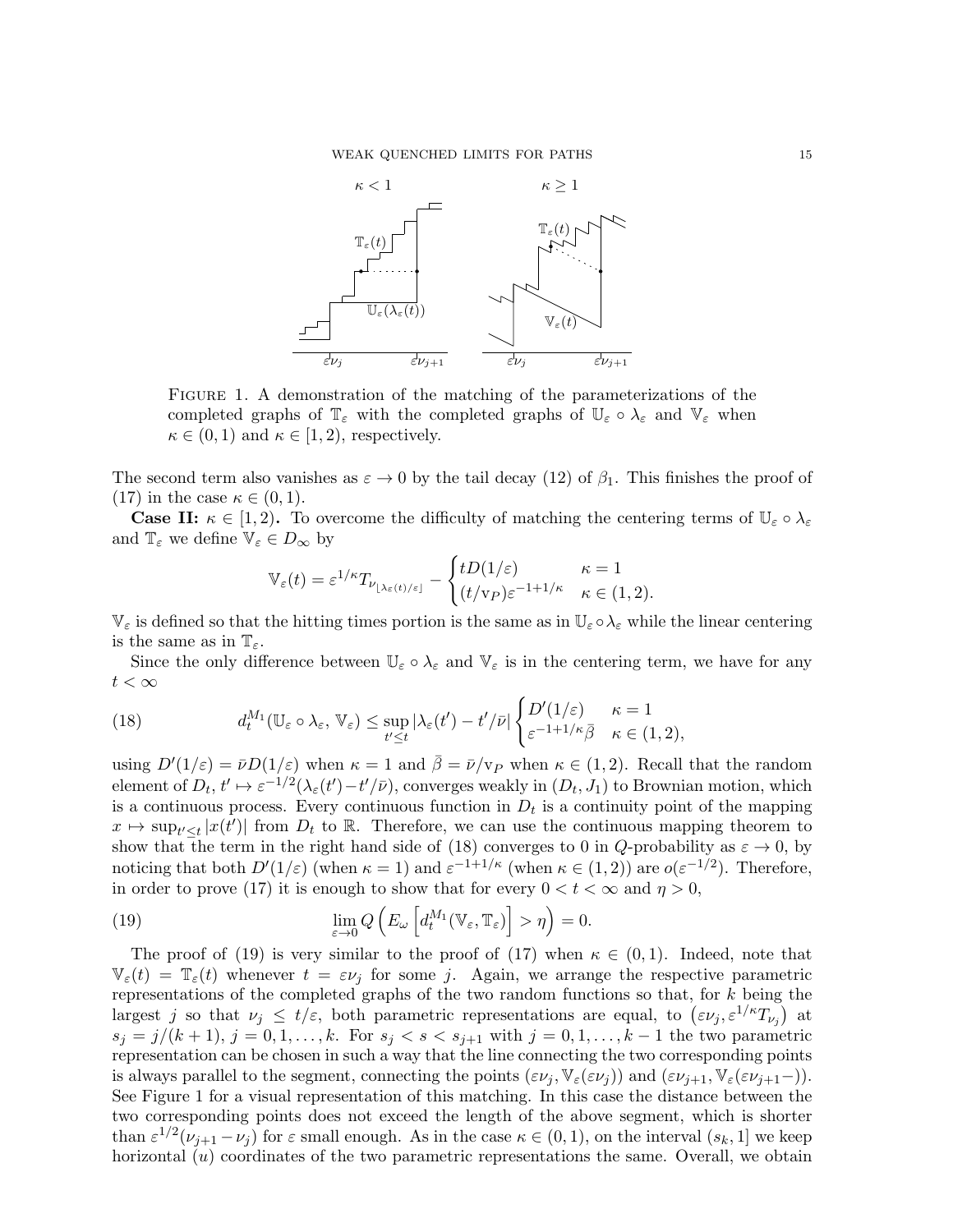FIGURE 1. A demonstration of the matching of the parameterizations of the completed graphs of $\mathbb{T}_\varepsilon$ with the completed graphs of $\mathbb{U}_\varepsilon \circ \lambda_\varepsilon$ and $\mathbb{V}_\varepsilon$ when $\kappa \in (0,1)$ and $\kappa \in [1,2)$, respectively.

The second term also vanishes as $\varepsilon \to 0$ by the tail decay (12) of $\beta_1$. This finishes the proof of (17) in the case $\kappa \in (0,1)$.

**Case II:** $\kappa \in [1,2)$**.** To overcome the difficulty of matching the centering terms of $\mathbb{U}_\varepsilon \circ \lambda_\varepsilon$ and $\mathbb{T}_\varepsilon$ we define $\mathbb{V}_\varepsilon \in D_\infty$ by

$$\mathbb{V}_\varepsilon(t) = \varepsilon^{1/\kappa} T_{\nu_{\lfloor \lambda_\varepsilon(t)/\varepsilon \rfloor}} - \begin{cases} tD(1/\varepsilon) & \kappa = 1 \\ (t/\mathrm{v}_P)\varepsilon^{-1+1/\kappa} & \kappa \in (1,2). \end{cases}$$

$\mathbb{V}_\varepsilon$ is defined so that the hitting times portion is the same as in $\mathbb{U}_\varepsilon \circ \lambda_\varepsilon$ while the linear centering is the same as in $\mathbb{T}_\varepsilon$.

Since the only difference between $\mathbb{U}_\varepsilon \circ \lambda_\varepsilon$ and $\mathbb{V}_\varepsilon$ is in the centering term, we have for any $t < \infty$

$$d_t^{M_1}(\mathbb{U}_\varepsilon \circ \lambda_\varepsilon, \mathbb{V}_\varepsilon) \le \sup_{t' \le t} |\lambda_\varepsilon(t') - t'/\bar{\nu}| \begin{cases} D'(1/\varepsilon) & \kappa = 1 \\ \varepsilon^{-1+1/\kappa}\bar{\beta} & \kappa \in (1,2), \end{cases} \tag{18}$$

using $D'(1/\varepsilon) = \bar{\nu} D(1/\varepsilon)$ when $\kappa = 1$ and $\bar{\beta} = \bar{\nu}/\mathrm{v}_P$ when $\kappa \in (1,2)$. Recall that the random element of $D_t$, $t' \mapsto \varepsilon^{-1/2}(\lambda_\varepsilon(t') - t'/\bar{\nu})$, converges weakly in $(D_t, J_1)$ to Brownian motion, which is a continuous process. Every continuous function in $D_t$ is a continuity point of the mapping $x \mapsto \sup_{t' \le t} |x(t')|$ from $D_t$ to $\mathbb{R}$. Therefore, we can use the continuous mapping theorem to show that the term in the right hand side of (18) converges to 0 in $Q$-probability as $\varepsilon \to 0$, by noticing that both $D'(1/\varepsilon)$ (when $\kappa = 1$) and $\varepsilon^{-1+1/\kappa}$ (when $\kappa \in (1,2)$) are $o(\varepsilon^{-1/2})$. Therefore, in order to prove (17) it is enough to show that for every $0 < t < \infty$ and $\eta > 0$,

$$\lim_{\varepsilon \to 0} Q\left( E_\omega \left[ d_t^{M_1}(\mathbb{V}_\varepsilon, \mathbb{T}_\varepsilon) \right] > \eta \right) = 0. \tag{19}$$

The proof of (19) is very similar to the proof of (17) when $\kappa \in (0,1)$. Indeed, note that $\mathbb{V}_\varepsilon(t) = \mathbb{T}_\varepsilon(t)$ whenever $t = \varepsilon \nu_j$ for some $j$. Again, we arrange the respective parametric representations of the completed graphs of the two random functions so that, for $k$ being the largest $j$ so that $\nu_j \le t/\varepsilon$, both parametric representations are equal, to $\left(\varepsilon\nu_j, \varepsilon^{1/\kappa} T_{\nu_j}\right)$ at $s_j = j/(k+1)$, $j = 0, 1, \ldots, k$. For $s_j < s < s_{j+1}$ with $j = 0, 1, \ldots, k-1$ the two parametric representation can be chosen in such a way that the line connecting the two corresponding points is always parallel to the segment, connecting the points $(\varepsilon\nu_j, \mathbb{V}_\varepsilon(\varepsilon\nu_j))$ and $(\varepsilon\nu_{j+1}, \mathbb{V}_\varepsilon(\varepsilon\nu_{j+1}-))$. See Figure 1 for a visual representation of this matching. In this case the distance between the two corresponding points does not exceed the length of the above segment, which is shorter than $\varepsilon^{1/2}(\nu_{j+1} - \nu_j)$ for $\varepsilon$ small enough. As in the case $\kappa \in (0,1)$, on the interval $(s_k, 1]$ we keep horizontal $(u)$ coordinates of the two parametric representations the same. Overall, we obtain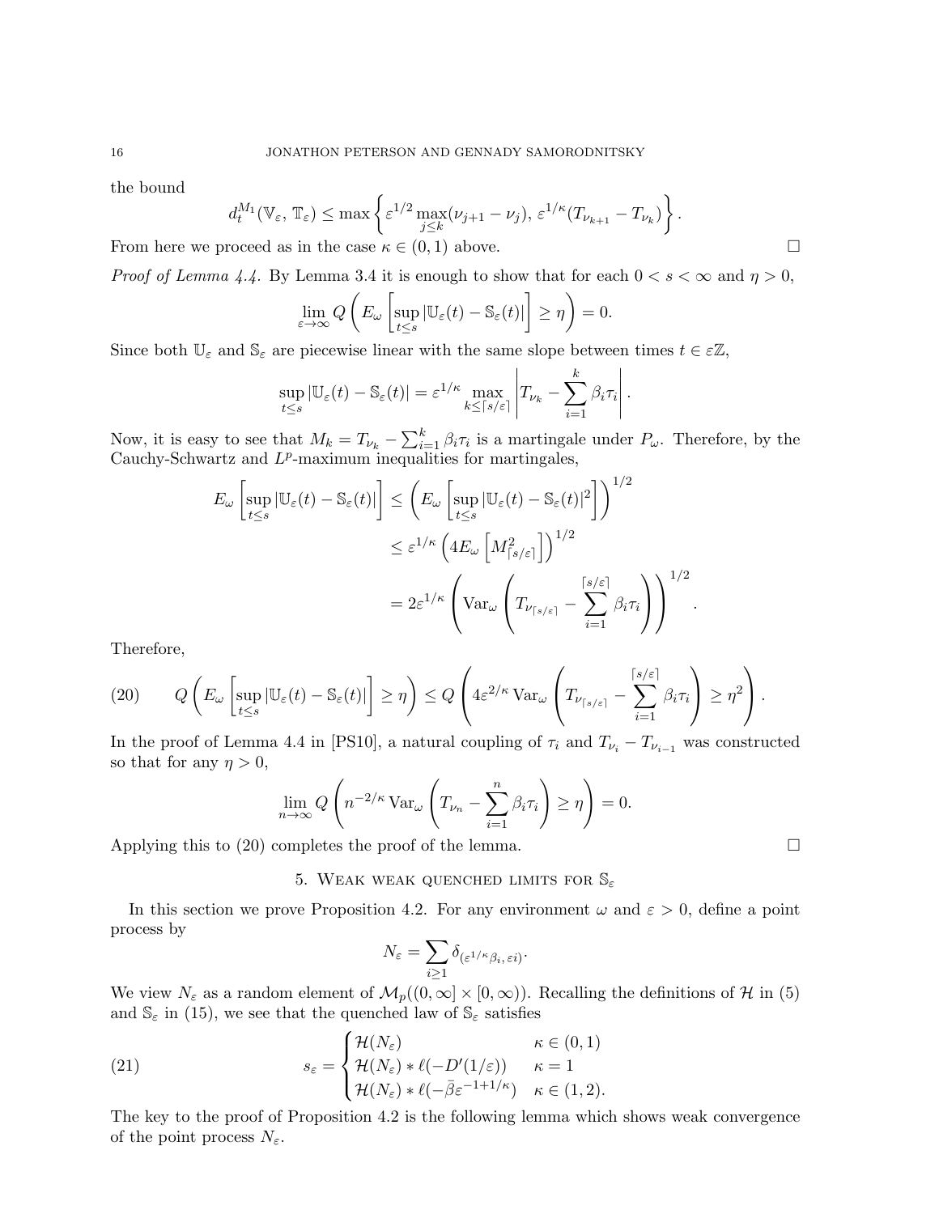the bound

$$d_t^{M_1}(\mathbb{V}_\varepsilon,\, \mathbb{T}_\varepsilon) \leq \max\left\{ \varepsilon^{1/2} \max_{j \leq k}(\nu_{j+1} - \nu_j),\, \varepsilon^{1/\kappa}(T_{\nu_{k+1}} - T_{\nu_k}) \right\}.$$

From here we proceed as in the case $\kappa \in (0,1)$ above. □

*Proof of Lemma 4.4.* By Lemma 3.4 it is enough to show that for each $0 < s < \infty$ and $\eta > 0$,

$$\lim_{\varepsilon \to \infty} Q\left( E_\omega \left[ \sup_{t \leq s} |\mathbb{U}_\varepsilon(t) - \mathbb{S}_\varepsilon(t)| \right] \geq \eta \right) = 0.$$

Since both $\mathbb{U}_\varepsilon$ and $\mathbb{S}_\varepsilon$ are piecewise linear with the same slope between times $t \in \varepsilon\mathbb{Z}$,

$$\sup_{t \leq s} |\mathbb{U}_\varepsilon(t) - \mathbb{S}_\varepsilon(t)| = \varepsilon^{1/\kappa} \max_{k \leq \lceil s/\varepsilon \rceil} \left| T_{\nu_k} - \sum_{i=1}^k \beta_i \tau_i \right|.$$

Now, it is easy to see that $M_k = T_{\nu_k} - \sum_{i=1}^k \beta_i \tau_i$ is a martingale under $P_\omega$. Therefore, by the Cauchy-Schwartz and $L^p$-maximum inequalities for martingales,

$$\begin{aligned}
E_\omega \left[ \sup_{t \leq s} |\mathbb{U}_\varepsilon(t) - \mathbb{S}_\varepsilon(t)| \right] &\leq \left( E_\omega \left[ \sup_{t \leq s} |\mathbb{U}_\varepsilon(t) - \mathbb{S}_\varepsilon(t)|^2 \right] \right)^{1/2} \\
&\leq \varepsilon^{1/\kappa} \left( 4 E_\omega \left[ M_{\lceil s/\varepsilon \rceil}^2 \right] \right)^{1/2} \\
&= 2\varepsilon^{1/\kappa} \left( \operatorname{Var}_\omega \left( T_{\nu_{\lceil s/\varepsilon \rceil}} - \sum_{i=1}^{\lceil s/\varepsilon \rceil} \beta_i \tau_i \right) \right)^{1/2}.
\end{aligned}$$

Therefore,

$$Q\left( E_\omega \left[ \sup_{t \leq s} |\mathbb{U}_\varepsilon(t) - \mathbb{S}_\varepsilon(t)| \right] \geq \eta \right) \leq Q\left( 4\varepsilon^{2/\kappa} \operatorname{Var}_\omega \left( T_{\nu_{\lceil s/\varepsilon \rceil}} - \sum_{i=1}^{\lceil s/\varepsilon \rceil} \beta_i \tau_i \right) \geq \eta^2 \right). \tag{20}$$

In the proof of Lemma 4.4 in [PS10], a natural coupling of $\tau_i$ and $T_{\nu_i} - T_{\nu_{i-1}}$ was constructed so that for any $\eta > 0$,

$$\lim_{n \to \infty} Q\left( n^{-2/\kappa} \operatorname{Var}_\omega \left( T_{\nu_n} - \sum_{i=1}^n \beta_i \tau_i \right) \geq \eta \right) = 0.$$

Applying this to (20) completes the proof of the lemma. □

## 5. Weak weak quenched limits for $\mathbb{S}_\varepsilon$

In this section we prove Proposition 4.2. For any environment $\omega$ and $\varepsilon > 0$, define a point process by

$$N_\varepsilon = \sum_{i \geq 1} \delta_{(\varepsilon^{1/\kappa}\beta_i,\, \varepsilon i)}.$$

We view $N_\varepsilon$ as a random element of $\mathcal{M}_p((0,\infty] \times [0,\infty))$. Recalling the definitions of $\mathcal{H}$ in (5) and $\mathbb{S}_\varepsilon$ in (15), we see that the quenched law of $\mathbb{S}_\varepsilon$ satisfies

$$s_\varepsilon = \begin{cases} \mathcal{H}(N_\varepsilon) & \kappa \in (0,1) \\ \mathcal{H}(N_\varepsilon) * \ell(-D'(1/\varepsilon)) & \kappa = 1 \\ \mathcal{H}(N_\varepsilon) * \ell(-\bar{\beta}\varepsilon^{-1+1/\kappa}) & \kappa \in (1,2). \end{cases} \tag{21}$$

The key to the proof of Proposition 4.2 is the following lemma which shows weak convergence of the point process $N_\varepsilon$.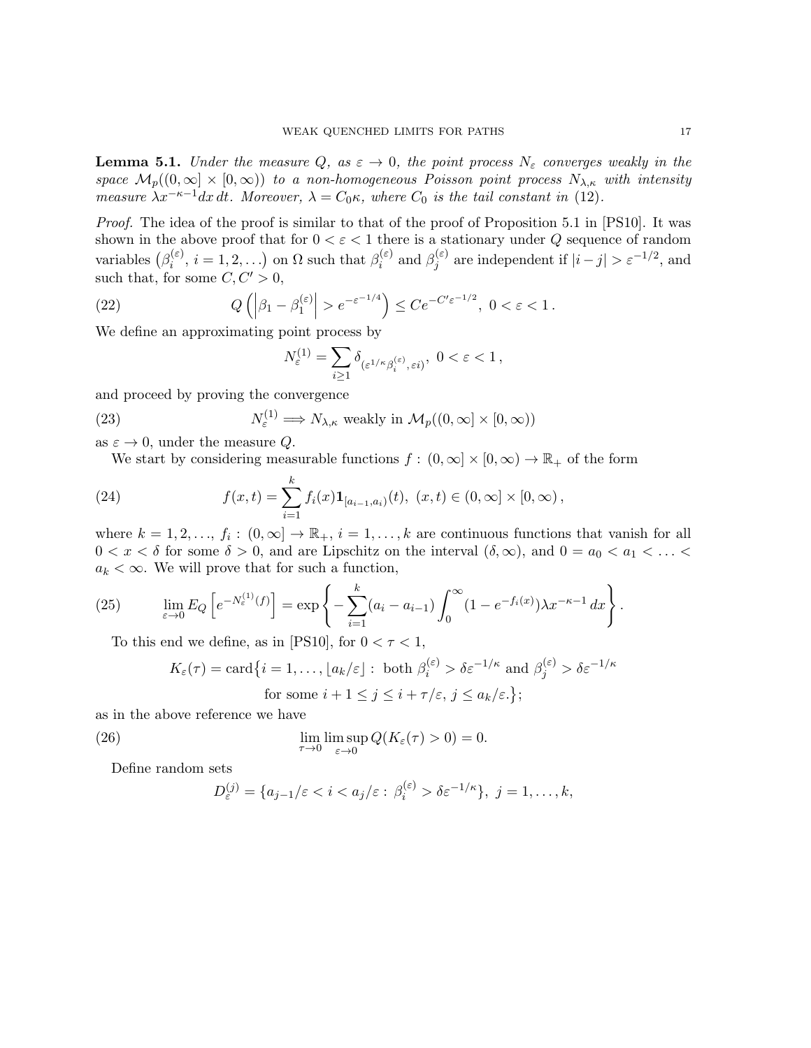**Lemma 5.1.** *Under the measure $Q$, as $\varepsilon \to 0$, the point process $N_\varepsilon$ converges weakly in the space $\mathcal{M}_p((0,\infty] \times [0,\infty))$ to a non-homogeneous Poisson point process $N_{\lambda,\kappa}$ with intensity measure $\lambda x^{-\kappa-1} dx\, dt$. Moreover, $\lambda = C_0 \kappa$, where $C_0$ is the tail constant in (12).*

*Proof.* The idea of the proof is similar to that of the proof of Proposition 5.1 in [PS10]. It was shown in the above proof that for $0 < \varepsilon < 1$ there is a stationary under $Q$ sequence of random variables $\left(\beta_i^{(\varepsilon)},\, i = 1, 2, \ldots\right)$ on $\Omega$ such that $\beta_i^{(\varepsilon)}$ and $\beta_j^{(\varepsilon)}$ are independent if $|i-j| > \varepsilon^{-1/2}$, and such that, for some $C, C' > 0$,

$$Q\left(\left|\beta_1 - \beta_1^{(\varepsilon)}\right| > e^{-\varepsilon^{-1/4}}\right) \le C e^{-C'\varepsilon^{-1/2}},\ 0 < \varepsilon < 1\,. \tag{22}$$

We define an approximating point process by

$$N_\varepsilon^{(1)} = \sum_{i \ge 1} \delta_{(\varepsilon^{1/\kappa}\beta_i^{(\varepsilon)},\, \varepsilon i)},\ 0 < \varepsilon < 1\,,$$

and proceed by proving the convergence

$$N_\varepsilon^{(1)} \Longrightarrow N_{\lambda,\kappa} \text{ weakly in } \mathcal{M}_p((0,\infty] \times [0,\infty)) \tag{23}$$

as $\varepsilon \to 0$, under the measure $Q$.

We start by considering measurable functions $f : (0,\infty] \times [0,\infty) \to \mathbb{R}_+$ of the form

$$f(x,t) = \sum_{i=1}^{k} f_i(x) \mathbf{1}_{[a_{i-1},a_i)}(t),\ (x,t) \in (0,\infty] \times [0,\infty)\,, \tag{24}$$

where $k = 1, 2, \ldots$, $f_i : (0,\infty] \to \mathbb{R}_+$, $i = 1, \ldots, k$ are continuous functions that vanish for all $0 < x < \delta$ for some $\delta > 0$, and are Lipschitz on the interval $(\delta, \infty)$, and $0 = a_0 < a_1 < \ldots < a_k < \infty$. We will prove that for such a function,

$$\lim_{\varepsilon \to 0} E_Q\left[e^{-N_\varepsilon^{(1)}(f)}\right] = \exp\left\{ -\sum_{i=1}^{k} (a_i - a_{i-1}) \int_0^\infty (1 - e^{-f_i(x)}) \lambda x^{-\kappa-1}\, dx \right\}. \tag{25}$$

To this end we define, as in [PS10], for $0 < \tau < 1$,

$$K_\varepsilon(\tau) = \operatorname{card}\big\{ i = 1, \ldots, \lfloor a_k/\varepsilon \rfloor :\ \text{both } \beta_i^{(\varepsilon)} > \delta\varepsilon^{-1/\kappa} \text{ and } \beta_j^{(\varepsilon)} > \delta\varepsilon^{-1/\kappa}$$
$$\text{for some } i+1 \le j \le i + \tau/\varepsilon,\ j \le a_k/\varepsilon. \big\};$$

as in the above reference we have

$$\lim_{\tau \to 0} \limsup_{\varepsilon \to 0} Q(K_\varepsilon(\tau) > 0) = 0. \tag{26}$$

Define random sets

$$D_\varepsilon^{(j)} = \{ a_{j-1}/\varepsilon < i < a_j/\varepsilon :\ \beta_i^{(\varepsilon)} > \delta\varepsilon^{-1/\kappa} \},\ j = 1, \ldots, k,$$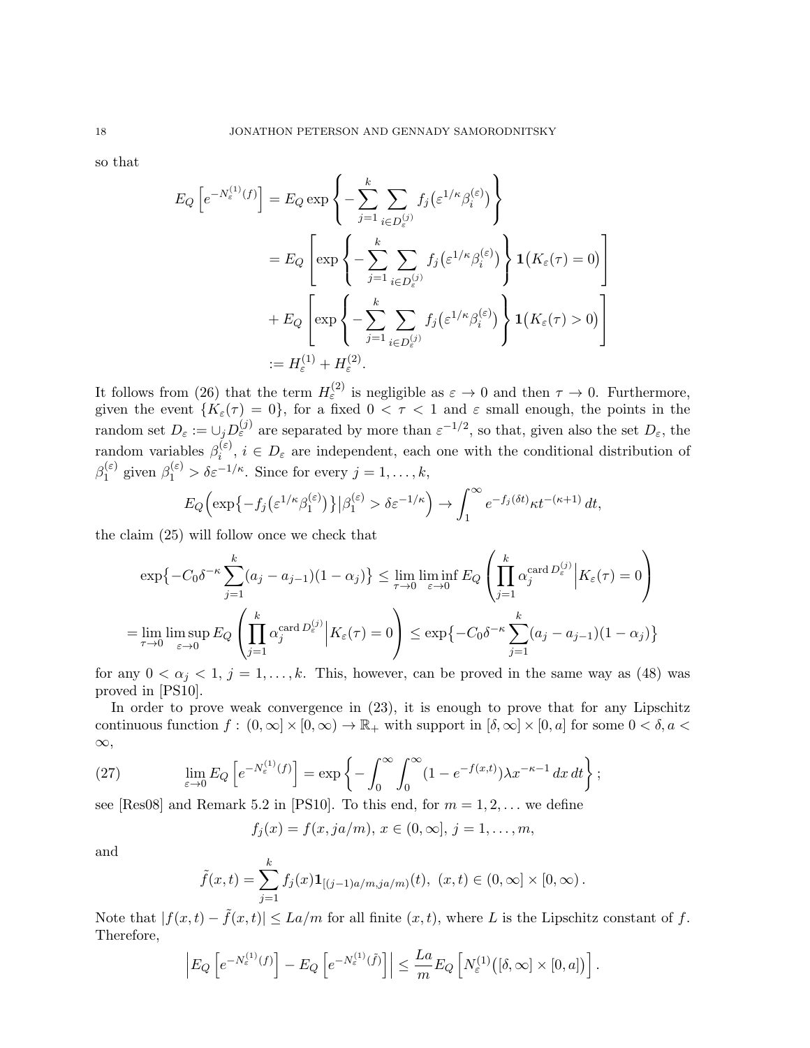so that

$$
\begin{aligned}
E_Q\left[e^{-N_\varepsilon^{(1)}(f)}\right] &= E_Q \exp\left\{-\sum_{j=1}^k \sum_{i\in D_\varepsilon^{(j)}} f_j\big(\varepsilon^{1/\kappa}\beta_i^{(\varepsilon)}\big)\right\} \\
&= E_Q\left[\exp\left\{-\sum_{j=1}^k \sum_{i\in D_\varepsilon^{(j)}} f_j\big(\varepsilon^{1/\kappa}\beta_i^{(\varepsilon)}\big)\right\}\mathbf{1}\big(K_\varepsilon(\tau)=0\big)\right] \\
&+ E_Q\left[\exp\left\{-\sum_{j=1}^k \sum_{i\in D_\varepsilon^{(j)}} f_j\big(\varepsilon^{1/\kappa}\beta_i^{(\varepsilon)}\big)\right\}\mathbf{1}\big(K_\varepsilon(\tau)>0\big)\right] \\
&:= H_\varepsilon^{(1)} + H_\varepsilon^{(2)}.
\end{aligned}
$$

It follows from (26) that the term $H_\varepsilon^{(2)}$ is negligible as $\varepsilon\to 0$ and then $\tau\to 0$. Furthermore, given the event $\{K_\varepsilon(\tau)=0\}$, for a fixed $0<\tau<1$ and $\varepsilon$ small enough, the points in the random set $D_\varepsilon := \cup_j D_\varepsilon^{(j)}$ are separated by more than $\varepsilon^{-1/2}$, so that, given also the set $D_\varepsilon$, the random variables $\beta_i^{(\varepsilon)}$, $i\in D_\varepsilon$ are independent, each one with the conditional distribution of $\beta_1^{(\varepsilon)}$ given $\beta_1^{(\varepsilon)} > \delta\varepsilon^{-1/\kappa}$. Since for every $j=1,\dots,k$,

$$
E_Q\Big(\exp\big\{-f_j\big(\varepsilon^{1/\kappa}\beta_1^{(\varepsilon)}\big)\big\}\big|\beta_1^{(\varepsilon)} > \delta\varepsilon^{-1/\kappa}\Big) \to \int_1^\infty e^{-f_j(\delta t)}\kappa t^{-(\kappa+1)}\,dt,
$$

the claim (25) will follow once we check that

$$
\begin{aligned}
\exp\big\{-C_0\delta^{-\kappa}\sum_{j=1}^k (a_j-a_{j-1})(1-\alpha_j)\big\} &\le \lim_{\tau\to 0}\liminf_{\varepsilon\to 0} E_Q\left(\prod_{j=1}^k \alpha_j^{\operatorname{card} D_\varepsilon^{(j)}}\Big|K_\varepsilon(\tau)=0\right) \\
= \lim_{\tau\to 0}\limsup_{\varepsilon\to 0} E_Q\left(\prod_{j=1}^k \alpha_j^{\operatorname{card} D_\varepsilon^{(j)}}\Big|K_\varepsilon(\tau)=0\right) &\le \exp\big\{-C_0\delta^{-\kappa}\sum_{j=1}^k (a_j-a_{j-1})(1-\alpha_j)\big\}
\end{aligned}
$$

for any $0<\alpha_j<1$, $j=1,\dots,k$. This, however, can be proved in the same way as (48) was proved in [PS10].

In order to prove weak convergence in (23), it is enough to prove that for any Lipschitz continuous function $f:(0,\infty]\times[0,\infty)\to\mathbb{R}_+$ with support in $[\delta,\infty]\times[0,a]$ for some $0<\delta,a<\infty$,

$$
\lim_{\varepsilon\to 0} E_Q\left[e^{-N_\varepsilon^{(1)}(f)}\right] = \exp\left\{-\int_0^\infty\int_0^\infty (1-e^{-f(x,t)})\lambda x^{-\kappa-1}\,dx\,dt\right\}; \tag{27}
$$

see [Res08] and Remark 5.2 in [PS10]. To this end, for $m=1,2,\dots$ we define

$$
f_j(x) = f(x, ja/m),\ x\in(0,\infty],\ j=1,\dots,m,
$$

and

$$
\tilde f(x,t) = \sum_{j=1}^k f_j(x)\mathbf{1}_{[(j-1)a/m,\,ja/m)}(t),\ (x,t)\in(0,\infty]\times[0,\infty).
$$

Note that $|f(x,t)-\tilde f(x,t)|\le La/m$ for all finite $(x,t)$, where $L$ is the Lipschitz constant of $f$. Therefore,

$$
\left|E_Q\left[e^{-N_\varepsilon^{(1)}(f)}\right] - E_Q\left[e^{-N_\varepsilon^{(1)}(\tilde f)}\right]\right| \le \frac{La}{m}E_Q\left[N_\varepsilon^{(1)}\big([\delta,\infty]\times[0,a]\big)\right].
$$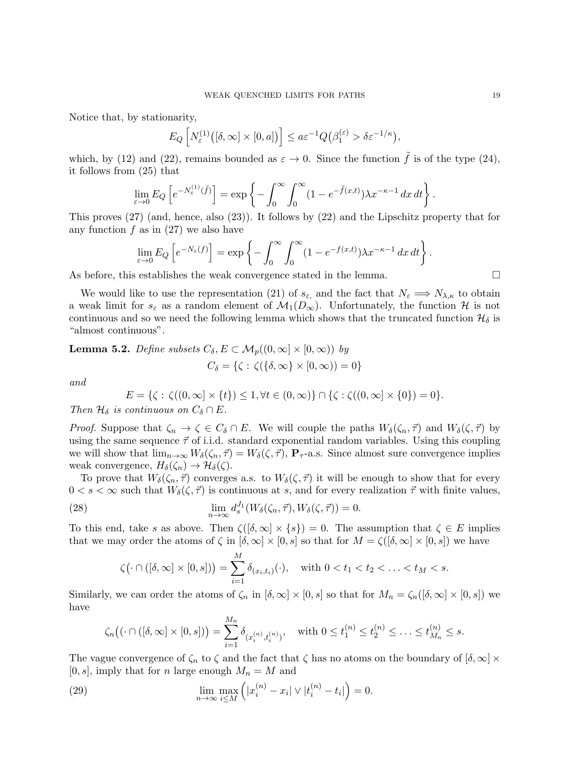Notice that, by stationarity,

$$E_Q\left[N_\varepsilon^{(1)}\big([\delta,\infty]\times[0,a]\big)\right]\le a\varepsilon^{-1}Q\big(\beta_1^{(\varepsilon)}>\delta\varepsilon^{-1/\kappa}\big),$$

which, by (12) and (22), remains bounded as $\varepsilon\to 0$. Since the function $\tilde f$ is of the type (24), it follows from (25) that

$$\lim_{\varepsilon\to 0}E_Q\left[e^{-N_\varepsilon^{(1)}(\tilde f)}\right]=\exp\left\{-\int_0^\infty\int_0^\infty(1-e^{-\tilde f(x,t)})\lambda x^{-\kappa-1}\,dx\,dt\right\}.$$

This proves (27) (and, hence, also (23)). It follows by (22) and the Lipschitz property that for any function $f$ as in (27) we also have

$$\lim_{\varepsilon\to 0}E_Q\left[e^{-N_\varepsilon(f)}\right]=\exp\left\{-\int_0^\infty\int_0^\infty(1-e^{-f(x,t)})\lambda x^{-\kappa-1}\,dx\,dt\right\}.$$

As before, this establishes the weak convergence stated in the lemma. $\square$

We would like to use the representation (21) of $s_\varepsilon$, and the fact that $N_\varepsilon\Longrightarrow N_{\lambda,\kappa}$ to obtain a weak limit for $s_\varepsilon$ as a random element of $\mathcal{M}_1(D_\infty)$. Unfortunately, the function $\mathcal{H}$ is not continuous and so we need the following lemma which shows that the truncated function $\mathcal{H}_\delta$ is "almost continuous".

**Lemma 5.2.** *Define subsets $C_\delta, E\subset\mathcal{M}_p((0,\infty]\times[0,\infty))$ by*

$$C_\delta=\{\zeta:\,\zeta(\{\delta,\infty\}\times[0,\infty))=0\}$$

*and*

$$E=\{\zeta:\,\zeta((0,\infty]\times\{t\})\le 1,\forall t\in(0,\infty)\}\cap\{\zeta:\zeta((0,\infty]\times\{0\})=0\}.$$

*Then $\mathcal{H}_\delta$ is continuous on $C_\delta\cap E$.*

*Proof.* Suppose that $\zeta_n\to\zeta\in C_\delta\cap E$. We will couple the paths $W_\delta(\zeta_n,\vec\tau)$ and $W_\delta(\zeta,\vec\tau)$ by using the same sequence $\vec\tau$ of i.i.d. standard exponential random variables. Using this coupling we will show that $\lim_{n\to\infty}W_\delta(\zeta_n,\vec\tau)=W_\delta(\zeta,\vec\tau)$, $\mathbf{P}_\tau$-a.s. Since almost sure convergence implies weak convergence, $H_\delta(\zeta_n)\to\mathcal{H}_\delta(\zeta)$.

To prove that $W_\delta(\zeta_n,\vec\tau)$ converges a.s. to $W_\delta(\zeta,\vec\tau)$ it will be enough to show that for every $0<s<\infty$ such that $W_\delta(\zeta,\vec\tau)$ is continuous at $s$, and for every realization $\vec\tau$ with finite values,

$$\lim_{n\to\infty}d_s^{J_1}(W_\delta(\zeta_n,\vec\tau),W_\delta(\zeta,\vec\tau))=0. \tag{28}$$

To this end, take $s$ as above. Then $\zeta([\delta,\infty]\times\{s\})=0$. The assumption that $\zeta\in E$ implies that we may order the atoms of $\zeta$ in $[\delta,\infty]\times[0,s]$ so that for $M=\zeta([\delta,\infty]\times[0,s])$ we have

$$\zeta\big(\cdot\cap([\delta,\infty]\times[0,s])\big)=\sum_{i=1}^M\delta_{(x_i,t_i)}(\cdot),\quad\text{with } 0<t_1<t_2<\ldots<t_M<s.$$

Similarly, we can order the atoms of $\zeta_n$ in $[\delta,\infty]\times[0,s]$ so that for $M_n=\zeta_n([\delta,\infty]\times[0,s])$ we have

$$\zeta_n\big(\cdot\cap([\delta,\infty]\times[0,s])\big)=\sum_{i=1}^{M_n}\delta_{(x_i^{(n)},t_i^{(n)})},\quad\text{with } 0\le t_1^{(n)}\le t_2^{(n)}\le\ldots\le t_{M_n}^{(n)}\le s.$$

The vague convergence of $\zeta_n$ to $\zeta$ and the fact that $\zeta$ has no atoms on the boundary of $[\delta,\infty]\times[0,s]$, imply that for $n$ large enough $M_n=M$ and

$$\lim_{n\to\infty}\max_{i\le M}\Big(|x_i^{(n)}-x_i|\vee|t_i^{(n)}-t_i|\Big)=0. \tag{29}$$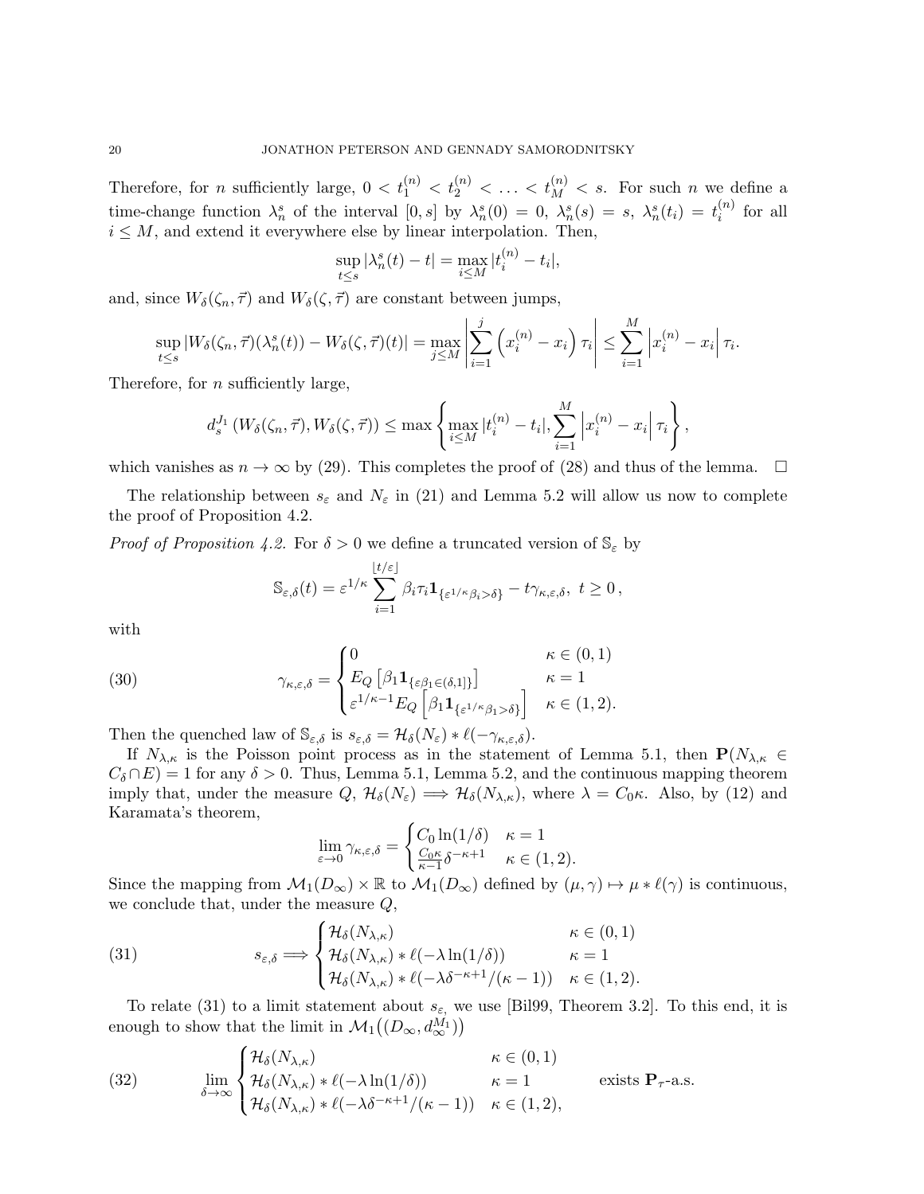Therefore, for $n$ sufficiently large, $0 < t_1^{(n)} < t_2^{(n)} < \ldots < t_M^{(n)} < s$. For such $n$ we define a time-change function $\lambda_n^s$ of the interval $[0,s]$ by $\lambda_n^s(0) = 0$, $\lambda_n^s(s) = s$, $\lambda_n^s(t_i) = t_i^{(n)}$ for all $i \leq M$, and extend it everywhere else by linear interpolation. Then,

$$\sup_{t \leq s} |\lambda_n^s(t) - t| = \max_{i \leq M} |t_i^{(n)} - t_i|,$$

and, since $W_\delta(\zeta_n, \vec{\tau})$ and $W_\delta(\zeta, \vec{\tau})$ are constant between jumps,

$$\sup_{t \leq s} |W_\delta(\zeta_n, \vec{\tau})(\lambda_n^s(t)) - W_\delta(\zeta, \vec{\tau})(t)| = \max_{j \leq M} \left| \sum_{i=1}^{j} \left( x_i^{(n)} - x_i \right) \tau_i \right| \leq \sum_{i=1}^{M} \left| x_i^{(n)} - x_i \right| \tau_i.$$

Therefore, for $n$ sufficiently large,

$$d_s^{J_1}\left(W_\delta(\zeta_n, \vec{\tau}), W_\delta(\zeta, \vec{\tau})\right) \leq \max\left\{ \max_{i \leq M} |t_i^{(n)} - t_i|, \sum_{i=1}^{M} \left| x_i^{(n)} - x_i \right| \tau_i \right\},$$

which vanishes as $n \to \infty$ by (29). This completes the proof of (28) and thus of the lemma. $\square$

The relationship between $s_\varepsilon$ and $N_\varepsilon$ in (21) and Lemma 5.2 will allow us now to complete the proof of Proposition 4.2.

*Proof of Proposition 4.2.* For $\delta > 0$ we define a truncated version of $\mathbb{S}_\varepsilon$ by

$$\mathbb{S}_{\varepsilon,\delta}(t) = \varepsilon^{1/\kappa} \sum_{i=1}^{\lfloor t/\varepsilon \rfloor} \beta_i \tau_i \mathbf{1}_{\{\varepsilon^{1/\kappa}\beta_i > \delta\}} - t\gamma_{\kappa,\varepsilon,\delta}, \; t \geq 0,$$

with

$$\gamma_{\kappa,\varepsilon,\delta} = \begin{cases} 0 & \kappa \in (0,1) \\ E_Q\left[\beta_1 \mathbf{1}_{\{\varepsilon\beta_1 \in (\delta,1]\}}\right] & \kappa = 1 \\ \varepsilon^{1/\kappa - 1} E_Q\left[\beta_1 \mathbf{1}_{\{\varepsilon^{1/\kappa}\beta_1 > \delta\}}\right] & \kappa \in (1,2). \end{cases} \tag{30}$$

Then the quenched law of $\mathbb{S}_{\varepsilon,\delta}$ is $s_{\varepsilon,\delta} = \mathcal{H}_\delta(N_\varepsilon) * \ell(-\gamma_{\kappa,\varepsilon,\delta})$.

If $N_{\lambda,\kappa}$ is the Poisson point process as in the statement of Lemma 5.1, then $\mathbf{P}(N_{\lambda,\kappa} \in C_\delta \cap E) = 1$ for any $\delta > 0$. Thus, Lemma 5.1, Lemma 5.2, and the continuous mapping theorem imply that, under the measure $Q$, $\mathcal{H}_\delta(N_\varepsilon) \Longrightarrow \mathcal{H}_\delta(N_{\lambda,\kappa})$, where $\lambda = C_0\kappa$. Also, by (12) and Karamata's theorem,

$$\lim_{\varepsilon \to 0} \gamma_{\kappa,\varepsilon,\delta} = \begin{cases} C_0 \ln(1/\delta) & \kappa = 1 \\ \frac{C_0\kappa}{\kappa - 1}\delta^{-\kappa+1} & \kappa \in (1,2). \end{cases}$$

Since the mapping from $\mathcal{M}_1(D_\infty) \times \mathbb{R}$ to $\mathcal{M}_1(D_\infty)$ defined by $(\mu, \gamma) \mapsto \mu * \ell(\gamma)$ is continuous, we conclude that, under the measure $Q$,

$$s_{\varepsilon,\delta} \Longrightarrow \begin{cases} \mathcal{H}_\delta(N_{\lambda,\kappa}) & \kappa \in (0,1) \\ \mathcal{H}_\delta(N_{\lambda,\kappa}) * \ell(-\lambda\ln(1/\delta)) & \kappa = 1 \\ \mathcal{H}_\delta(N_{\lambda,\kappa}) * \ell(-\lambda\delta^{-\kappa+1}/(\kappa-1)) & \kappa \in (1,2). \end{cases} \tag{31}$$

To relate (31) to a limit statement about $s_\varepsilon$, we use [Bil99, Theorem 3.2]. To this end, it is enough to show that the limit in $\mathcal{M}_1\big((D_\infty, d_\infty^{M_1})\big)$

$$\lim_{\delta \to \infty} \begin{cases} \mathcal{H}_\delta(N_{\lambda,\kappa}) & \kappa \in (0,1) \\ \mathcal{H}_\delta(N_{\lambda,\kappa}) * \ell(-\lambda\ln(1/\delta)) & \kappa = 1 \\ \mathcal{H}_\delta(N_{\lambda,\kappa}) * \ell(-\lambda\delta^{-\kappa+1}/(\kappa-1)) & \kappa \in (1,2), \end{cases} \quad \text{exists } \mathbf{P}_\tau\text{-a.s.} \tag{32}$$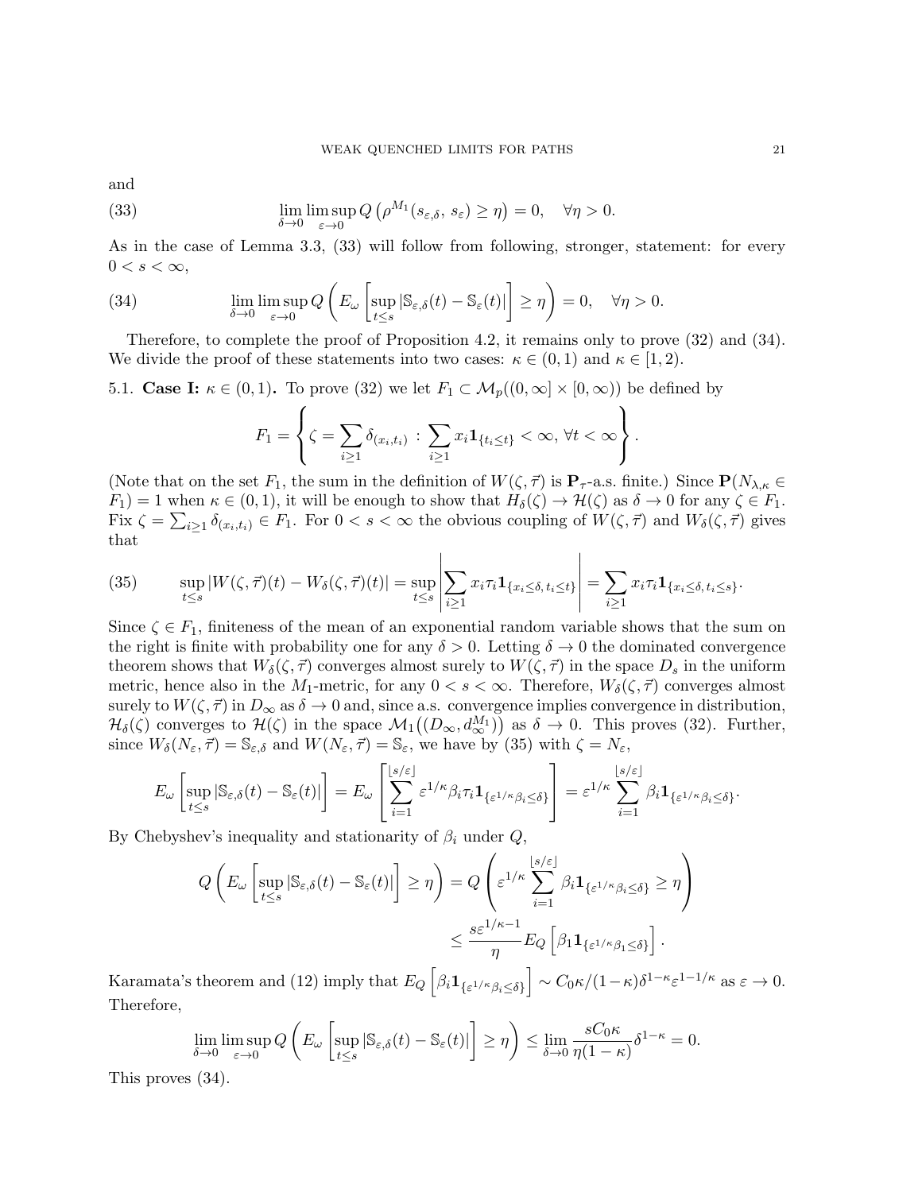and

$$
\lim_{\delta\to 0}\limsup_{\varepsilon\to 0} Q\left(\rho^{M_1}(s_{\varepsilon,\delta},\, s_\varepsilon) \geq \eta\right) = 0, \quad \forall \eta > 0. \tag{33}
$$

As in the case of Lemma 3.3, (33) will follow from following, stronger, statement: for every $0 < s < \infty$,

$$
\lim_{\delta\to 0}\limsup_{\varepsilon\to 0} Q\left(E_\omega\left[\sup_{t\leq s}|\mathbb{S}_{\varepsilon,\delta}(t) - \mathbb{S}_\varepsilon(t)|\right] \geq \eta\right) = 0, \quad \forall \eta > 0. \tag{34}
$$

Therefore, to complete the proof of Proposition 4.2, it remains only to prove (32) and (34). We divide the proof of these statements into two cases: $\kappa \in (0,1)$ and $\kappa \in [1,2)$.

**5.1. Case I: $\kappa \in (0,1)$.** To prove (32) we let $F_1 \subset \mathcal{M}_p((0,\infty]\times[0,\infty))$ be defined by

$$
F_1 = \left\{ \zeta = \sum_{i\geq 1} \delta_{(x_i,t_i)} \,:\, \sum_{i\geq 1} x_i \mathbf{1}_{\{t_i\leq t\}} < \infty,\ \forall t < \infty \right\}.
$$

(Note that on the set $F_1$, the sum in the definition of $W(\zeta,\vec{\tau})$ is $\mathbf{P}_\tau$-a.s. finite.) Since $\mathbf{P}(N_{\lambda,\kappa} \in F_1) = 1$ when $\kappa \in (0,1)$, it will be enough to show that $H_\delta(\zeta) \to \mathcal{H}(\zeta)$ as $\delta \to 0$ for any $\zeta \in F_1$. Fix $\zeta = \sum_{i\geq 1}\delta_{(x_i,t_i)} \in F_1$. For $0 < s < \infty$ the obvious coupling of $W(\zeta,\vec{\tau})$ and $W_\delta(\zeta,\vec{\tau})$ gives that

$$
\sup_{t\leq s}|W(\zeta,\vec{\tau})(t) - W_\delta(\zeta,\vec{\tau})(t)| = \sup_{t\leq s}\left|\sum_{i\geq 1} x_i\tau_i \mathbf{1}_{\{x_i\leq\delta,\, t_i\leq t\}}\right| = \sum_{i\geq 1} x_i\tau_i\mathbf{1}_{\{x_i\leq\delta,\, t_i\leq s\}}. \tag{35}
$$

Since $\zeta \in F_1$, finiteness of the mean of an exponential random variable shows that the sum on the right is finite with probability one for any $\delta > 0$. Letting $\delta \to 0$ the dominated convergence theorem shows that $W_\delta(\zeta,\vec{\tau})$ converges almost surely to $W(\zeta,\vec{\tau})$ in the space $D_s$ in the uniform metric, hence also in the $M_1$-metric, for any $0 < s < \infty$. Therefore, $W_\delta(\zeta,\vec{\tau})$ converges almost surely to $W(\zeta,\vec{\tau})$ in $D_\infty$ as $\delta \to 0$ and, since a.s. convergence implies convergence in distribution, $\mathcal{H}_\delta(\zeta)$ converges to $\mathcal{H}(\zeta)$ in the space $\mathcal{M}_1\big((D_\infty, d_\infty^{M_1})\big)$ as $\delta \to 0$. This proves (32). Further, since $W_\delta(N_\varepsilon,\vec{\tau}) = \mathbb{S}_{\varepsilon,\delta}$ and $W(N_\varepsilon,\vec{\tau}) = \mathbb{S}_\varepsilon$, we have by (35) with $\zeta = N_\varepsilon$,

$$
E_\omega\left[\sup_{t\leq s}|\mathbb{S}_{\varepsilon,\delta}(t) - \mathbb{S}_\varepsilon(t)|\right] = E_\omega\left[\sum_{i=1}^{\lfloor s/\varepsilon\rfloor} \varepsilon^{1/\kappa}\beta_i\tau_i\mathbf{1}_{\{\varepsilon^{1/\kappa}\beta_i\leq\delta\}}\right] = \varepsilon^{1/\kappa}\sum_{i=1}^{\lfloor s/\varepsilon\rfloor}\beta_i\mathbf{1}_{\{\varepsilon^{1/\kappa}\beta_i\leq\delta\}}.
$$

By Chebyshev's inequality and stationarity of $\beta_i$ under $Q$,

$$
\begin{aligned}
Q\left(E_\omega\left[\sup_{t\leq s}|\mathbb{S}_{\varepsilon,\delta}(t) - \mathbb{S}_\varepsilon(t)|\right] \geq \eta\right) &= Q\left(\varepsilon^{1/\kappa}\sum_{i=1}^{\lfloor s/\varepsilon\rfloor}\beta_i\mathbf{1}_{\{\varepsilon^{1/\kappa}\beta_i\leq\delta\}} \geq \eta\right) \\
&\leq \frac{s\varepsilon^{1/\kappa-1}}{\eta} E_Q\left[\beta_1\mathbf{1}_{\{\varepsilon^{1/\kappa}\beta_1\leq\delta\}}\right].
\end{aligned}
$$

Karamata's theorem and (12) imply that $E_Q\left[\beta_i\mathbf{1}_{\{\varepsilon^{1/\kappa}\beta_i\leq\delta\}}\right] \sim C_0\kappa/(1-\kappa)\delta^{1-\kappa}\varepsilon^{1-1/\kappa}$ as $\varepsilon \to 0$. Therefore,

$$
\lim_{\delta\to 0}\limsup_{\varepsilon\to 0} Q\left(E_\omega\left[\sup_{t\leq s}|\mathbb{S}_{\varepsilon,\delta}(t) - \mathbb{S}_\varepsilon(t)|\right] \geq \eta\right) \leq \lim_{\delta\to 0}\frac{sC_0\kappa}{\eta(1-\kappa)}\delta^{1-\kappa} = 0.
$$

This proves (34).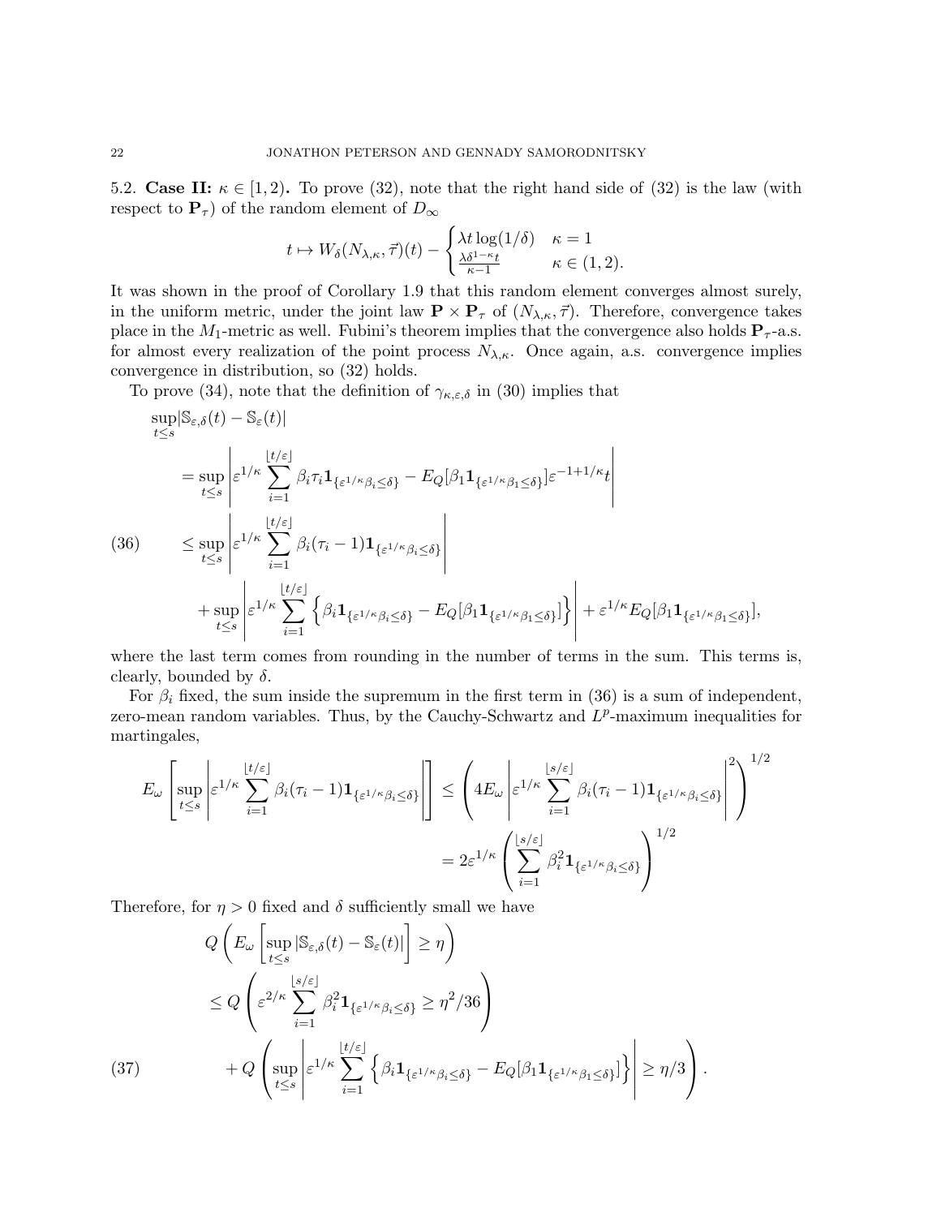5.2. **Case II:** $\kappa \in [1,2)$**.** To prove (32), note that the right hand side of (32) is the law (with respect to $\mathbf{P}_\tau$) of the random element of $D_\infty$

$$t \mapsto W_\delta(N_{\lambda,\kappa}, \vec{\tau})(t) - \begin{cases} \lambda t \log(1/\delta) & \kappa = 1 \\ \frac{\lambda \delta^{1-\kappa} t}{\kappa - 1} & \kappa \in (1,2). \end{cases}$$

It was shown in the proof of Corollary 1.9 that this random element converges almost surely, in the uniform metric, under the joint law $\mathbf{P} \times \mathbf{P}_\tau$ of $(N_{\lambda,\kappa}, \vec{\tau})$. Therefore, convergence takes place in the $M_1$-metric as well. Fubini's theorem implies that the convergence also holds $\mathbf{P}_\tau$-a.s. for almost every realization of the point process $N_{\lambda,\kappa}$. Once again, a.s. convergence implies convergence in distribution, so (32) holds.

To prove (34), note that the definition of $\gamma_{\kappa,\varepsilon,\delta}$ in (30) implies that

$$\begin{aligned}
&\sup_{t\le s} |\mathbb{S}_{\varepsilon,\delta}(t) - \mathbb{S}_\varepsilon(t)| \\
&= \sup_{t \le s} \left| \varepsilon^{1/\kappa} \sum_{i=1}^{\lfloor t/\varepsilon \rfloor} \beta_i \tau_i \mathbf{1}_{\{\varepsilon^{1/\kappa}\beta_i \le \delta\}} - E_Q[\beta_1 \mathbf{1}_{\{\varepsilon^{1/\kappa}\beta_1 \le \delta\}}] \varepsilon^{-1+1/\kappa} t \right| \\
&\le \sup_{t\le s} \left| \varepsilon^{1/\kappa} \sum_{i=1}^{\lfloor t/\varepsilon \rfloor} \beta_i (\tau_i - 1) \mathbf{1}_{\{\varepsilon^{1/\kappa}\beta_i \le \delta\}} \right| \\
&\quad + \sup_{t\le s} \left| \varepsilon^{1/\kappa} \sum_{i=1}^{\lfloor t/\varepsilon \rfloor} \left\{ \beta_i \mathbf{1}_{\{\varepsilon^{1/\kappa}\beta_i \le \delta\}} - E_Q[\beta_1 \mathbf{1}_{\{\varepsilon^{1/\kappa}\beta_1 \le \delta\}}] \right\} \right| + \varepsilon^{1/\kappa} E_Q[\beta_1 \mathbf{1}_{\{\varepsilon^{1/\kappa}\beta_1 \le \delta\}}],
\end{aligned} \tag{36}$$

where the last term comes from rounding in the number of terms in the sum. This terms is, clearly, bounded by $\delta$.

For $\beta_i$ fixed, the sum inside the supremum in the first term in (36) is a sum of independent, zero-mean random variables. Thus, by the Cauchy-Schwartz and $L^p$-maximum inequalities for martingales,

$$\begin{aligned}
E_\omega\left[ \sup_{t\le s} \left| \varepsilon^{1/\kappa} \sum_{i=1}^{\lfloor t/\varepsilon \rfloor} \beta_i(\tau_i - 1) \mathbf{1}_{\{\varepsilon^{1/\kappa}\beta_i \le \delta\}} \right| \right] &\le \left( 4 E_\omega \left| \varepsilon^{1/\kappa} \sum_{i=1}^{\lfloor s/\varepsilon \rfloor} \beta_i (\tau_i - 1) \mathbf{1}_{\{\varepsilon^{1/\kappa}\beta_i \le \delta\}} \right|^2 \right)^{1/2} \\
&= 2\varepsilon^{1/\kappa} \left( \sum_{i=1}^{\lfloor s/\varepsilon \rfloor} \beta_i^2 \mathbf{1}_{\{\varepsilon^{1/\kappa}\beta_i \le \delta\}} \right)^{1/2}
\end{aligned}$$

Therefore, for $\eta > 0$ fixed and $\delta$ sufficiently small we have

$$\begin{aligned}
&Q\left( E_\omega \left[ \sup_{t\le s} |\mathbb{S}_{\varepsilon,\delta}(t) - \mathbb{S}_\varepsilon(t)| \right] \ge \eta \right) \\
&\le Q\left( \varepsilon^{2/\kappa} \sum_{i=1}^{\lfloor s/\varepsilon \rfloor} \beta_i^2 \mathbf{1}_{\{\varepsilon^{1/\kappa}\beta_i \le \delta\}} \ge \eta^2/36 \right) \\
&\quad + Q\left( \sup_{t \le s} \left| \varepsilon^{1/\kappa} \sum_{i=1}^{\lfloor t/\varepsilon \rfloor} \left\{ \beta_i \mathbf{1}_{\{\varepsilon^{1/\kappa}\beta_i \le \delta\}} - E_Q[\beta_1 \mathbf{1}_{\{\varepsilon^{1/\kappa}\beta_1 \le \delta\}}] \right\} \right| \ge \eta/3 \right).
\end{aligned} \tag{37}$$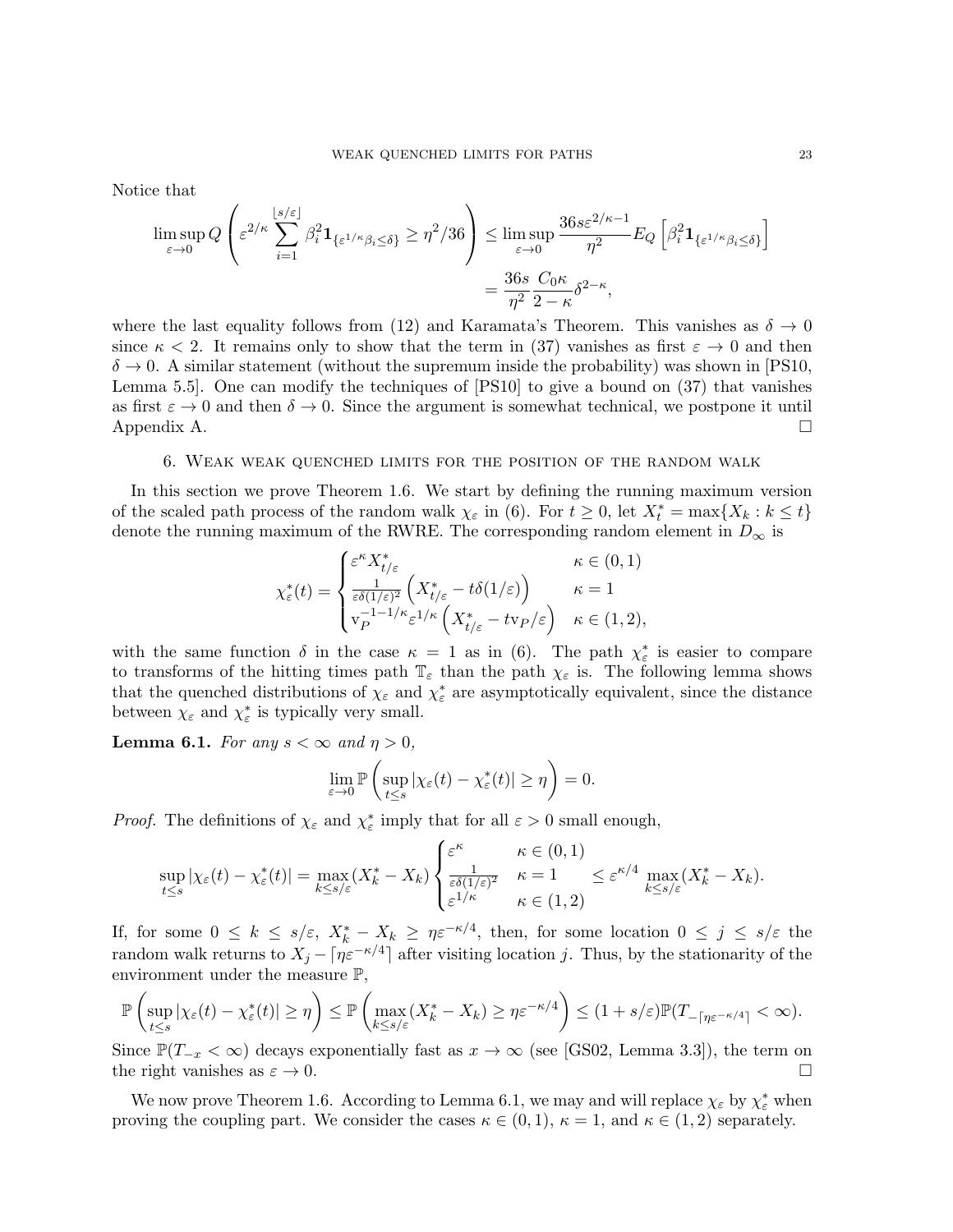Notice that

$$\limsup_{\varepsilon\to 0} Q\left( \varepsilon^{2/\kappa} \sum_{i=1}^{\lfloor s/\varepsilon \rfloor} \beta_i^2 \mathbf{1}_{\{\varepsilon^{1/\kappa}\beta_i \le \delta\}} \ge \eta^2/36 \right) \le \limsup_{\varepsilon\to 0} \frac{36 s \varepsilon^{2/\kappa - 1}}{\eta^2} E_Q\left[ \beta_i^2 \mathbf{1}_{\{\varepsilon^{1/\kappa}\beta_i \le \delta\}} \right]$$
$$= \frac{36s}{\eta^2} \frac{C_0 \kappa}{2-\kappa} \delta^{2-\kappa},$$

where the last equality follows from (12) and Karamata's Theorem. This vanishes as $\delta \to 0$ since $\kappa < 2$. It remains only to show that the term in (37) vanishes as first $\varepsilon \to 0$ and then $\delta \to 0$. A similar statement (without the supremum inside the probability) was shown in [PS10, Lemma 5.5]. One can modify the techniques of [PS10] to give a bound on (37) that vanishes as first $\varepsilon \to 0$ and then $\delta \to 0$. Since the argument is somewhat technical, we postpone it until Appendix A. $\square$

## 6. Weak weak quenched limits for the position of the random walk

In this section we prove Theorem 1.6. We start by defining the running maximum version of the scaled path process of the random walk $\chi_\varepsilon$ in (6). For $t \ge 0$, let $X_t^* = \max\{X_k : k \le t\}$ denote the running maximum of the RWRE. The corresponding random element in $D_\infty$ is

$$\chi_\varepsilon^*(t) = \begin{cases} \varepsilon^\kappa X_{t/\varepsilon}^* & \kappa \in (0,1) \\ \frac{1}{\varepsilon \delta(1/\varepsilon)^2} \left( X_{t/\varepsilon}^* - t\delta(1/\varepsilon) \right) & \kappa = 1 \\ \mathrm{v}_P^{-1-1/\kappa} \varepsilon^{1/\kappa} \left( X_{t/\varepsilon}^* - t\mathrm{v}_P/\varepsilon \right) & \kappa \in (1,2), \end{cases}$$

with the same function $\delta$ in the case $\kappa = 1$ as in (6). The path $\chi_\varepsilon^*$ is easier to compare to transforms of the hitting times path $\mathbb{T}_\varepsilon$ than the path $\chi_\varepsilon$ is. The following lemma shows that the quenched distributions of $\chi_\varepsilon$ and $\chi_\varepsilon^*$ are asymptotically equivalent, since the distance between $\chi_\varepsilon$ and $\chi_\varepsilon^*$ is typically very small.

**Lemma 6.1.** *For any $s < \infty$ and $\eta > 0$,*

$$\lim_{\varepsilon \to 0} \mathbb{P}\left( \sup_{t \le s} |\chi_\varepsilon(t) - \chi_\varepsilon^*(t)| \ge \eta \right) = 0.$$

*Proof.* The definitions of $\chi_\varepsilon$ and $\chi_\varepsilon^*$ imply that for all $\varepsilon > 0$ small enough,

$$\sup_{t\le s} |\chi_\varepsilon(t) - \chi_\varepsilon^*(t)| = \max_{k \le s/\varepsilon} (X_k^* - X_k) \begin{cases} \varepsilon^\kappa & \kappa \in (0,1) \\ \frac{1}{\varepsilon\delta(1/\varepsilon)^2} & \kappa = 1 \\ \varepsilon^{1/\kappa} & \kappa \in (1,2) \end{cases} \le \varepsilon^{\kappa/4} \max_{k \le s/\varepsilon} (X_k^* - X_k).$$

If, for some $0 \le k \le s/\varepsilon$, $X_k^* - X_k \ge \eta \varepsilon^{-\kappa/4}$, then, for some location $0 \le j \le s/\varepsilon$ the random walk returns to $X_j - \lceil \eta \varepsilon^{-\kappa/4} \rceil$ after visiting location $j$. Thus, by the stationarity of the environment under the measure $\mathbb{P}$,

$$\mathbb{P}\left( \sup_{t \le s} |\chi_\varepsilon(t) - \chi_\varepsilon^*(t)| \ge \eta \right) \le \mathbb{P}\left( \max_{k \le s/\varepsilon} (X_k^* - X_k) \ge \eta \varepsilon^{-\kappa/4} \right) \le (1 + s/\varepsilon) \mathbb{P}(T_{-\lceil \eta \varepsilon^{-\kappa/4} \rceil} < \infty).$$

Since $\mathbb{P}(T_{-x} < \infty)$ decays exponentially fast as $x \to \infty$ (see [GS02, Lemma 3.3]), the term on the right vanishes as $\varepsilon \to 0$. $\square$

We now prove Theorem 1.6. According to Lemma 6.1, we may and will replace $\chi_\varepsilon$ by $\chi_\varepsilon^*$ when proving the coupling part. We consider the cases $\kappa \in (0,1)$, $\kappa = 1$, and $\kappa \in (1,2)$ separately.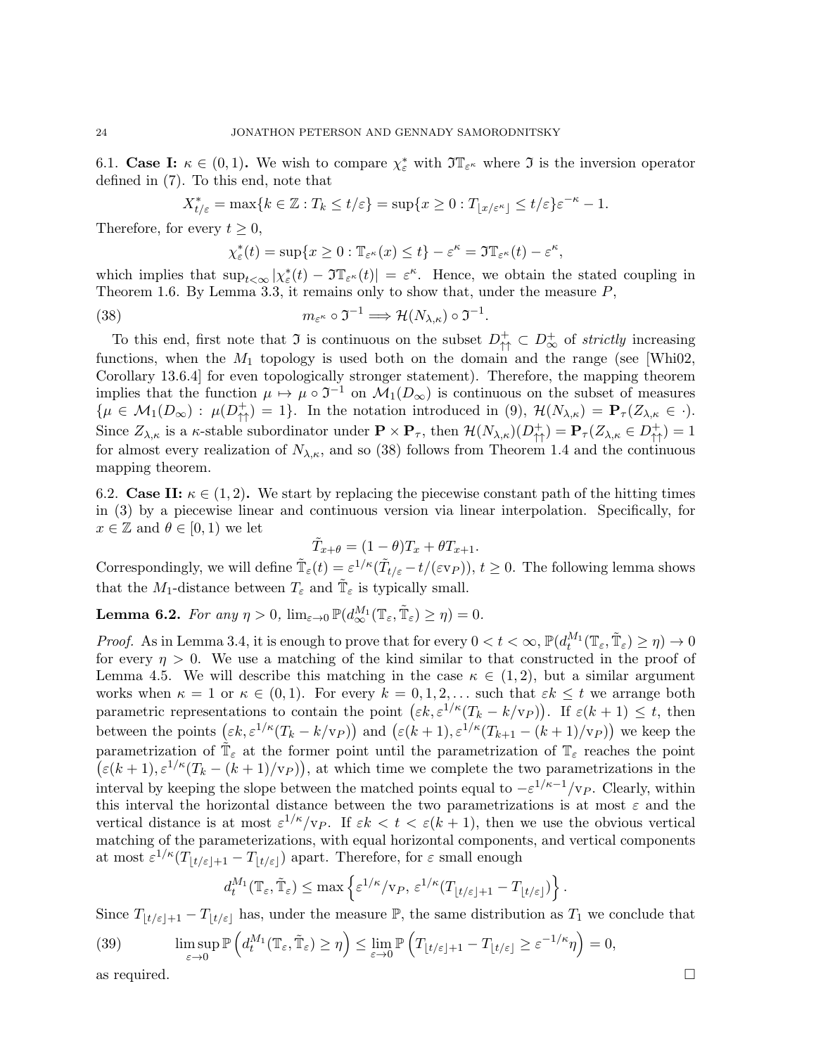6.1. **Case I:** $\kappa \in (0,1)$**.** We wish to compare $\chi_\varepsilon^*$ with $\mathfrak{I}\mathbb{T}_{\varepsilon^\kappa}$ where $\mathfrak{I}$ is the inversion operator defined in (7). To this end, note that

$$X^*_{t/\varepsilon} = \max\{k \in \mathbb{Z} : T_k \le t/\varepsilon\} = \sup\{x \ge 0 : T_{\lfloor x/\varepsilon^\kappa \rfloor} \le t/\varepsilon\}\varepsilon^{-\kappa} - 1.$$

Therefore, for every $t \ge 0$,

$$\chi_\varepsilon^*(t) = \sup\{x \ge 0 : \mathbb{T}_{\varepsilon^\kappa}(x) \le t\} - \varepsilon^\kappa = \mathfrak{I}\mathbb{T}_{\varepsilon^\kappa}(t) - \varepsilon^\kappa,$$

which implies that $\sup_{t<\infty} |\chi_\varepsilon^*(t) - \mathfrak{I}\mathbb{T}_{\varepsilon^\kappa}(t)| = \varepsilon^\kappa$. Hence, we obtain the stated coupling in Theorem 1.6. By Lemma 3.3, it remains only to show that, under the measure $P$,

$$m_{\varepsilon^\kappa} \circ \mathfrak{I}^{-1} \Longrightarrow \mathcal{H}(N_{\lambda,\kappa}) \circ \mathfrak{I}^{-1}. \tag{38}$$

To this end, first note that $\mathfrak{I}$ is continuous on the subset $D^+_{\uparrow\uparrow} \subset D^+_\infty$ of *strictly* increasing functions, when the $M_1$ topology is used both on the domain and the range (see [Whi02, Corollary 13.6.4] for even topologically stronger statement). Therefore, the mapping theorem implies that the function $\mu \mapsto \mu \circ \mathfrak{I}^{-1}$ on $\mathcal{M}_1(D_\infty)$ is continuous on the subset of measures $\{\mu \in \mathcal{M}_1(D_\infty) : \mu(D^+_{\uparrow\uparrow}) = 1\}$. In the notation introduced in (9), $\mathcal{H}(N_{\lambda,\kappa}) = \mathbf{P}_\tau(Z_{\lambda,\kappa} \in \cdot)$. Since $Z_{\lambda,\kappa}$ is a $\kappa$-stable subordinator under $\mathbf{P} \times \mathbf{P}_\tau$, then $\mathcal{H}(N_{\lambda,\kappa})(D^+_{\uparrow\uparrow}) = \mathbf{P}_\tau(Z_{\lambda,\kappa} \in D^+_{\uparrow\uparrow}) = 1$ for almost every realization of $N_{\lambda,\kappa}$, and so (38) follows from Theorem 1.4 and the continuous mapping theorem.

6.2. **Case II:** $\kappa \in (1,2)$**.** We start by replacing the piecewise constant path of the hitting times in (3) by a piecewise linear and continuous version via linear interpolation. Specifically, for $x \in \mathbb{Z}$ and $\theta \in [0,1)$ we let

$$\tilde{T}_{x+\theta} = (1-\theta)T_x + \theta T_{x+1}.$$

Correspondingly, we will define $\tilde{\mathbb{T}}_\varepsilon(t) = \varepsilon^{1/\kappa}(\tilde{T}_{t/\varepsilon} - t/(\varepsilon \mathrm{v}_P))$, $t \ge 0$. The following lemma shows that the $M_1$-distance between $T_\varepsilon$ and $\tilde{\mathbb{T}}_\varepsilon$ is typically small.

**Lemma 6.2.** *For any $\eta > 0$, $\lim_{\varepsilon\to 0} \mathbb{P}(d_\infty^{M_1}(\mathbb{T}_\varepsilon, \tilde{\mathbb{T}}_\varepsilon) \ge \eta) = 0$.*

*Proof.* As in Lemma 3.4, it is enough to prove that for every $0 < t < \infty$, $\mathbb{P}(d_t^{M_1}(\mathbb{T}_\varepsilon, \tilde{\mathbb{T}}_\varepsilon) \ge \eta) \to 0$ for every $\eta > 0$. We use a matching of the kind similar to that constructed in the proof of Lemma 4.5. We will describe this matching in the case $\kappa \in (1,2)$, but a similar argument works when $\kappa = 1$ or $\kappa \in (0,1)$. For every $k = 0,1,2,\ldots$ such that $\varepsilon k \le t$ we arrange both parametric representations to contain the point $\big(\varepsilon k, \varepsilon^{1/\kappa}(T_k - k/\mathrm{v}_P)\big)$. If $\varepsilon(k+1) \le t$, then between the points $\big(\varepsilon k, \varepsilon^{1/\kappa}(T_k - k/\mathrm{v}_P)\big)$ and $\big(\varepsilon(k+1), \varepsilon^{1/\kappa}(T_{k+1} - (k+1)/\mathrm{v}_P)\big)$ we keep the parametrization of $\tilde{\mathbb{T}}_\varepsilon$ at the former point until the parametrization of $\mathbb{T}_\varepsilon$ reaches the point $\big(\varepsilon(k+1), \varepsilon^{1/\kappa}(T_k - (k+1)/\mathrm{v}_P)\big)$, at which time we complete the two parametrizations in the interval by keeping the slope between the matched points equal to $-\varepsilon^{1/\kappa - 1}/\mathrm{v}_P$. Clearly, within this interval the horizontal distance between the two parametrizations is at most $\varepsilon$ and the vertical distance is at most $\varepsilon^{1/\kappa}/\mathrm{v}_P$. If $\varepsilon k < t < \varepsilon(k+1)$, then we use the obvious vertical matching of the parameterizations, with equal horizontal components, and vertical components at most $\varepsilon^{1/\kappa}(T_{\lfloor t/\varepsilon \rfloor + 1} - T_{\lfloor t/\varepsilon \rfloor})$ apart. Therefore, for $\varepsilon$ small enough

$$d_t^{M_1}(\mathbb{T}_\varepsilon, \tilde{\mathbb{T}}_\varepsilon) \le \max\left\{\varepsilon^{1/\kappa}/\mathrm{v}_P,\ \varepsilon^{1/\kappa}(T_{\lfloor t/\varepsilon \rfloor + 1} - T_{\lfloor t/\varepsilon \rfloor})\right\}.$$

Since $T_{\lfloor t/\varepsilon \rfloor + 1} - T_{\lfloor t/\varepsilon \rfloor}$ has, under the measure $\mathbb{P}$, the same distribution as $T_1$ we conclude that

$$\limsup_{\varepsilon \to 0} \mathbb{P}\left(d_t^{M_1}(\mathbb{T}_\varepsilon, \tilde{\mathbb{T}}_\varepsilon) \ge \eta\right) \le \lim_{\varepsilon \to 0} \mathbb{P}\left(T_{\lfloor t/\varepsilon \rfloor + 1} - T_{\lfloor t/\varepsilon \rfloor} \ge \varepsilon^{-1/\kappa}\eta\right) = 0, \tag{39}$$

as required. $\square$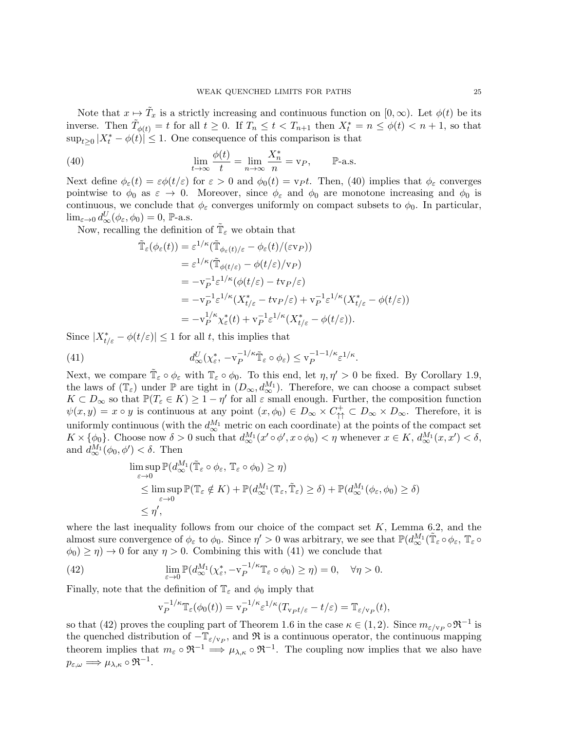Note that $x \mapsto \tilde{T}_x$ is a strictly increasing and continuous function on $[0,\infty)$. Let $\phi(t)$ be its inverse. Then $\tilde{T}_{\phi(t)} = t$ for all $t \geq 0$. If $T_n \leq t < T_{n+1}$ then $X^*_t = n \leq \phi(t) < n+1$, so that $\sup_{t\geq 0} |X^*_t - \phi(t)| \leq 1$. One consequence of this comparison is that

$$\lim_{t\to\infty} \frac{\phi(t)}{t} = \lim_{n\to\infty} \frac{X^*_n}{n} = \mathrm{v}_P, \qquad \mathbb{P}\text{-a.s.} \tag{40}$$

Next define $\phi_\varepsilon(t) = \varepsilon\phi(t/\varepsilon)$ for $\varepsilon > 0$ and $\phi_0(t) = \mathrm{v}_P t$. Then, (40) implies that $\phi_\varepsilon$ converges pointwise to $\phi_0$ as $\varepsilon \to 0$. Moreover, since $\phi_\varepsilon$ and $\phi_0$ are monotone increasing and $\phi_0$ is continuous, we conclude that $\phi_\varepsilon$ converges uniformly on compact subsets to $\phi_0$. In particular, $\lim_{\varepsilon\to 0} d^U_\infty(\phi_\varepsilon, \phi_0) = 0$, $\mathbb{P}$-a.s.

Now, recalling the definition of $\tilde{\mathbb{T}}_\varepsilon$ we obtain that

$$\begin{aligned}
\tilde{\mathbb{T}}_\varepsilon(\phi_\varepsilon(t)) &= \varepsilon^{1/\kappa}(\tilde{\mathbb{T}}_{\phi_\varepsilon(t)/\varepsilon} - \phi_\varepsilon(t)/(\varepsilon \mathrm{v}_P)) \\
&= \varepsilon^{1/\kappa}(\tilde{\mathbb{T}}_{\phi(t/\varepsilon)} - \phi(t/\varepsilon)/\mathrm{v}_P) \\
&= -\mathrm{v}_P^{-1}\varepsilon^{1/\kappa}(\phi(t/\varepsilon) - t\mathrm{v}_P/\varepsilon) \\
&= -\mathrm{v}_P^{-1}\varepsilon^{1/\kappa}(X^*_{t/\varepsilon} - t\mathrm{v}_P/\varepsilon) + \mathrm{v}_P^{-1}\varepsilon^{1/\kappa}(X^*_{t/\varepsilon} - \phi(t/\varepsilon)) \\
&= -\mathrm{v}_P^{1/\kappa}\chi^*_\varepsilon(t) + \mathrm{v}_P^{-1}\varepsilon^{1/\kappa}(X^*_{t/\varepsilon} - \phi(t/\varepsilon)).
\end{aligned}$$

Since $|X^*_{t/\varepsilon} - \phi(t/\varepsilon)| \leq 1$ for all $t$, this implies that

$$d^U_\infty(\chi^*_\varepsilon, -\mathrm{v}_P^{-1/\kappa}\tilde{\mathbb{T}}_\varepsilon \circ \phi_\varepsilon) \leq \mathrm{v}_P^{-1-1/\kappa}\varepsilon^{1/\kappa}. \tag{41}$$

Next, we compare $\tilde{\mathbb{T}}_\varepsilon \circ \phi_\varepsilon$ with $\mathbb{T}_\varepsilon \circ \phi_0$. To this end, let $\eta, \eta' > 0$ be fixed. By Corollary 1.9, the laws of $(\mathbb{T}_\varepsilon)$ under $\mathbb{P}$ are tight in $(D_\infty, d^{M_1}_\infty)$. Therefore, we can choose a compact subset $K \subset D_\infty$ so that $\mathbb{P}(T_\varepsilon \in K) \geq 1 - \eta'$ for all $\varepsilon$ small enough. Further, the composition function $\psi(x,y) = x \circ y$ is continuous at any point $(x, \phi_0) \in D_\infty \times C^+_{\uparrow\uparrow} \subset D_\infty \times D_\infty$. Therefore, it is uniformly continuous (with the $d^{M_1}_\infty$ metric on each coordinate) at the points of the compact set $K \times \{\phi_0\}$. Choose now $\delta > 0$ such that $d^{M_1}_\infty(x' \circ \phi', x \circ \phi_0) < \eta$ whenever $x \in K$, $d^{M_1}_\infty(x, x') < \delta$, and $d^{M_1}_\infty(\phi_0, \phi') < \delta$. Then

$$\begin{aligned}
&\limsup_{\varepsilon\to 0} \mathbb{P}(d^{M_1}_\infty(\tilde{\mathbb{T}}_\varepsilon \circ \phi_\varepsilon,\, \mathbb{T}_\varepsilon \circ \phi_0) \geq \eta) \\
&\quad\leq \limsup_{\varepsilon\to 0} \mathbb{P}(\mathbb{T}_\varepsilon \notin K) + \mathbb{P}(d^{M_1}_\infty(\mathbb{T}_\varepsilon, \tilde{\mathbb{T}}_\varepsilon) \geq \delta) + \mathbb{P}(d^{M_1}_\infty(\phi_\varepsilon, \phi_0) \geq \delta) \\
&\quad\leq \eta',
\end{aligned}$$

where the last inequality follows from our choice of the compact set $K$, Lemma 6.2, and the almost sure convergence of $\phi_\varepsilon$ to $\phi_0$. Since $\eta' > 0$ was arbitrary, we see that $\mathbb{P}(d^{M_1}_\infty(\tilde{\mathbb{T}}_\varepsilon \circ \phi_\varepsilon, \mathbb{T}_\varepsilon \circ \phi_0) \geq \eta) \to 0$ for any $\eta > 0$. Combining this with (41) we conclude that

$$\lim_{\varepsilon\to 0} \mathbb{P}(d^{M_1}_\infty(\chi^*_\varepsilon, -\mathrm{v}_P^{-1/\kappa}\mathbb{T}_\varepsilon \circ \phi_0) \geq \eta) = 0, \quad \forall \eta > 0. \tag{42}$$

Finally, note that the definition of $\mathbb{T}_\varepsilon$ and $\phi_0$ imply that

$$\mathrm{v}_P^{-1/\kappa}\mathbb{T}_\varepsilon(\phi_0(t)) = \mathrm{v}_P^{-1/\kappa}\varepsilon^{1/\kappa}(T_{\mathrm{v}_P t/\varepsilon} - t/\varepsilon) = \mathbb{T}_{\varepsilon/\mathrm{v}_P}(t),$$

so that (42) proves the coupling part of Theorem 1.6 in the case $\kappa \in (1,2)$. Since $m_{\varepsilon/\mathrm{v}_P} \circ \mathfrak{R}^{-1}$ is the quenched distribution of $-\mathbb{T}_{\varepsilon/\mathrm{v}_P}$, and $\mathfrak{R}$ is a continuous operator, the continuous mapping theorem implies that $m_\varepsilon \circ \mathfrak{R}^{-1} \Longrightarrow \mu_{\lambda,\kappa} \circ \mathfrak{R}^{-1}$. The coupling now implies that we also have $p_{\varepsilon,\omega} \Longrightarrow \mu_{\lambda,\kappa} \circ \mathfrak{R}^{-1}$.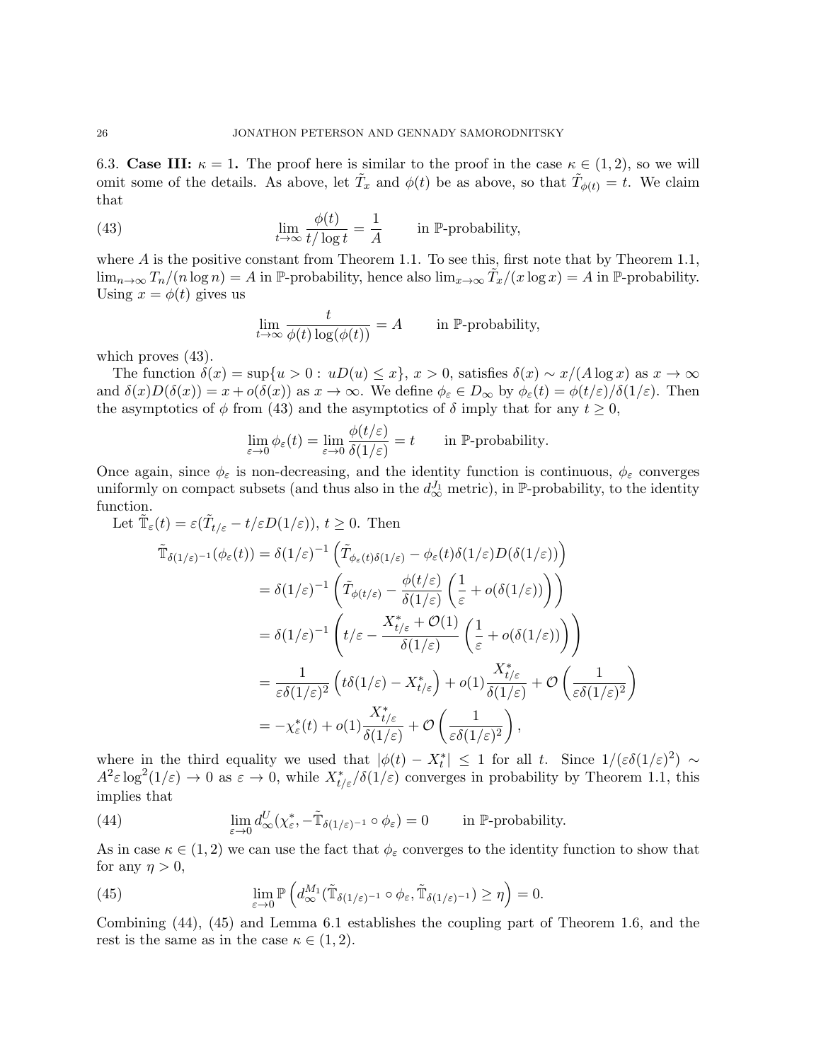6.3. **Case III: $\kappa = 1$.** The proof here is similar to the proof in the case $\kappa \in (1,2)$, so we will omit some of the details. As above, let $\tilde{T}_x$ and $\phi(t)$ be as above, so that $\tilde{T}_{\phi(t)} = t$. We claim that

$$\lim_{t\to\infty} \frac{\phi(t)}{t/\log t} = \frac{1}{A} \qquad \text{in } \mathbb{P}\text{-probability,} \tag{43}$$

where $A$ is the positive constant from Theorem 1.1. To see this, first note that by Theorem 1.1, $\lim_{n\to\infty} T_n/(n\log n) = A$ in $\mathbb{P}$-probability, hence also $\lim_{x\to\infty} \tilde{T}_x/(x\log x) = A$ in $\mathbb{P}$-probability. Using $x = \phi(t)$ gives us

$$\lim_{t\to\infty} \frac{t}{\phi(t)\log(\phi(t))} = A \qquad \text{in } \mathbb{P}\text{-probability,}$$

which proves (43).

The function $\delta(x) = \sup\{u > 0 : uD(u) \le x\}$, $x > 0$, satisfies $\delta(x) \sim x/(A\log x)$ as $x \to \infty$ and $\delta(x)D(\delta(x)) = x + o(\delta(x))$ as $x \to \infty$. We define $\phi_\varepsilon \in D_\infty$ by $\phi_\varepsilon(t) = \phi(t/\varepsilon)/\delta(1/\varepsilon)$. Then the asymptotics of $\phi$ from (43) and the asymptotics of $\delta$ imply that for any $t \ge 0$,

$$\lim_{\varepsilon\to 0} \phi_\varepsilon(t) = \lim_{\varepsilon\to 0} \frac{\phi(t/\varepsilon)}{\delta(1/\varepsilon)} = t \qquad \text{in } \mathbb{P}\text{-probability.}$$

Once again, since $\phi_\varepsilon$ is non-decreasing, and the identity function is continuous, $\phi_\varepsilon$ converges uniformly on compact subsets (and thus also in the $d_\infty^{J_1}$ metric), in $\mathbb{P}$-probability, to the identity function.

Let $\tilde{\mathbb{T}}_\varepsilon(t) = \varepsilon(\tilde{T}_{t/\varepsilon} - t/\varepsilon D(1/\varepsilon))$, $t \ge 0$. Then

$$\begin{aligned}
\tilde{\mathbb{T}}_{\delta(1/\varepsilon)^{-1}}(\phi_\varepsilon(t)) &= \delta(1/\varepsilon)^{-1}\left(\tilde{T}_{\phi_\varepsilon(t)\delta(1/\varepsilon)} - \phi_\varepsilon(t)\delta(1/\varepsilon)D(\delta(1/\varepsilon))\right) \\
&= \delta(1/\varepsilon)^{-1}\left(\tilde{T}_{\phi(t/\varepsilon)} - \frac{\phi(t/\varepsilon)}{\delta(1/\varepsilon)}\left(\frac{1}{\varepsilon} + o(\delta(1/\varepsilon))\right)\right) \\
&= \delta(1/\varepsilon)^{-1}\left(t/\varepsilon - \frac{X^*_{t/\varepsilon} + \mathcal{O}(1)}{\delta(1/\varepsilon)}\left(\frac{1}{\varepsilon} + o(\delta(1/\varepsilon))\right)\right) \\
&= \frac{1}{\varepsilon\delta(1/\varepsilon)^2}\left(t\delta(1/\varepsilon) - X^*_{t/\varepsilon}\right) + o(1)\frac{X^*_{t/\varepsilon}}{\delta(1/\varepsilon)} + \mathcal{O}\left(\frac{1}{\varepsilon\delta(1/\varepsilon)^2}\right) \\
&= -\chi^*_\varepsilon(t) + o(1)\frac{X^*_{t/\varepsilon}}{\delta(1/\varepsilon)} + \mathcal{O}\left(\frac{1}{\varepsilon\delta(1/\varepsilon)^2}\right),
\end{aligned}$$

where in the third equality we used that $|\phi(t) - X^*_t| \le 1$ for all $t$. Since $1/(\varepsilon\delta(1/\varepsilon)^2) \sim A^2\varepsilon\log^2(1/\varepsilon) \to 0$ as $\varepsilon \to 0$, while $X^*_{t/\varepsilon}/\delta(1/\varepsilon)$ converges in probability by Theorem 1.1, this implies that

$$\lim_{\varepsilon\to 0} d_\infty^U(\chi^*_\varepsilon, -\tilde{\mathbb{T}}_{\delta(1/\varepsilon)^{-1}} \circ \phi_\varepsilon) = 0 \qquad \text{in } \mathbb{P}\text{-probability.} \tag{44}$$

As in case $\kappa \in (1,2)$ we can use the fact that $\phi_\varepsilon$ converges to the identity function to show that for any $\eta > 0$,

$$\lim_{\varepsilon\to 0} \mathbb{P}\left(d_\infty^{M_1}(\tilde{\mathbb{T}}_{\delta(1/\varepsilon)^{-1}} \circ \phi_\varepsilon, \tilde{\mathbb{T}}_{\delta(1/\varepsilon)^{-1}}) \ge \eta\right) = 0. \tag{45}$$

Combining (44), (45) and Lemma 6.1 establishes the coupling part of Theorem 1.6, and the rest is the same as in the case $\kappa \in (1,2)$.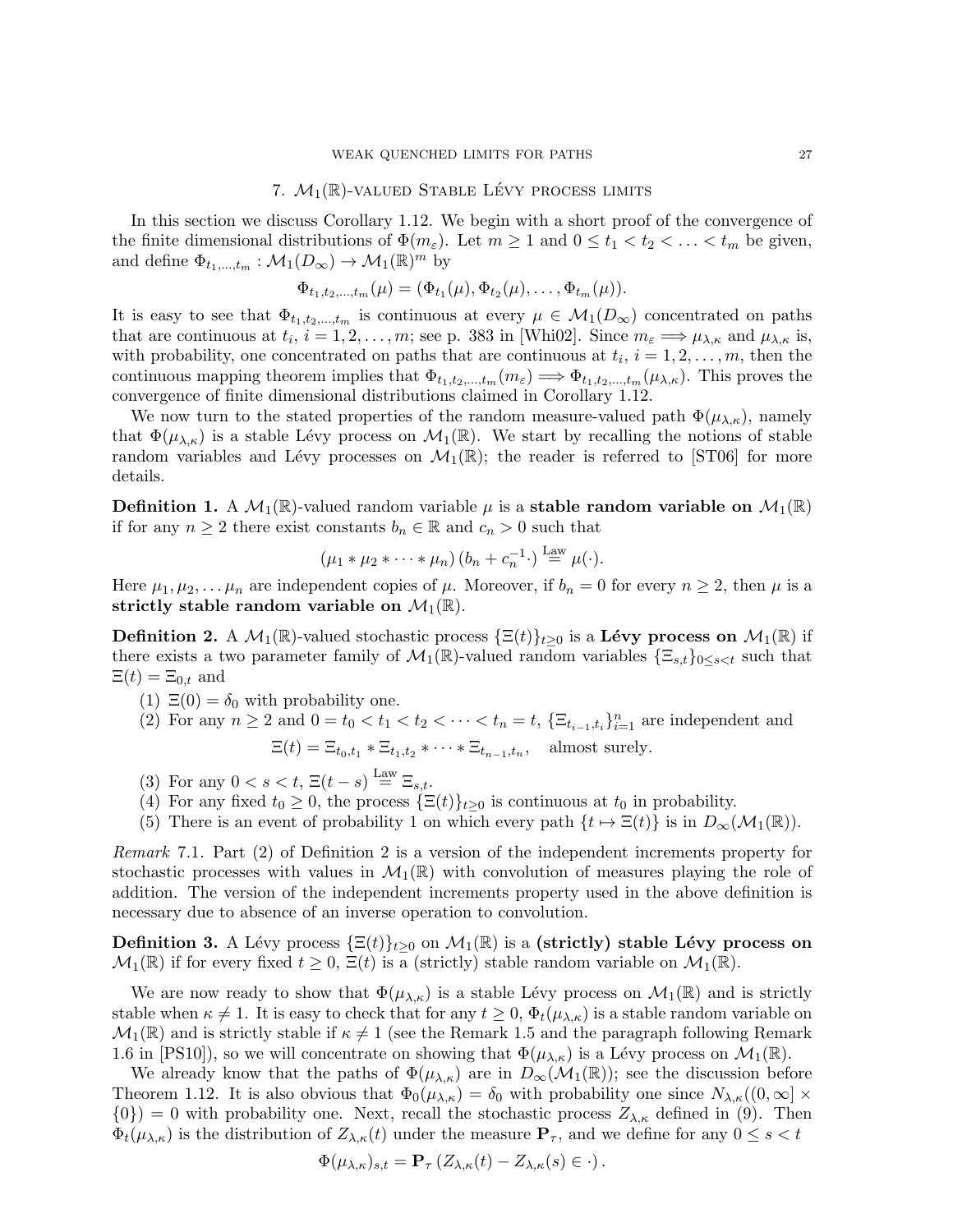## 7. $\mathcal{M}_1(\mathbb{R})$-valued Stable Lévy process limits

In this section we discuss Corollary 1.12. We begin with a short proof of the convergence of the finite dimensional distributions of $\Phi(m_\varepsilon)$. Let $m \geq 1$ and $0 \leq t_1 < t_2 < \ldots < t_m$ be given, and define $\Phi_{t_1,\ldots,t_m} : \mathcal{M}_1(D_\infty) \to \mathcal{M}_1(\mathbb{R})^m$ by

$$\Phi_{t_1,t_2,\ldots,t_m}(\mu) = (\Phi_{t_1}(\mu), \Phi_{t_2}(\mu), \ldots, \Phi_{t_m}(\mu)).$$

It is easy to see that $\Phi_{t_1,t_2,\ldots,t_m}$ is continuous at every $\mu \in \mathcal{M}_1(D_\infty)$ concentrated on paths that are continuous at $t_i$, $i = 1, 2, \ldots, m$; see p. 383 in [Whi02]. Since $m_\varepsilon \Longrightarrow \mu_{\lambda,\kappa}$ and $\mu_{\lambda,\kappa}$ is, with probability, one concentrated on paths that are continuous at $t_i$, $i = 1, 2, \ldots, m$, then the continuous mapping theorem implies that $\Phi_{t_1,t_2,\ldots,t_m}(m_\varepsilon) \Longrightarrow \Phi_{t_1,t_2,\ldots,t_m}(\mu_{\lambda,\kappa})$. This proves the convergence of finite dimensional distributions claimed in Corollary 1.12.

We now turn to the stated properties of the random measure-valued path $\Phi(\mu_{\lambda,\kappa})$, namely that $\Phi(\mu_{\lambda,\kappa})$ is a stable Lévy process on $\mathcal{M}_1(\mathbb{R})$. We start by recalling the notions of stable random variables and Lévy processes on $\mathcal{M}_1(\mathbb{R})$; the reader is referred to [ST06] for more details.

**Definition 1.** A $\mathcal{M}_1(\mathbb{R})$-valued random variable $\mu$ is a **stable random variable on $\mathcal{M}_1(\mathbb{R})$** if for any $n \geq 2$ there exist constants $b_n \in \mathbb{R}$ and $c_n > 0$ such that

$$(\mu_1 * \mu_2 * \cdots * \mu_n)\,(b_n + c_n^{-1}\cdot) \overset{\text{Law}}{=} \mu(\cdot).$$

Here $\mu_1, \mu_2, \ldots \mu_n$ are independent copies of $\mu$. Moreover, if $b_n = 0$ for every $n \geq 2$, then $\mu$ is a **strictly stable random variable on $\mathcal{M}_1(\mathbb{R})$.**

**Definition 2.** A $\mathcal{M}_1(\mathbb{R})$-valued stochastic process $\{\Xi(t)\}_{t\geq 0}$ is a **Lévy process on $\mathcal{M}_1(\mathbb{R})$** if there exists a two parameter family of $\mathcal{M}_1(\mathbb{R})$-valued random variables $\{\Xi_{s,t}\}_{0\leq s<t}$ such that $\Xi(t) = \Xi_{0,t}$ and

1. $\Xi(0) = \delta_0$ with probability one.
2. For any $n \geq 2$ and $0 = t_0 < t_1 < t_2 < \cdots < t_n = t$, $\{\Xi_{t_{i-1},t_i}\}_{i=1}^n$ are independent and
$$\Xi(t) = \Xi_{t_0,t_1} * \Xi_{t_1,t_2} * \cdots * \Xi_{t_{n-1},t_n}, \quad \text{almost surely.}$$
3. For any $0 < s < t$, $\Xi(t-s) \overset{\text{Law}}{=} \Xi_{s,t}$.
4. For any fixed $t_0 \geq 0$, the process $\{\Xi(t)\}_{t\geq 0}$ is continuous at $t_0$ in probability.
5. There is an event of probability 1 on which every path $\{t \mapsto \Xi(t)\}$ is in $D_\infty(\mathcal{M}_1(\mathbb{R}))$.

*Remark* 7.1. Part (2) of Definition 2 is a version of the independent increments property for stochastic processes with values in $\mathcal{M}_1(\mathbb{R})$ with convolution of measures playing the role of addition. The version of the independent increments property used in the above definition is necessary due to absence of an inverse operation to convolution.

**Definition 3.** A Lévy process $\{\Xi(t)\}_{t\geq 0}$ on $\mathcal{M}_1(\mathbb{R})$ is a **(strictly) stable Lévy process on $\mathcal{M}_1(\mathbb{R})$** if for every fixed $t \geq 0$, $\Xi(t)$ is a (strictly) stable random variable on $\mathcal{M}_1(\mathbb{R})$.

We are now ready to show that $\Phi(\mu_{\lambda,\kappa})$ is a stable Lévy process on $\mathcal{M}_1(\mathbb{R})$ and is strictly stable when $\kappa \neq 1$. It is easy to check that for any $t \geq 0$, $\Phi_t(\mu_{\lambda,\kappa})$ is a stable random variable on $\mathcal{M}_1(\mathbb{R})$ and is strictly stable if $\kappa \neq 1$ (see the Remark 1.5 and the paragraph following Remark 1.6 in [PS10]), so we will concentrate on showing that $\Phi(\mu_{\lambda,\kappa})$ is a Lévy process on $\mathcal{M}_1(\mathbb{R})$.

We already know that the paths of $\Phi(\mu_{\lambda,\kappa})$ are in $D_\infty(\mathcal{M}_1(\mathbb{R}))$; see the discussion before Theorem 1.12. It is also obvious that $\Phi_0(\mu_{\lambda,\kappa}) = \delta_0$ with probability one since $N_{\lambda,\kappa}((0,\infty] \times \{0\}) = 0$ with probability one. Next, recall the stochastic process $Z_{\lambda,\kappa}$ defined in (9). Then $\Phi_t(\mu_{\lambda,\kappa})$ is the distribution of $Z_{\lambda,\kappa}(t)$ under the measure $\mathbf{P}_\tau$, and we define for any $0 \leq s < t$

$$\Phi(\mu_{\lambda,\kappa})_{s,t} = \mathbf{P}_\tau\left(Z_{\lambda,\kappa}(t) - Z_{\lambda,\kappa}(s) \in \cdot\right).$$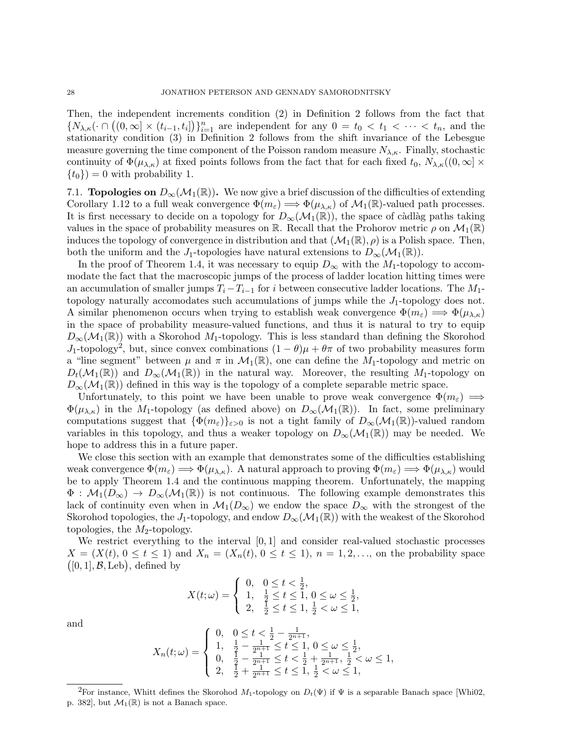Then, the independent increments condition (2) in Definition 2 follows from the fact that $\{N_{\lambda,\kappa}(\cdot \cap ((0,\infty] \times (t_{i-1}, t_i])\}_{i=1}^n$ are independent for any $0 = t_0 < t_1 < \cdots < t_n$, and the stationarity condition (3) in Definition 2 follows from the shift invariance of the Lebesgue measure governing the time component of the Poisson random measure $N_{\lambda,\kappa}$. Finally, stochastic continuity of $\Phi(\mu_{\lambda,\kappa})$ at fixed points follows from the fact that for each fixed $t_0$, $N_{\lambda,\kappa}((0,\infty] \times \{t_0\}) = 0$ with probability 1.

## 7.1. Topologies on $D_\infty(\mathcal{M}_1(\mathbb{R}))$.

We now give a brief discussion of the difficulties of extending Corollary 1.12 to a full weak convergence $\Phi(m_\varepsilon) \Longrightarrow \Phi(\mu_{\lambda,\kappa})$ of $\mathcal{M}_1(\mathbb{R})$-valued path processes. It is first necessary to decide on a topology for $D_\infty(\mathcal{M}_1(\mathbb{R}))$, the space of càdlàg paths taking values in the space of probability measures on $\mathbb{R}$. Recall that the Prohorov metric $\rho$ on $\mathcal{M}_1(\mathbb{R})$ induces the topology of convergence in distribution and that $(\mathcal{M}_1(\mathbb{R}), \rho)$ is a Polish space. Then, both the uniform and the $J_1$-topologies have natural extensions to $D_\infty(\mathcal{M}_1(\mathbb{R}))$.

In the proof of Theorem 1.4, it was necessary to equip $D_\infty$ with the $M_1$-topology to accommodate the fact that the macroscopic jumps of the process of ladder location hitting times were an accumulation of smaller jumps $T_i - T_{i-1}$ for $i$ between consecutive ladder locations. The $M_1$-topology naturally accomodates such accumulations of jumps while the $J_1$-topology does not. A similar phenomenon occurs when trying to establish weak convergence $\Phi(m_\varepsilon) \Longrightarrow \Phi(\mu_{\lambda,\kappa})$ in the space of probability measure-valued functions, and thus it is natural to try to equip $D_\infty(\mathcal{M}_1(\mathbb{R}))$ with a Skorohod $M_1$-topology. This is less standard than defining the Skorohod $J_1$-topology[2], but, since convex combinations $(1-\theta)\mu + \theta\pi$ of two probability measures form a "line segment" between $\mu$ and $\pi$ in $\mathcal{M}_1(\mathbb{R})$, one can define the $M_1$-topology and metric on $D_t(\mathcal{M}_1(\mathbb{R}))$ and $D_\infty(\mathcal{M}_1(\mathbb{R}))$ in the natural way. Moreover, the resulting $M_1$-topology on $D_\infty(\mathcal{M}_1(\mathbb{R}))$ defined in this way is the topology of a complete separable metric space.

Unfortunately, to this point we have been unable to prove weak convergence $\Phi(m_\varepsilon) \Longrightarrow \Phi(\mu_{\lambda,\kappa})$ in the $M_1$-topology (as defined above) on $D_\infty(\mathcal{M}_1(\mathbb{R}))$. In fact, some preliminary computations suggest that $\{\Phi(m_\varepsilon)\}_{\varepsilon>0}$ is not a tight family of $D_\infty(\mathcal{M}_1(\mathbb{R}))$-valued random variables in this topology, and thus a weaker topology on $D_\infty(\mathcal{M}_1(\mathbb{R}))$ may be needed. We hope to address this in a future paper.

We close this section with an example that demonstrates some of the difficulties establishing weak convergence $\Phi(m_\varepsilon) \Longrightarrow \Phi(\mu_{\lambda,\kappa})$. A natural approach to proving $\Phi(m_\varepsilon) \Longrightarrow \Phi(\mu_{\lambda,\kappa})$ would be to apply Theorem 1.4 and the continuous mapping theorem. Unfortunately, the mapping $\Phi : \mathcal{M}_1(D_\infty) \to D_\infty(\mathcal{M}_1(\mathbb{R}))$ is not continuous. The following example demonstrates this lack of continuity even when in $\mathcal{M}_1(D_\infty)$ we endow the space $D_\infty$ with the strongest of the Skorohod topologies, the $J_1$-topology, and endow $D_\infty(\mathcal{M}_1(\mathbb{R}))$ with the weakest of the Skorohod topologies, the $M_2$-topology.

We restrict everything to the interval $[0,1]$ and consider real-valued stochastic processes $X = (X(t),\, 0 \le t \le 1)$ and $X_n = (X_n(t),\, 0 \le t \le 1)$, $n = 1, 2, \ldots$, on the probability space $([0,1], \mathcal{B}, \mathrm{Leb})$, defined by

$$X(t;\omega) = \begin{cases} 0, & 0 \le t < \frac{1}{2}, \\ 1, & \frac{1}{2} \le t \le 1,\ 0 \le \omega \le \frac{1}{2}, \\ 2, & \frac{1}{2} \le t \le 1,\ \frac{1}{2} < \omega \le 1, \end{cases}$$

and

$$X_n(t;\omega) = \begin{cases} 0, & 0 \le t < \frac{1}{2} - \frac{1}{2^{n+1}}, \\ 1, & \frac{1}{2} - \frac{1}{2^{n+1}} \le t \le 1,\ 0 \le \omega \le \frac{1}{2}, \\ 0, & \frac{1}{2} - \frac{1}{2^{n+1}} \le t < \frac{1}{2} + \frac{1}{2^{n+1}},\ \frac{1}{2} < \omega \le 1, \\ 2, & \frac{1}{2} + \frac{1}{2^{n+1}} \le t \le 1,\ \frac{1}{2} < \omega \le 1, \end{cases}$$

---

[2] For instance, Whitt defines the Skorohod $M_1$-topology on $D_t(\Psi)$ if $\Psi$ is a separable Banach space [Whi02, p. 382], but $\mathcal{M}_1(\mathbb{R})$ is not a Banach space.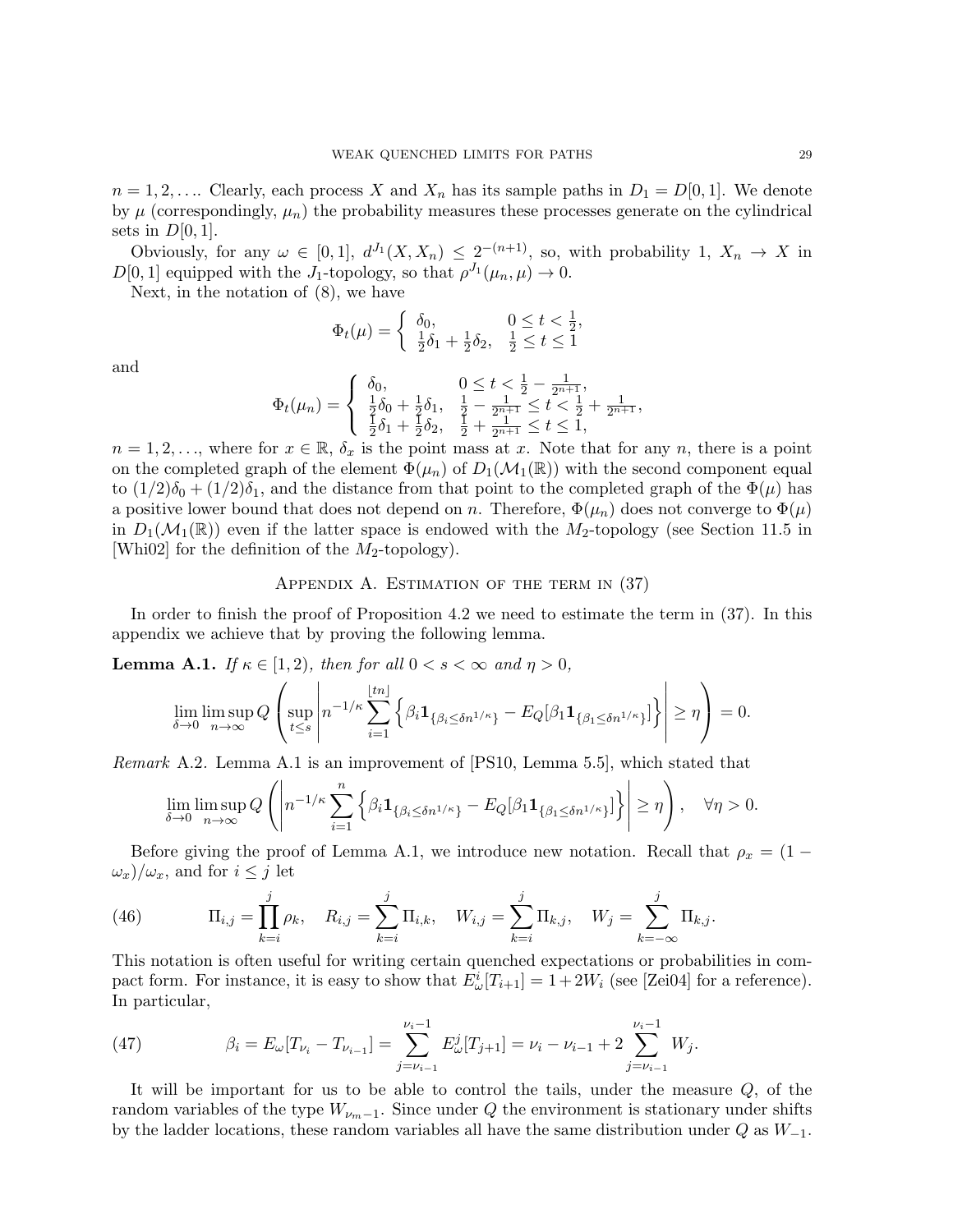$n = 1, 2, \ldots$. Clearly, each process $X$ and $X_n$ has its sample paths in $D_1 = D[0,1]$. We denote by $\mu$ (correspondingly, $\mu_n$) the probability measures these processes generate on the cylindrical sets in $D[0,1]$.

Obviously, for any $\omega \in [0,1]$, $d^{J_1}(X, X_n) \le 2^{-(n+1)}$, so, with probability 1, $X_n \to X$ in $D[0,1]$ equipped with the $J_1$-topology, so that $\rho^{J_1}(\mu_n, \mu) \to 0$.

Next, in the notation of (8), we have

$$\Phi_t(\mu) = \begin{cases} \delta_0, & 0 \le t < \frac{1}{2}, \\ \frac{1}{2}\delta_1 + \frac{1}{2}\delta_2, & \frac{1}{2} \le t \le 1 \end{cases}$$

and

$$\Phi_t(\mu_n) = \begin{cases} \delta_0, & 0 \le t < \frac{1}{2} - \frac{1}{2^{n+1}}, \\ \frac{1}{2}\delta_0 + \frac{1}{2}\delta_1, & \frac{1}{2} - \frac{1}{2^{n+1}} \le t < \frac{1}{2} + \frac{1}{2^{n+1}}, \\ \frac{1}{2}\delta_1 + \frac{1}{2}\delta_2, & \frac{1}{2} + \frac{1}{2^{n+1}} \le t \le 1, \end{cases}$$

$n = 1, 2, \ldots$, where for $x \in \mathbb{R}$, $\delta_x$ is the point mass at $x$. Note that for any $n$, there is a point on the completed graph of the element $\Phi(\mu_n)$ of $D_1(\mathcal{M}_1(\mathbb{R}))$ with the second component equal to $(1/2)\delta_0 + (1/2)\delta_1$, and the distance from that point to the completed graph of the $\Phi(\mu)$ has a positive lower bound that does not depend on $n$. Therefore, $\Phi(\mu_n)$ does not converge to $\Phi(\mu)$ in $D_1(\mathcal{M}_1(\mathbb{R}))$ even if the latter space is endowed with the $M_2$-topology (see Section 11.5 in [Whi02] for the definition of the $M_2$-topology).

## Appendix A. Estimation of the term in (37)

In order to finish the proof of Proposition 4.2 we need to estimate the term in (37). In this appendix we achieve that by proving the following lemma.

**Lemma A.1.** *If $\kappa \in [1,2)$, then for all $0 < s < \infty$ and $\eta > 0$,*

$$\lim_{\delta \to 0} \limsup_{n \to \infty} Q\left( \sup_{t \le s} \left| n^{-1/\kappa} \sum_{i=1}^{\lfloor tn \rfloor} \left\{ \beta_i \mathbf{1}_{\{\beta_i \le \delta n^{1/\kappa}\}} - E_Q[\beta_1 \mathbf{1}_{\{\beta_1 \le \delta n^{1/\kappa}\}}] \right\} \right| \ge \eta \right) = 0.$$

*Remark* A.2. Lemma A.1 is an improvement of [PS10, Lemma 5.5], which stated that

$$\lim_{\delta \to 0} \limsup_{n \to \infty} Q\left( \left| n^{-1/\kappa} \sum_{i=1}^{n} \left\{ \beta_i \mathbf{1}_{\{\beta_i \le \delta n^{1/\kappa}\}} - E_Q[\beta_1 \mathbf{1}_{\{\beta_1 \le \delta n^{1/\kappa}\}}] \right\} \right| \ge \eta \right), \quad \forall \eta > 0.$$

Before giving the proof of Lemma A.1, we introduce new notation. Recall that $\rho_x = (1 - \omega_x)/\omega_x$, and for $i \le j$ let

$$\Pi_{i,j} = \prod_{k=i}^{j} \rho_k, \quad R_{i,j} = \sum_{k=i}^{j} \Pi_{i,k}, \quad W_{i,j} = \sum_{k=i}^{j} \Pi_{k,j}, \quad W_j = \sum_{k=-\infty}^{j} \Pi_{k,j}. \tag{46}$$

This notation is often useful for writing certain quenched expectations or probabilities in compact form. For instance, it is easy to show that $E_\omega^i[T_{i+1}] = 1 + 2W_i$ (see [Zei04] for a reference). In particular,

$$\beta_i = E_\omega[T_{\nu_i} - T_{\nu_{i-1}}] = \sum_{j=\nu_{i-1}}^{\nu_i - 1} E_\omega^j[T_{j+1}] = \nu_i - \nu_{i-1} + 2 \sum_{j=\nu_{i-1}}^{\nu_i - 1} W_j. \tag{47}$$

It will be important for us to be able to control the tails, under the measure $Q$, of the random variables of the type $W_{\nu_m - 1}$. Since under $Q$ the environment is stationary under shifts by the ladder locations, these random variables all have the same distribution under $Q$ as $W_{-1}$.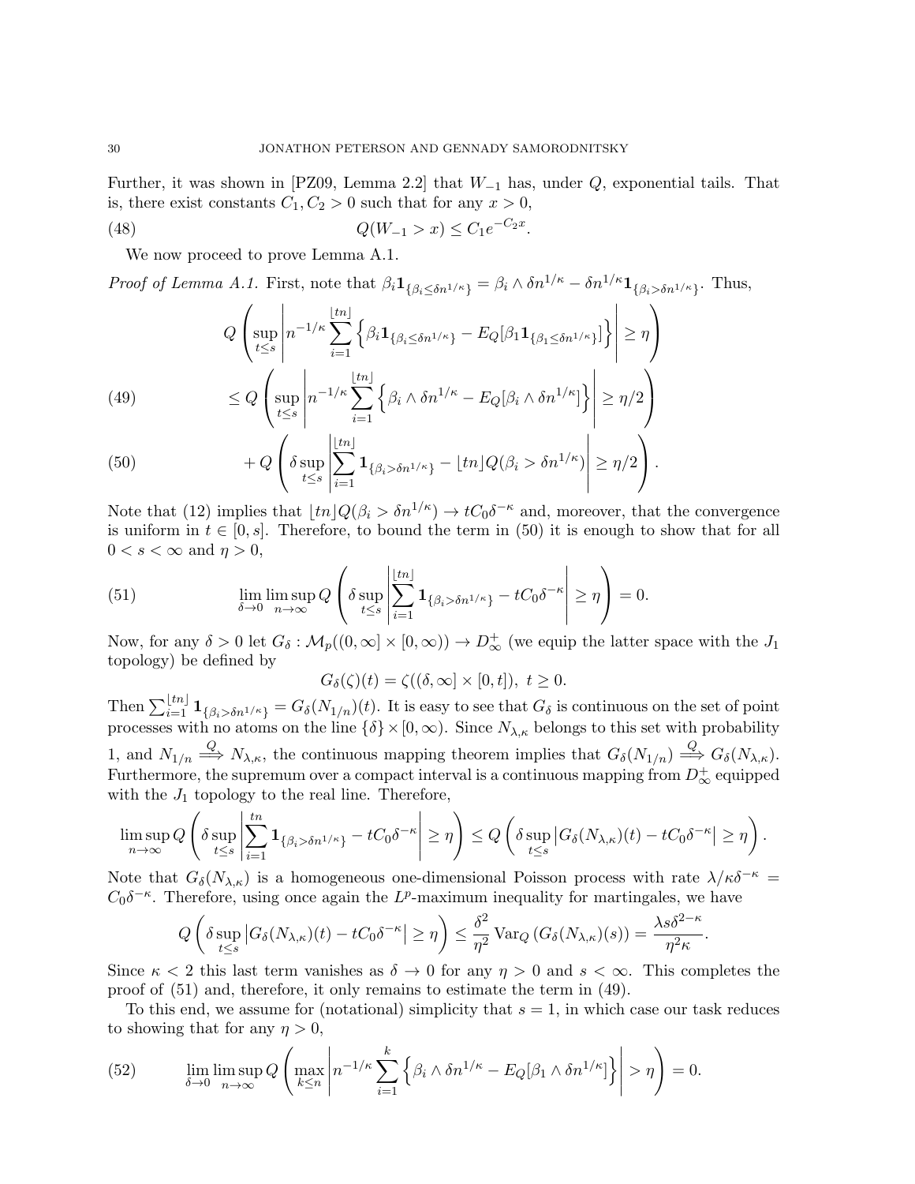Further, it was shown in [PZ09, Lemma 2.2] that $W_{-1}$ has, under $Q$, exponential tails. That is, there exist constants $C_1, C_2 > 0$ such that for any $x > 0$,

$$Q(W_{-1} > x) \le C_1 e^{-C_2 x}. \tag{48}$$

We now proceed to prove Lemma A.1.

*Proof of Lemma A.1.* First, note that $\beta_i \mathbf{1}_{\{\beta_i \le \delta n^{1/\kappa}\}} = \beta_i \wedge \delta n^{1/\kappa} - \delta n^{1/\kappa} \mathbf{1}_{\{\beta_i > \delta n^{1/\kappa}\}}$. Thus,

$$Q\left( \sup_{t \le s} \left| n^{-1/\kappa} \sum_{i=1}^{\lfloor tn \rfloor} \left\{ \beta_i \mathbf{1}_{\{\beta_i \le \delta n^{1/\kappa}\}} - E_Q[\beta_1 \mathbf{1}_{\{\beta_1 \le \delta n^{1/\kappa}\}}] \right\} \right| \ge \eta \right)$$

$$\le Q\left( \sup_{t \le s} \left| n^{-1/\kappa} \sum_{i=1}^{\lfloor tn \rfloor} \left\{ \beta_i \wedge \delta n^{1/\kappa} - E_Q[\beta_i \wedge \delta n^{1/\kappa}] \right\} \right| \ge \eta/2 \right) \tag{49}$$

$$+ Q\left( \delta \sup_{t \le s} \left| \sum_{i=1}^{\lfloor tn \rfloor} \mathbf{1}_{\{\beta_i > \delta n^{1/\kappa}\}} - \lfloor tn \rfloor Q(\beta_i > \delta n^{1/\kappa}) \right| \ge \eta/2 \right). \tag{50}$$

Note that (12) implies that $\lfloor tn \rfloor Q(\beta_i > \delta n^{1/\kappa}) \to tC_0 \delta^{-\kappa}$ and, moreover, that the convergence is uniform in $t \in [0, s]$. Therefore, to bound the term in (50) it is enough to show that for all $0 < s < \infty$ and $\eta > 0$,

$$\lim_{\delta \to 0} \limsup_{n \to \infty} Q\left( \delta \sup_{t \le s} \left| \sum_{i=1}^{\lfloor tn \rfloor} \mathbf{1}_{\{\beta_i > \delta n^{1/\kappa}\}} - tC_0 \delta^{-\kappa} \right| \ge \eta \right) = 0. \tag{51}$$

Now, for any $\delta > 0$ let $G_\delta : \mathcal{M}_p((0, \infty] \times [0, \infty)) \to D_\infty^+$ (we equip the latter space with the $J_1$ topology) be defined by

$$G_\delta(\zeta)(t) = \zeta((\delta, \infty] \times [0, t]), \ t \ge 0.$$

Then $\sum_{i=1}^{\lfloor tn \rfloor} \mathbf{1}_{\{\beta_i > \delta n^{1/\kappa}\}} = G_\delta(N_{1/n})(t)$. It is easy to see that $G_\delta$ is continuous on the set of point processes with no atoms on the line $\{\delta\} \times [0, \infty)$. Since $N_{\lambda,\kappa}$ belongs to this set with probability 1, and $N_{1/n} \overset{Q}{\Longrightarrow} N_{\lambda,\kappa}$, the continuous mapping theorem implies that $G_\delta(N_{1/n}) \overset{Q}{\Longrightarrow} G_\delta(N_{\lambda,\kappa})$. Furthermore, the supremum over a compact interval is a continuous mapping from $D_\infty^+$ equipped with the $J_1$ topology to the real line. Therefore,

$$\limsup_{n \to \infty} Q\left( \delta \sup_{t \le s} \left| \sum_{i=1}^{tn} \mathbf{1}_{\{\beta_i > \delta n^{1/\kappa}\}} - tC_0 \delta^{-\kappa} \right| \ge \eta \right) \le Q\left( \delta \sup_{t \le s} \left| G_\delta(N_{\lambda,\kappa})(t) - tC_0 \delta^{-\kappa} \right| \ge \eta \right).$$

Note that $G_\delta(N_{\lambda,\kappa})$ is a homogeneous one-dimensional Poisson process with rate $\lambda/\kappa \delta^{-\kappa} = C_0 \delta^{-\kappa}$. Therefore, using once again the $L^p$-maximum inequality for martingales, we have

$$Q\left( \delta \sup_{t \le s} \left| G_\delta(N_{\lambda,\kappa})(t) - tC_0 \delta^{-\kappa} \right| \ge \eta \right) \le \frac{\delta^2}{\eta^2} \operatorname{Var}_Q \left( G_\delta(N_{\lambda,\kappa})(s) \right) = \frac{\lambda s \delta^{2-\kappa}}{\eta^2 \kappa}.$$

Since $\kappa < 2$ this last term vanishes as $\delta \to 0$ for any $\eta > 0$ and $s < \infty$. This completes the proof of (51) and, therefore, it only remains to estimate the term in (49).

To this end, we assume for (notational) simplicity that $s = 1$, in which case our task reduces to showing that for any $\eta > 0$,

$$\lim_{\delta \to 0} \limsup_{n \to \infty} Q\left( \max_{k \le n} \left| n^{-1/\kappa} \sum_{i=1}^{k} \left\{ \beta_i \wedge \delta n^{1/\kappa} - E_Q[\beta_1 \wedge \delta n^{1/\kappa}] \right\} \right| > \eta \right) = 0. \tag{52}$$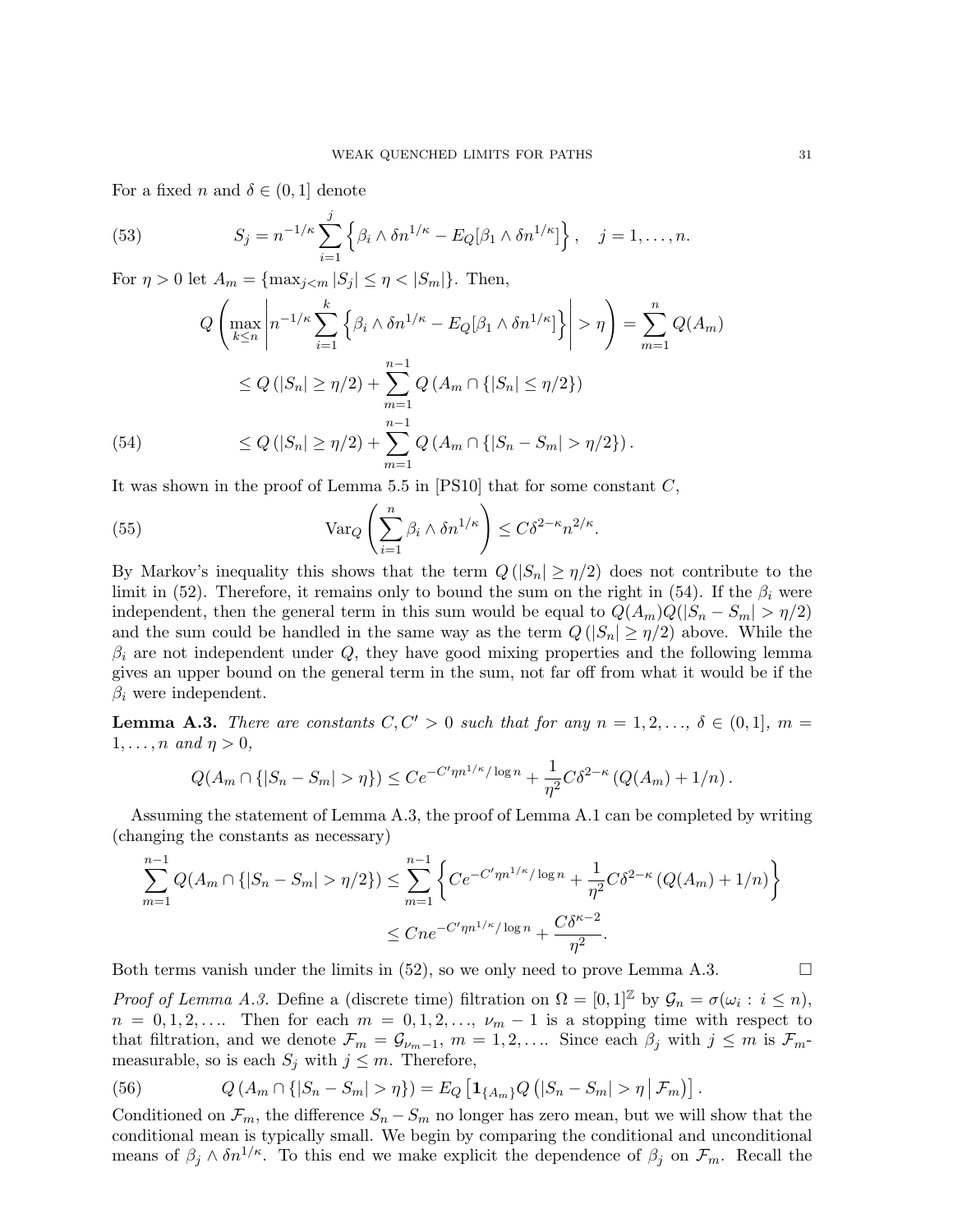For a fixed $n$ and $\delta \in (0,1]$ denote

$$
S_j = n^{-1/\kappa} \sum_{i=1}^{j} \left\{ \beta_i \wedge \delta n^{1/\kappa} - E_Q[\beta_1 \wedge \delta n^{1/\kappa}] \right\}, \quad j = 1, \ldots, n. \tag{53}
$$

For $\eta > 0$ let $A_m = \{\max_{j<m} |S_j| \leq \eta < |S_m|\}$. Then,

$$
\begin{aligned}
Q\left( \max_{k \leq n} \left| n^{-1/\kappa} \sum_{i=1}^{k} \left\{ \beta_i \wedge \delta n^{1/\kappa} - E_Q[\beta_1 \wedge \delta n^{1/\kappa}] \right\} \right| > \eta \right) &= \sum_{m=1}^{n} Q(A_m) \\
&\leq Q(|S_n| \geq \eta/2) + \sum_{m=1}^{n-1} Q\left( A_m \cap \{|S_n| \leq \eta/2\} \right) \\
&\leq Q(|S_n| \geq \eta/2) + \sum_{m=1}^{n-1} Q\left( A_m \cap \{|S_n - S_m| > \eta/2\} \right). 
\end{aligned} \tag{54}
$$

It was shown in the proof of Lemma 5.5 in [PS10] that for some constant $C$,

$$
\operatorname{Var}_Q \left( \sum_{i=1}^{n} \beta_i \wedge \delta n^{1/\kappa} \right) \leq C \delta^{2-\kappa} n^{2/\kappa}. \tag{55}
$$

By Markov's inequality this shows that the term $Q(|S_n| \geq \eta/2)$ does not contribute to the limit in (52). Therefore, it remains only to bound the sum on the right in (54). If the $\beta_i$ were independent, then the general term in this sum would be equal to $Q(A_m)Q(|S_n - S_m| > \eta/2)$ and the sum could be handled in the same way as the term $Q(|S_n| \geq \eta/2)$ above. While the $\beta_i$ are not independent under $Q$, they have good mixing properties and the following lemma gives an upper bound on the general term in the sum, not far off from what it would be if the $\beta_i$ were independent.

**Lemma A.3.** *There are constants $C, C' > 0$ such that for any $n = 1, 2, \ldots$, $\delta \in (0,1]$, $m = 1, \ldots, n$ and $\eta > 0$,*

$$
Q(A_m \cap \{|S_n - S_m| > \eta\}) \leq C e^{-C' \eta n^{1/\kappa} / \log n} + \frac{1}{\eta^2} C \delta^{2-\kappa} \left( Q(A_m) + 1/n \right).
$$

Assuming the statement of Lemma A.3, the proof of Lemma A.1 can be completed by writing (changing the constants as necessary)

$$
\begin{aligned}
\sum_{m=1}^{n-1} Q(A_m \cap \{|S_n - S_m| > \eta/2\}) &\leq \sum_{m=1}^{n-1} \left\{ C e^{-C' \eta n^{1/\kappa}/\log n} + \frac{1}{\eta^2} C \delta^{2-\kappa} \left( Q(A_m) + 1/n \right) \right\} \\
&\leq C n e^{-C' \eta n^{1/\kappa}/\log n} + \frac{C \delta^{\kappa - 2}}{\eta^2}.
\end{aligned}
$$

Both terms vanish under the limits in (52), so we only need to prove Lemma A.3. $\square$

*Proof of Lemma A.3.* Define a (discrete time) filtration on $\Omega = [0,1]^{\mathbb{Z}}$ by $\mathcal{G}_n = \sigma(\omega_i : i \leq n)$, $n = 0, 1, 2, \ldots$. Then for each $m = 0, 1, 2, \ldots$, $\nu_m - 1$ is a stopping time with respect to that filtration, and we denote $\mathcal{F}_m = \mathcal{G}_{\nu_m - 1}$, $m = 1, 2, \ldots$. Since each $\beta_j$ with $j \leq m$ is $\mathcal{F}_m$-measurable, so is each $S_j$ with $j \leq m$. Therefore,

$$
Q\left( A_m \cap \{|S_n - S_m| > \eta\} \right) = E_Q \left[ \mathbf{1}_{\{A_m\}} Q\left( |S_n - S_m| > \eta \,\middle|\, \mathcal{F}_m \right) \right]. \tag{56}
$$

Conditioned on $\mathcal{F}_m$, the difference $S_n - S_m$ no longer has zero mean, but we will show that the conditional mean is typically small. We begin by comparing the conditional and unconditional means of $\beta_j \wedge \delta n^{1/\kappa}$. To this end we make explicit the dependence of $\beta_j$ on $\mathcal{F}_m$. Recall the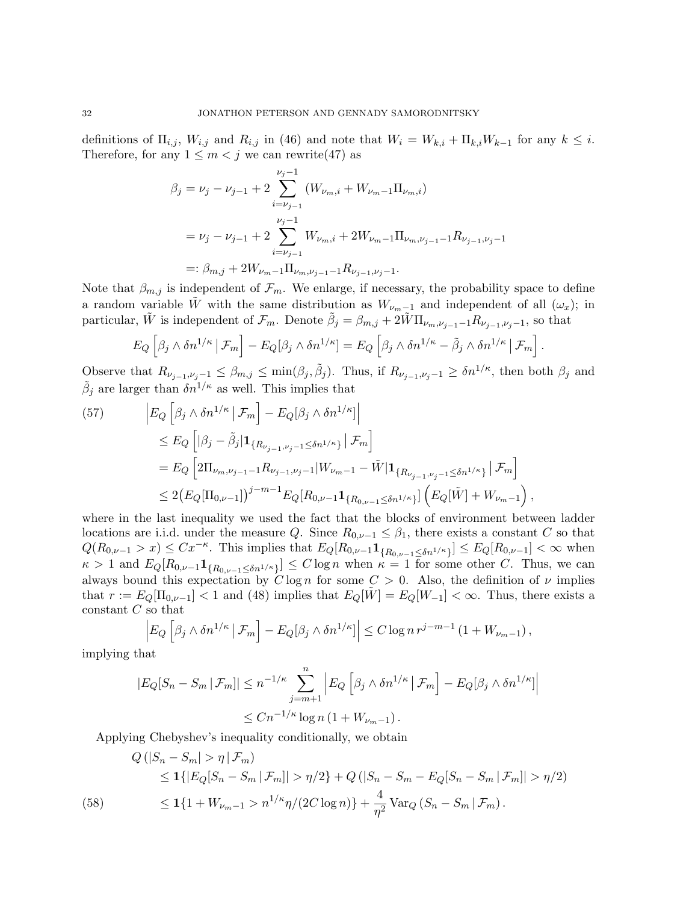definitions of $\Pi_{i,j}$, $W_{i,j}$ and $R_{i,j}$ in (46) and note that $W_i = W_{k,i} + \Pi_{k,i} W_{k-1}$ for any $k \le i$. Therefore, for any $1 \le m < j$ we can rewrite(47) as

$$
\begin{aligned}
\beta_j &= \nu_j - \nu_{j-1} + 2 \sum_{i=\nu_{j-1}}^{\nu_j - 1} \left( W_{\nu_m, i} + W_{\nu_m - 1} \Pi_{\nu_m, i} \right) \\
&= \nu_j - \nu_{j-1} + 2 \sum_{i=\nu_{j-1}}^{\nu_j - 1} W_{\nu_m, i} + 2 W_{\nu_m - 1} \Pi_{\nu_m, \nu_{j-1}-1} R_{\nu_{j-1}, \nu_j - 1} \\
&=: \beta_{m,j} + 2 W_{\nu_m - 1} \Pi_{\nu_m, \nu_{j-1}-1} R_{\nu_{j-1}, \nu_j - 1}.
\end{aligned}
$$

Note that $\beta_{m,j}$ is independent of $\mathcal{F}_m$. We enlarge, if necessary, the probability space to define a random variable $\tilde{W}$ with the same distribution as $W_{\nu_m - 1}$ and independent of all $(\omega_x)$; in particular, $\tilde{W}$ is independent of $\mathcal{F}_m$. Denote $\tilde{\beta}_j = \beta_{m,j} + 2\tilde{W} \Pi_{\nu_m, \nu_{j-1}-1} R_{\nu_{j-1}, \nu_j - 1}$, so that

$$
E_Q\left[ \beta_j \wedge \delta n^{1/\kappa} \,\middle|\, \mathcal{F}_m \right] - E_Q[\beta_j \wedge \delta n^{1/\kappa}] = E_Q\left[ \beta_j \wedge \delta n^{1/\kappa} - \tilde{\beta}_j \wedge \delta n^{1/\kappa} \,\middle|\, \mathcal{F}_m \right].
$$

Observe that $R_{\nu_{j-1}, \nu_j - 1} \le \beta_{m,j} \le \min(\beta_j, \tilde{\beta}_j)$. Thus, if $R_{\nu_{j-1}, \nu_j - 1} \ge \delta n^{1/\kappa}$, then both $\beta_j$ and $\tilde{\beta}_j$ are larger than $\delta n^{1/\kappa}$ as well. This implies that

$$
\begin{aligned}
(57) \qquad & \left| E_Q\left[ \beta_j \wedge \delta n^{1/\kappa} \,\middle|\, \mathcal{F}_m \right] - E_Q[\beta_j \wedge \delta n^{1/\kappa}] \right| \\
&\le E_Q\left[ |\beta_j - \tilde{\beta}_j| \mathbf{1}_{\{R_{\nu_{j-1}, \nu_j - 1} \le \delta n^{1/\kappa}\}} \,\middle|\, \mathcal{F}_m \right] \\
&= E_Q\left[ 2 \Pi_{\nu_m, \nu_{j-1}-1} R_{\nu_{j-1}, \nu_j - 1} |W_{\nu_m - 1} - \tilde{W}| \mathbf{1}_{\{R_{\nu_{j-1}, \nu_j - 1} \le \delta n^{1/\kappa}\}} \,\middle|\, \mathcal{F}_m \right] \\
&\le 2 \big( E_Q[\Pi_{0,\nu-1}] \big)^{j-m-1} E_Q[R_{0,\nu-1} \mathbf{1}_{\{R_{0,\nu-1} \le \delta n^{1/\kappa}\}}] \left( E_Q[\tilde{W}] + W_{\nu_m - 1} \right),
\end{aligned}
$$

where in the last inequality we used the fact that the blocks of environment between ladder locations are i.i.d. under the measure $Q$. Since $R_{0,\nu-1} \le \beta_1$, there exists a constant $C$ so that $Q(R_{0,\nu-1} > x) \le C x^{-\kappa}$. This implies that $E_Q[R_{0,\nu-1} \mathbf{1}_{\{R_{0,\nu-1} \le \delta n^{1/\kappa}\}}] \le E_Q[R_{0,\nu-1}] < \infty$ when $\kappa > 1$ and $E_Q[R_{0,\nu-1} \mathbf{1}_{\{R_{0,\nu-1} \le \delta n^{1/\kappa}\}}] \le C \log n$ when $\kappa = 1$ for some other $C$. Thus, we can always bound this expectation by $C \log n$ for some $C > 0$. Also, the definition of $\nu$ implies that $r := E_Q[\Pi_{0,\nu-1}] < 1$ and (48) implies that $E_Q[\tilde{W}] = E_Q[W_{-1}] < \infty$. Thus, there exists a constant $C$ so that

$$
\left| E_Q\left[ \beta_j \wedge \delta n^{1/\kappa} \,\middle|\, \mathcal{F}_m \right] - E_Q[\beta_j \wedge \delta n^{1/\kappa}] \right| \le C \log n \, r^{j-m-1} \left( 1 + W_{\nu_m - 1} \right),
$$

implying that

$$
\begin{aligned}
|E_Q[S_n - S_m \,|\, \mathcal{F}_m]| &\le n^{-1/\kappa} \sum_{j=m+1}^{n} \left| E_Q\left[ \beta_j \wedge \delta n^{1/\kappa} \,\middle|\, \mathcal{F}_m \right] - E_Q[\beta_j \wedge \delta n^{1/\kappa}] \right| \\
&\le C n^{-1/\kappa} \log n \left( 1 + W_{\nu_m - 1} \right).
\end{aligned}
$$

Applying Chebyshev's inequality conditionally, we obtain

$$
\begin{aligned}
& Q\left( |S_n - S_m| > \eta \,|\, \mathcal{F}_m \right) \\
&\quad \le \mathbf{1}\{ |E_Q[S_n - S_m \,|\, \mathcal{F}_m]| > \eta/2 \} + Q\left( |S_n - S_m - E_Q[S_n - S_m \,|\, \mathcal{F}_m]| > \eta/2 \right) \\
(58) \qquad &\quad \le \mathbf{1}\{ 1 + W_{\nu_m - 1} > n^{1/\kappa} \eta / (2C \log n) \} + \frac{4}{\eta^2} \operatorname{Var}_Q\left( S_n - S_m \,|\, \mathcal{F}_m \right).
\end{aligned}
$$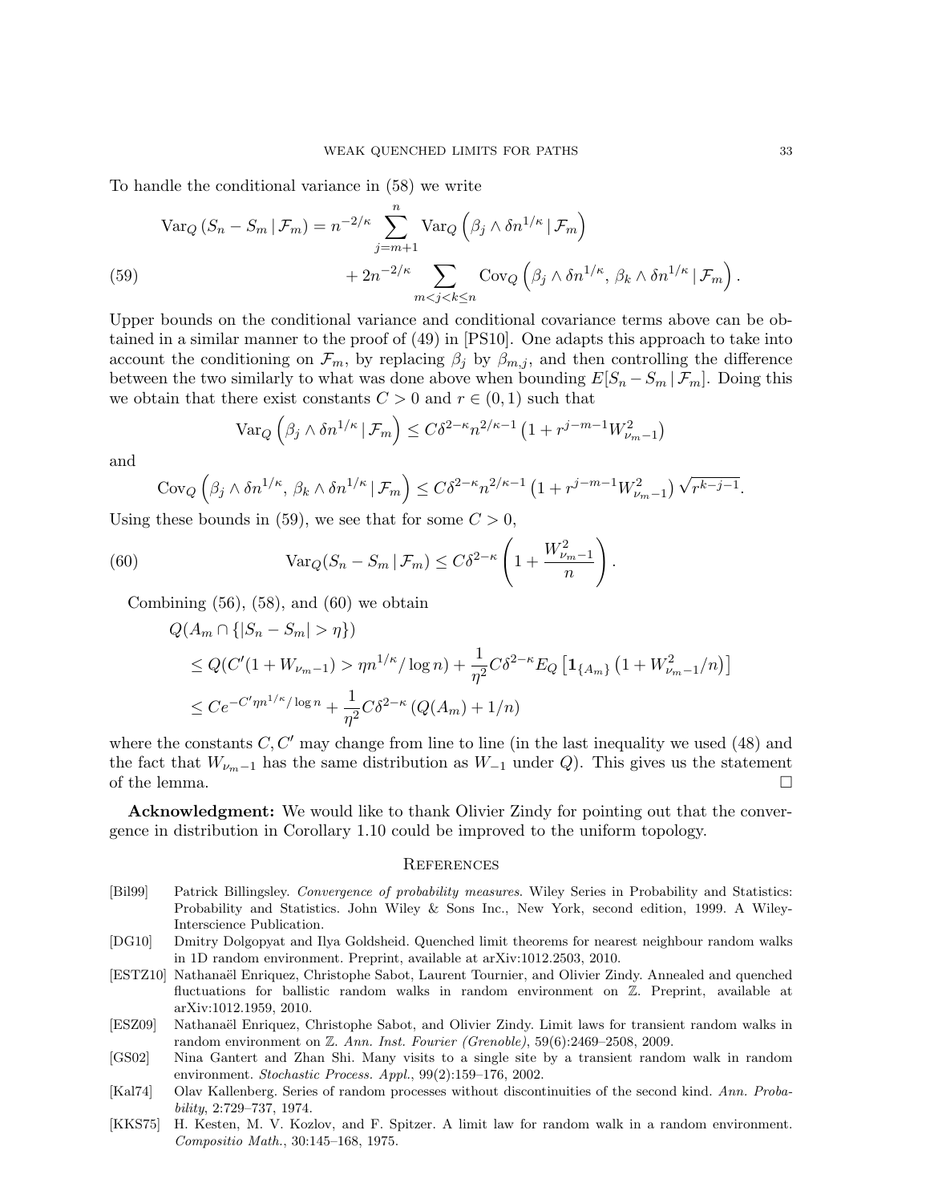To handle the conditional variance in (58) we write

$$
\begin{aligned}
\operatorname{Var}_Q\left(S_n - S_m \,|\, \mathcal{F}_m\right) &= n^{-2/\kappa} \sum_{j=m+1}^{n} \operatorname{Var}_Q\left(\beta_j \wedge \delta n^{1/\kappa} \,|\, \mathcal{F}_m\right) \\
&\quad + 2n^{-2/\kappa} \sum_{m<j<k\le n} \operatorname{Cov}_Q\left(\beta_j \wedge \delta n^{1/\kappa},\, \beta_k \wedge \delta n^{1/\kappa} \,|\, \mathcal{F}_m\right). \qquad (59)
\end{aligned}
$$

Upper bounds on the conditional variance and conditional covariance terms above can be obtained in a similar manner to the proof of (49) in [PS10]. One adapts this approach to take into account the conditioning on $\mathcal{F}_m$, by replacing $\beta_j$ by $\beta_{m,j}$, and then controlling the difference between the two similarly to what was done above when bounding $E[S_n - S_m \,|\, \mathcal{F}_m]$. Doing this we obtain that there exist constants $C > 0$ and $r \in (0,1)$ such that

$$
\operatorname{Var}_Q\left(\beta_j \wedge \delta n^{1/\kappa} \,|\, \mathcal{F}_m\right) \le C\delta^{2-\kappa} n^{2/\kappa - 1}\left(1 + r^{j-m-1} W_{\nu_m - 1}^2\right)
$$

and

$$
\operatorname{Cov}_Q\left(\beta_j \wedge \delta n^{1/\kappa},\, \beta_k \wedge \delta n^{1/\kappa} \,|\, \mathcal{F}_m\right) \le C\delta^{2-\kappa} n^{2/\kappa - 1}\left(1 + r^{j-m-1} W_{\nu_m - 1}^2\right)\sqrt{r^{k-j-1}}.
$$

Using these bounds in (59), we see that for some $C > 0$,

$$
\operatorname{Var}_Q(S_n - S_m \,|\, \mathcal{F}_m) \le C\delta^{2-\kappa}\left(1 + \frac{W_{\nu_m - 1}^2}{n}\right). \qquad (60)
$$

Combining (56), (58), and (60) we obtain

$$
\begin{aligned}
&Q(A_m \cap \{|S_n - S_m| > \eta\}) \\
&\le Q(C'(1 + W_{\nu_m - 1}) > \eta n^{1/\kappa}/\log n) + \frac{1}{\eta^2} C\delta^{2-\kappa} E_Q\left[\mathbf{1}_{\{A_m\}}\left(1 + W_{\nu_m-1}^2/n\right)\right] \\
&\le C e^{-C'\eta n^{1/\kappa}/\log n} + \frac{1}{\eta^2} C\delta^{2-\kappa}\left(Q(A_m) + 1/n\right)
\end{aligned}
$$

where the constants $C, C'$ may change from line to line (in the last inequality we used (48) and the fact that $W_{\nu_m - 1}$ has the same distribution as $W_{-1}$ under $Q$). This gives us the statement of the lemma. □

**Acknowledgment:** We would like to thank Olivier Zindy for pointing out that the convergence in distribution in Corollary 1.10 could be improved to the uniform topology.

## References

[Bil99] Patrick Billingsley. *Convergence of probability measures*. Wiley Series in Probability and Statistics: Probability and Statistics. John Wiley & Sons Inc., New York, second edition, 1999. A Wiley-Interscience Publication.

[DG10] Dmitry Dolgopyat and Ilya Goldsheid. Quenched limit theorems for nearest neighbour random walks in 1D random environment. Preprint, available at arXiv:1012.2503, 2010.

[ESTZ10] Nathanaël Enriquez, Christophe Sabot, Laurent Tournier, and Olivier Zindy. Annealed and quenched fluctuations for ballistic random walks in random environment on $\mathbb{Z}$. Preprint, available at arXiv:1012.1959, 2010.

[ESZ09] Nathanaël Enriquez, Christophe Sabot, and Olivier Zindy. Limit laws for transient random walks in random environment on $\mathbb{Z}$. *Ann. Inst. Fourier (Grenoble)*, 59(6):2469–2508, 2009.

[GS02] Nina Gantert and Zhan Shi. Many visits to a single site by a transient random walk in random environment. *Stochastic Process. Appl.*, 99(2):159–176, 2002.

[Kal74] Olav Kallenberg. Series of random processes without discontinuities of the second kind. *Ann. Probability*, 2:729–737, 1974.

[KKS75] H. Kesten, M. V. Kozlov, and F. Spitzer. A limit law for random walk in a random environment. *Compositio Math.*, 30:145–168, 1975.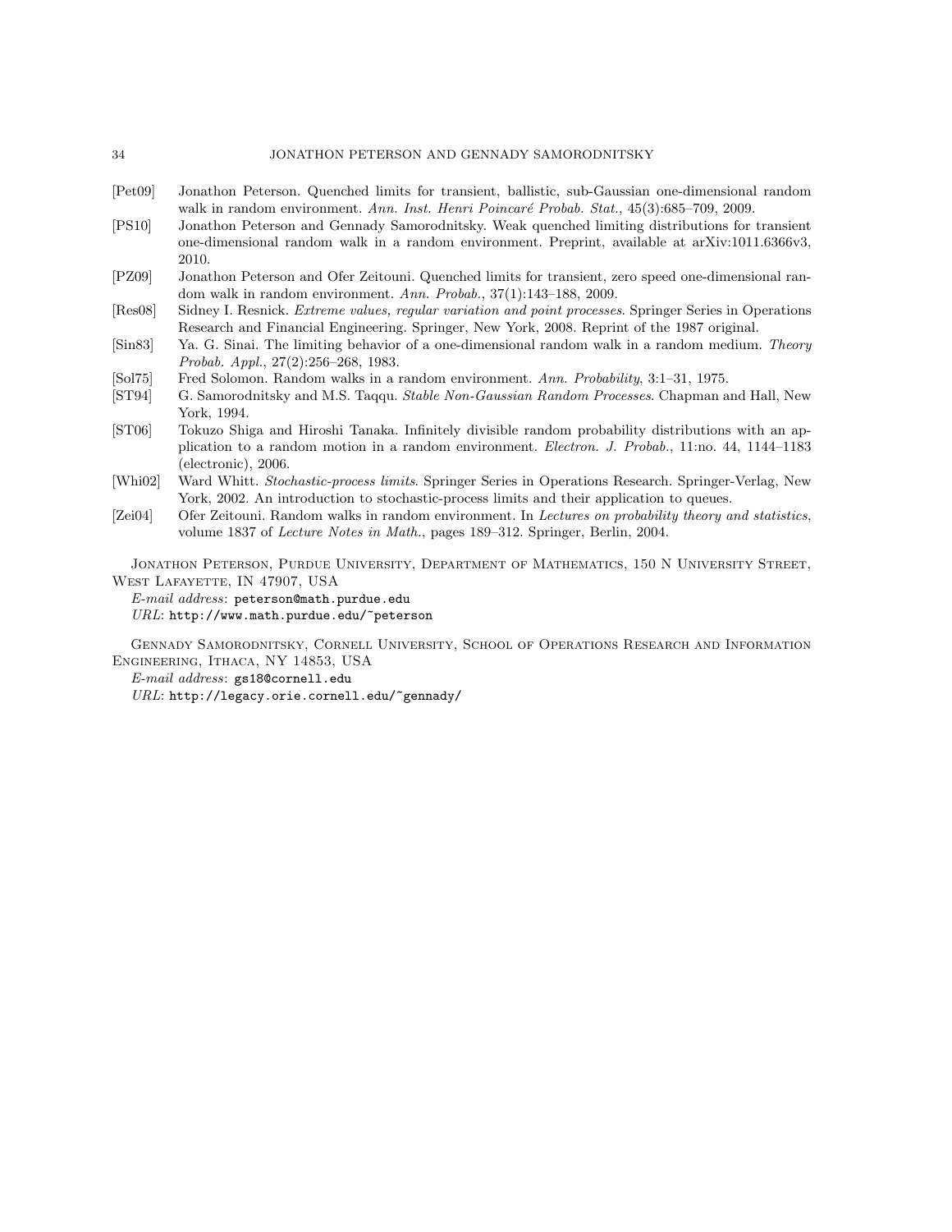[Pet09] Jonathon Peterson. Quenched limits for transient, ballistic, sub-Gaussian one-dimensional random walk in random environment. *Ann. Inst. Henri Poincaré Probab. Stat.*, 45(3):685–709, 2009.

[PS10] Jonathon Peterson and Gennady Samorodnitsky. Weak quenched limiting distributions for transient one-dimensional random walk in a random environment. Preprint, available at arXiv:1011.6366v3, 2010.

[PZ09] Jonathon Peterson and Ofer Zeitouni. Quenched limits for transient, zero speed one-dimensional random walk in random environment. *Ann. Probab.*, 37(1):143–188, 2009.

[Res08] Sidney I. Resnick. *Extreme values, regular variation and point processes*. Springer Series in Operations Research and Financial Engineering. Springer, New York, 2008. Reprint of the 1987 original.

[Sin83] Ya. G. Sinai. The limiting behavior of a one-dimensional random walk in a random medium. *Theory Probab. Appl.*, 27(2):256–268, 1983.

[Sol75] Fred Solomon. Random walks in a random environment. *Ann. Probability*, 3:1–31, 1975.

[ST94] G. Samorodnitsky and M.S. Taqqu. *Stable Non-Gaussian Random Processes*. Chapman and Hall, New York, 1994.

[ST06] Tokuzo Shiga and Hiroshi Tanaka. Infinitely divisible random probability distributions with an application to a random motion in a random environment. *Electron. J. Probab.*, 11:no. 44, 1144–1183 (electronic), 2006.

[Whi02] Ward Whitt. *Stochastic-process limits*. Springer Series in Operations Research. Springer-Verlag, New York, 2002. An introduction to stochastic-process limits and their application to queues.

[Zei04] Ofer Zeitouni. Random walks in random environment. In *Lectures on probability theory and statistics*, volume 1837 of *Lecture Notes in Math.*, pages 189–312. Springer, Berlin, 2004.

Jonathon Peterson, Purdue University, Department of Mathematics, 150 N University Street, West Lafayette, IN 47907, USA

*E-mail address*: peterson@math.purdue.edu

*URL*: http://www.math.purdue.edu/~peterson

Gennady Samorodnitsky, Cornell University, School of Operations Research and Information Engineering, Ithaca, NY 14853, USA

*E-mail address*: gs18@cornell.edu

*URL*: http://legacy.orie.cornell.edu/~gennady/